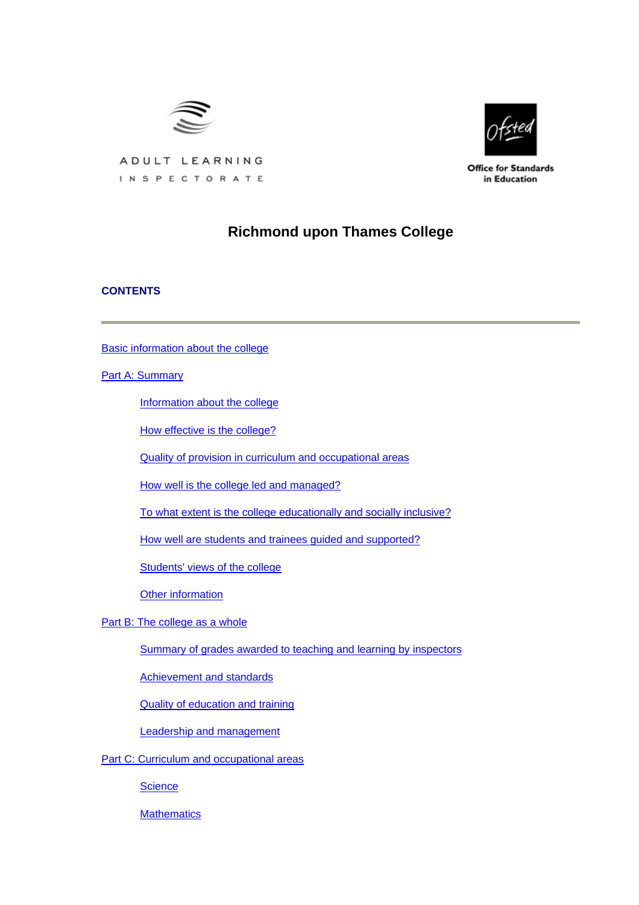ADULT LEARNING INSPECTORATE

Office for Standards in Education

# Richmond upon Thames College

## CONTENTS

---

Basic information about the college

Part A: Summary

- Information about the college
- How effective is the college?
- Quality of provision in curriculum and occupational areas
- How well is the college led and managed?
- To what extent is the college educationally and socially inclusive?
- How well are students and trainees guided and supported?
- Students' views of the college
- Other information

Part B: The college as a whole

- Summary of grades awarded to teaching and learning by inspectors
- Achievement and standards
- Quality of education and training
- Leadership and management

Part C: Curriculum and occupational areas

- Science
- Mathematics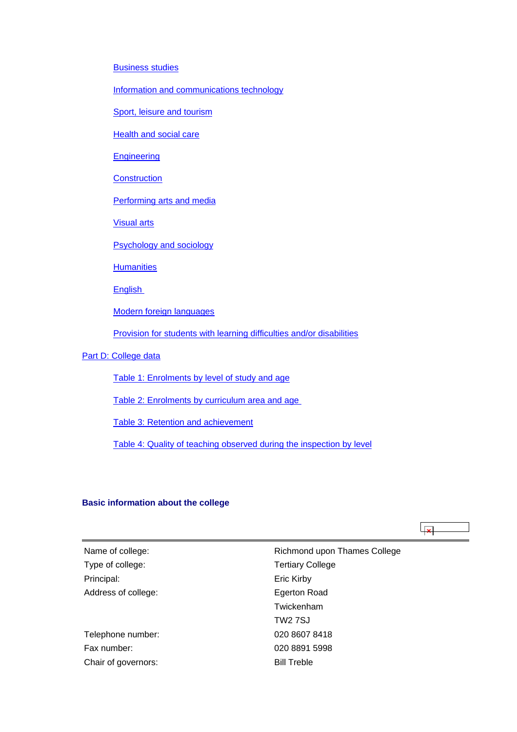- Business studies
- Information and communications technology
- Sport, leisure and tourism
- Health and social care
- Engineering
- Construction
- Performing arts and media
- Visual arts
- Psychology and sociology
- Humanities
- English
- Modern foreign languages
- Provision for students with learning difficulties and/or disabilities

Part D: College data

- Table 1: Enrolments by level of study and age
- Table 2: Enrolments by curriculum area and age
- Table 3: Retention and achievement
- Table 4: Quality of teaching observed during the inspection by level

### Basic information about the college

| | |
|---|---|
| Name of college: | Richmond upon Thames College |
| Type of college: | Tertiary College |
| Principal: | Eric Kirby |
| Address of college: | Egerton Road |
| | Twickenham |
| | TW2 7SJ |
| Telephone number: | 020 8607 8418 |
| Fax number: | 020 8891 5998 |
| Chair of governors: | Bill Treble |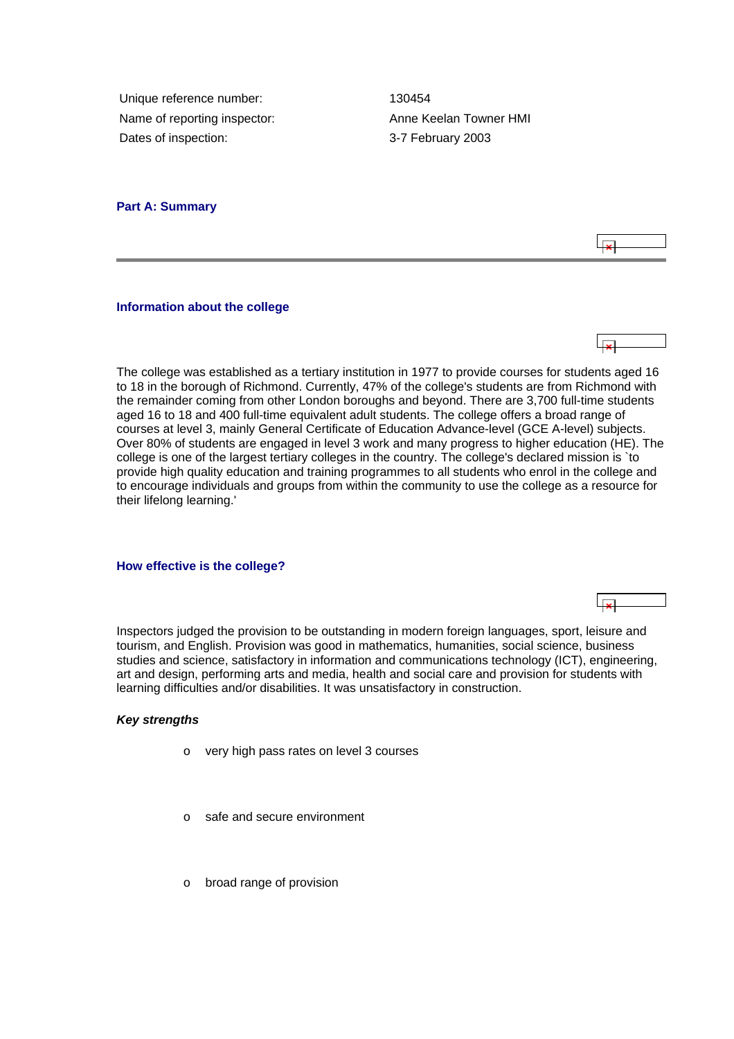Unique reference number: 130454

Name of reporting inspector: Anne Keelan Towner HMI

Dates of inspection: 3-7 February 2003

## Part A: Summary

### Information about the college

The college was established as a tertiary institution in 1977 to provide courses for students aged 16 to 18 in the borough of Richmond. Currently, 47% of the college's students are from Richmond with the remainder coming from other London boroughs and beyond. There are 3,700 full-time students aged 16 to 18 and 400 full-time equivalent adult students. The college offers a broad range of courses at level 3, mainly General Certificate of Education Advance-level (GCE A-level) subjects. Over 80% of students are engaged in level 3 work and many progress to higher education (HE). The college is one of the largest tertiary colleges in the country. The college's declared mission is `to provide high quality education and training programmes to all students who enrol in the college and to encourage individuals and groups from within the community to use the college as a resource for their lifelong learning.'

### How effective is the college?

Inspectors judged the provision to be outstanding in modern foreign languages, sport, leisure and tourism, and English. Provision was good in mathematics, humanities, social science, business studies and science, satisfactory in information and communications technology (ICT), engineering, art and design, performing arts and media, health and social care and provision for students with learning difficulties and/or disabilities. It was unsatisfactory in construction.

***Key strengths***

- very high pass rates on level 3 courses
- safe and secure environment
- broad range of provision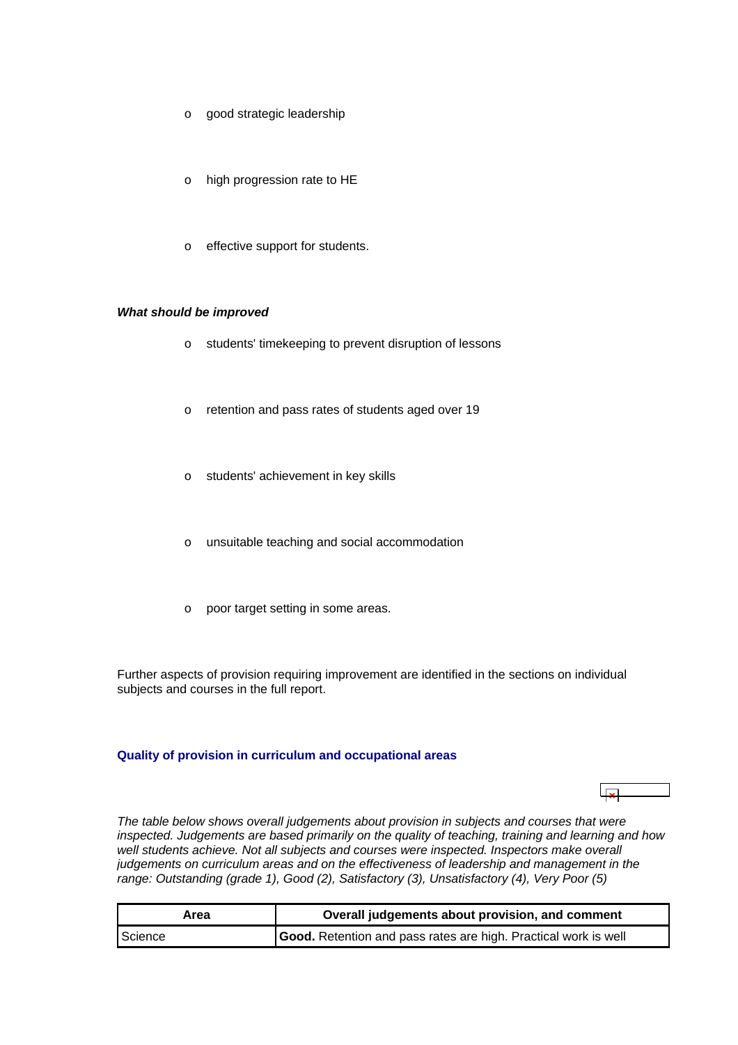- good strategic leadership
- high progression rate to HE
- effective support for students.

***What should be improved***

- students' timekeeping to prevent disruption of lessons
- retention and pass rates of students aged over 19
- students' achievement in key skills
- unsuitable teaching and social accommodation
- poor target setting in some areas.

Further aspects of provision requiring improvement are identified in the sections on individual subjects and courses in the full report.

### Quality of provision in curriculum and occupational areas

*The table below shows overall judgements about provision in subjects and courses that were inspected. Judgements are based primarily on the quality of teaching, training and learning and how well students achieve. Not all subjects and courses were inspected. Inspectors make overall judgements on curriculum areas and on the effectiveness of leadership and management in the range: Outstanding (grade 1), Good (2), Satisfactory (3), Unsatisfactory (4), Very Poor (5)*

| Area | Overall judgements about provision, and comment |
|---|---|
| Science | **Good.** Retention and pass rates are high. Practical work is well |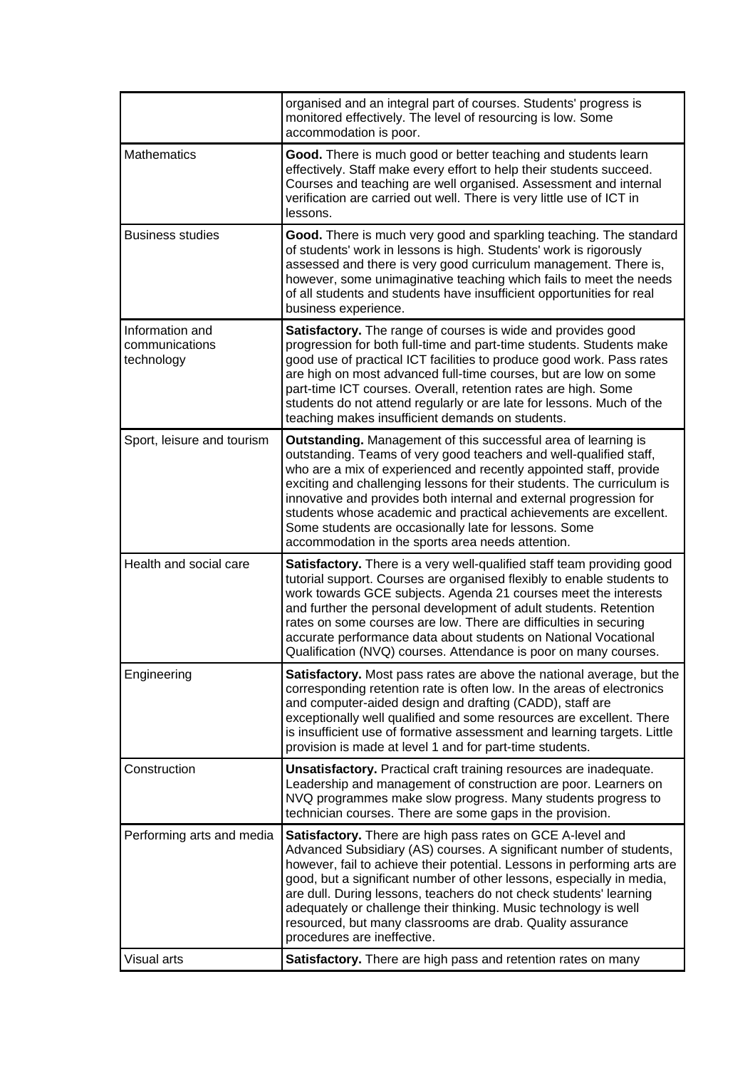| | |
|---|---|
| | organised and an integral part of courses. Students' progress is monitored effectively. The level of resourcing is low. Some accommodation is poor. |
| Mathematics | **Good.** There is much good or better teaching and students learn effectively. Staff make every effort to help their students succeed. Courses and teaching are well organised. Assessment and internal verification are carried out well. There is very little use of ICT in lessons. |
| Business studies | **Good.** There is much very good and sparkling teaching. The standard of students' work in lessons is high. Students' work is rigorously assessed and there is very good curriculum management. There is, however, some unimaginative teaching which fails to meet the needs of all students and students have insufficient opportunities for real business experience. |
| Information and communications technology | **Satisfactory.** The range of courses is wide and provides good progression for both full-time and part-time students. Students make good use of practical ICT facilities to produce good work. Pass rates are high on most advanced full-time courses, but are low on some part-time ICT courses. Overall, retention rates are high. Some students do not attend regularly or are late for lessons. Much of the teaching makes insufficient demands on students. |
| Sport, leisure and tourism | **Outstanding.** Management of this successful area of learning is outstanding. Teams of very good teachers and well-qualified staff, who are a mix of experienced and recently appointed staff, provide exciting and challenging lessons for their students. The curriculum is innovative and provides both internal and external progression for students whose academic and practical achievements are excellent. Some students are occasionally late for lessons. Some accommodation in the sports area needs attention. |
| Health and social care | **Satisfactory.** There is a very well-qualified staff team providing good tutorial support. Courses are organised flexibly to enable students to work towards GCE subjects. Agenda 21 courses meet the interests and further the personal development of adult students. Retention rates on some courses are low. There are difficulties in securing accurate performance data about students on National Vocational Qualification (NVQ) courses. Attendance is poor on many courses. |
| Engineering | **Satisfactory.** Most pass rates are above the national average, but the corresponding retention rate is often low. In the areas of electronics and computer-aided design and drafting (CADD), staff are exceptionally well qualified and some resources are excellent. There is insufficient use of formative assessment and learning targets. Little provision is made at level 1 and for part-time students. |
| Construction | **Unsatisfactory.** Practical craft training resources are inadequate. Leadership and management of construction are poor. Learners on NVQ programmes make slow progress. Many students progress to technician courses. There are some gaps in the provision. |
| Performing arts and media | **Satisfactory.** There are high pass rates on GCE A-level and Advanced Subsidiary (AS) courses. A significant number of students, however, fail to achieve their potential. Lessons in performing arts are good, but a significant number of other lessons, especially in media, are dull. During lessons, teachers do not check students' learning adequately or challenge their thinking. Music technology is well resourced, but many classrooms are drab. Quality assurance procedures are ineffective. |
| Visual arts | **Satisfactory.** There are high pass and retention rates on many |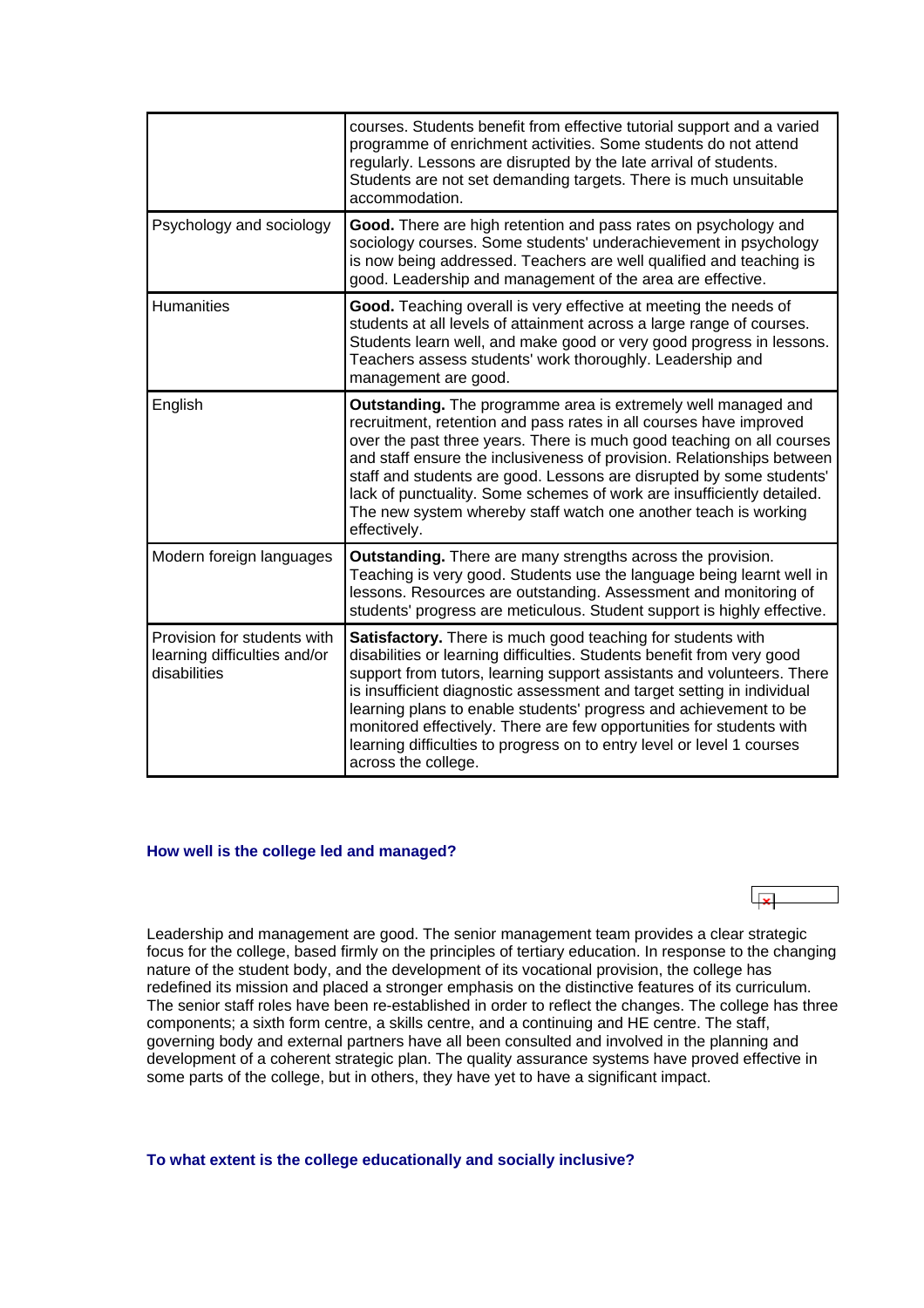| | |
|---|---|
| | courses. Students benefit from effective tutorial support and a varied programme of enrichment activities. Some students do not attend regularly. Lessons are disrupted by the late arrival of students. Students are not set demanding targets. There is much unsuitable accommodation. |
| Psychology and sociology | **Good.** There are high retention and pass rates on psychology and sociology courses. Some students' underachievement in psychology is now being addressed. Teachers are well qualified and teaching is good. Leadership and management of the area are effective. |
| Humanities | **Good.** Teaching overall is very effective at meeting the needs of students at all levels of attainment across a large range of courses. Students learn well, and make good or very good progress in lessons. Teachers assess students' work thoroughly. Leadership and management are good. |
| English | **Outstanding.** The programme area is extremely well managed and recruitment, retention and pass rates in all courses have improved over the past three years. There is much good teaching on all courses and staff ensure the inclusiveness of provision. Relationships between staff and students are good. Lessons are disrupted by some students' lack of punctuality. Some schemes of work are insufficiently detailed. The new system whereby staff watch one another teach is working effectively. |
| Modern foreign languages | **Outstanding.** There are many strengths across the provision. Teaching is very good. Students use the language being learnt well in lessons. Resources are outstanding. Assessment and monitoring of students' progress are meticulous. Student support is highly effective. |
| Provision for students with learning difficulties and/or disabilities | **Satisfactory.** There is much good teaching for students with disabilities or learning difficulties. Students benefit from very good support from tutors, learning support assistants and volunteers. There is insufficient diagnostic assessment and target setting in individual learning plans to enable students' progress and achievement to be monitored effectively. There are few opportunities for students with learning difficulties to progress on to entry level or level 1 courses across the college. |

### How well is the college led and managed?

Leadership and management are good. The senior management team provides a clear strategic focus for the college, based firmly on the principles of tertiary education. In response to the changing nature of the student body, and the development of its vocational provision, the college has redefined its mission and placed a stronger emphasis on the distinctive features of its curriculum. The senior staff roles have been re-established in order to reflect the changes. The college has three components; a sixth form centre, a skills centre, and a continuing and HE centre. The staff, governing body and external partners have all been consulted and involved in the planning and development of a coherent strategic plan. The quality assurance systems have proved effective in some parts of the college, but in others, they have yet to have a significant impact.

### To what extent is the college educationally and socially inclusive?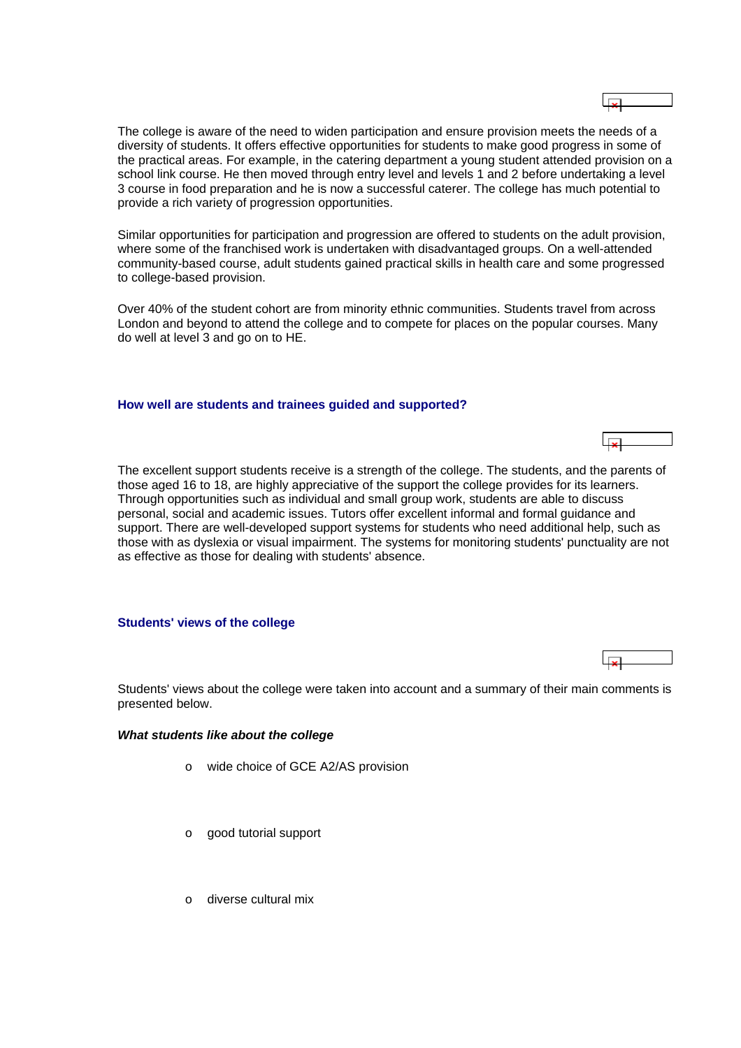The college is aware of the need to widen participation and ensure provision meets the needs of a diversity of students. It offers effective opportunities for students to make good progress in some of the practical areas. For example, in the catering department a young student attended provision on a school link course. He then moved through entry level and levels 1 and 2 before undertaking a level 3 course in food preparation and he is now a successful caterer. The college has much potential to provide a rich variety of progression opportunities.

Similar opportunities for participation and progression are offered to students on the adult provision, where some of the franchised work is undertaken with disadvantaged groups. On a well-attended community-based course, adult students gained practical skills in health care and some progressed to college-based provision.

Over 40% of the student cohort are from minority ethnic communities. Students travel from across London and beyond to attend the college and to compete for places on the popular courses. Many do well at level 3 and go on to HE.

### How well are students and trainees guided and supported?

The excellent support students receive is a strength of the college. The students, and the parents of those aged 16 to 18, are highly appreciative of the support the college provides for its learners. Through opportunities such as individual and small group work, students are able to discuss personal, social and academic issues. Tutors offer excellent informal and formal guidance and support. There are well-developed support systems for students who need additional help, such as those with as dyslexia or visual impairment. The systems for monitoring students' punctuality are not as effective as those for dealing with students' absence.

### Students' views of the college

Students' views about the college were taken into account and a summary of their main comments is presented below.

***What students like about the college***

- wide choice of GCE A2/AS provision
- good tutorial support
- diverse cultural mix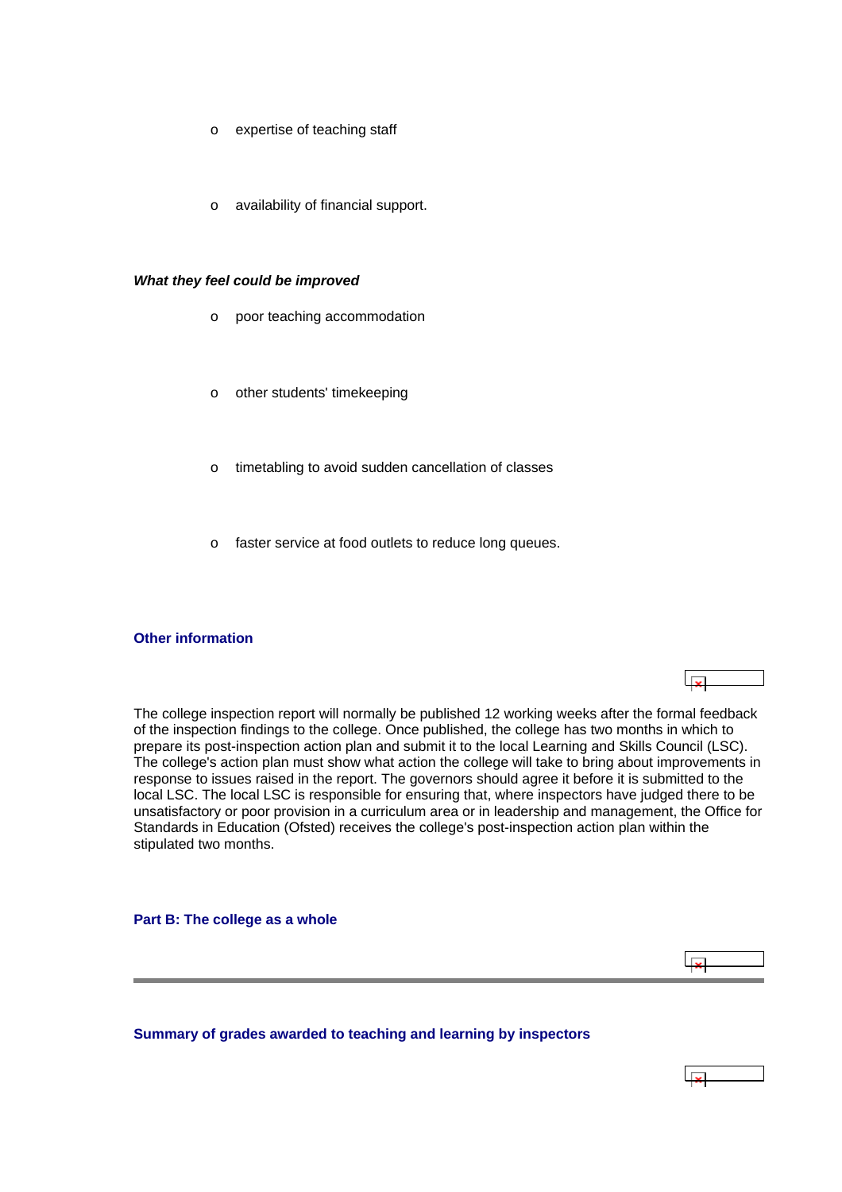- expertise of teaching staff
- availability of financial support.

***What they feel could be improved***

- poor teaching accommodation
- other students' timekeeping
- timetabling to avoid sudden cancellation of classes
- faster service at food outlets to reduce long queues.

### Other information

The college inspection report will normally be published 12 working weeks after the formal feedback of the inspection findings to the college. Once published, the college has two months in which to prepare its post-inspection action plan and submit it to the local Learning and Skills Council (LSC). The college's action plan must show what action the college will take to bring about improvements in response to issues raised in the report. The governors should agree it before it is submitted to the local LSC. The local LSC is responsible for ensuring that, where inspectors have judged there to be unsatisfactory or poor provision in a curriculum area or in leadership and management, the Office for Standards in Education (Ofsted) receives the college's post-inspection action plan within the stipulated two months.

## Part B: The college as a whole

---

### Summary of grades awarded to teaching and learning by inspectors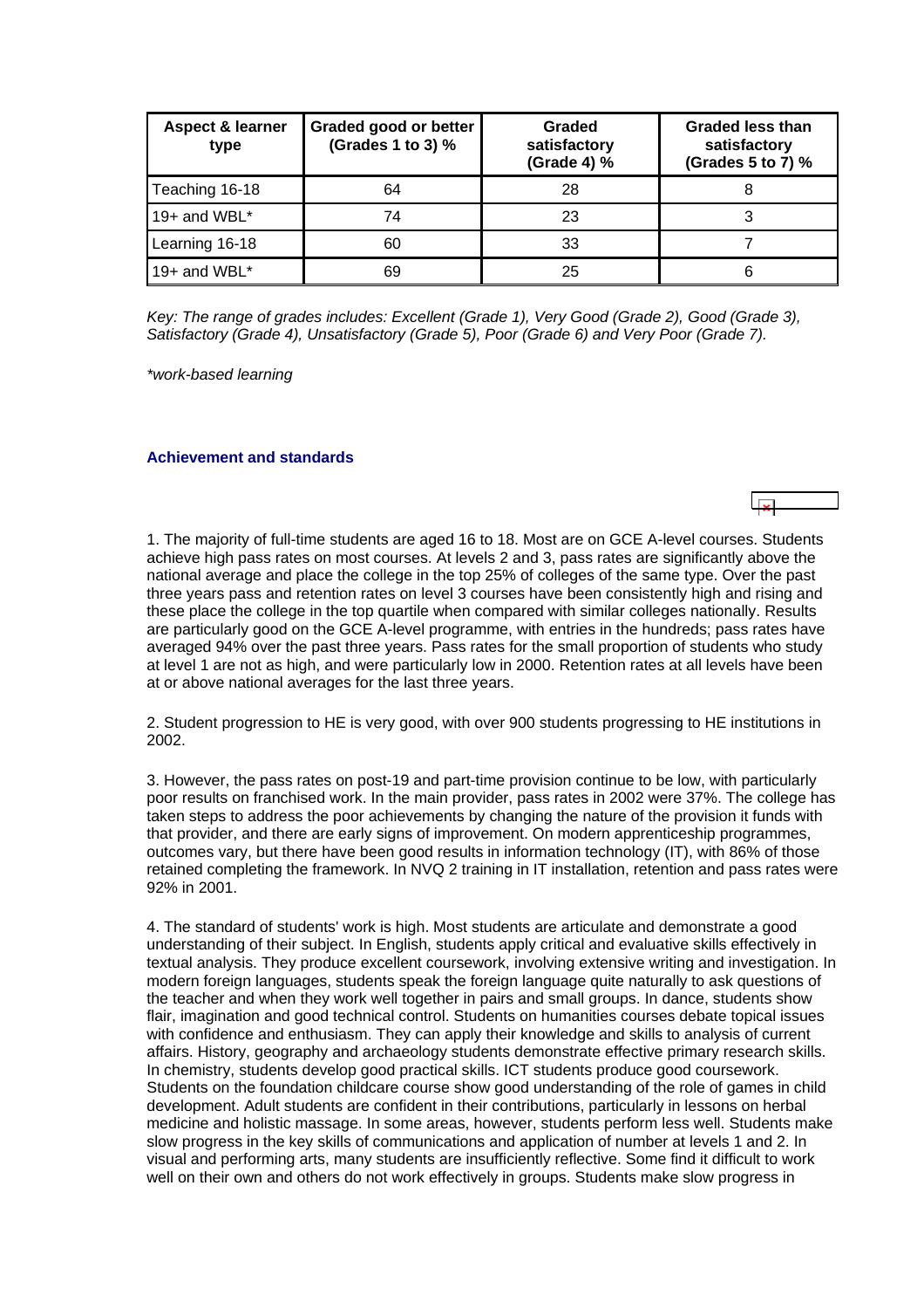| Aspect & learner type | Graded good or better (Grades 1 to 3) % | Graded satisfactory (Grade 4) % | Graded less than satisfactory (Grades 5 to 7) % |
|---|---|---|---|
| Teaching 16-18 | 64 | 28 | 8 |
| 19+ and WBL* | 74 | 23 | 3 |
| Learning 16-18 | 60 | 33 | 7 |
| 19+ and WBL* | 69 | 25 | 6 |

*Key: The range of grades includes: Excellent (Grade 1), Very Good (Grade 2), Good (Grade 3), Satisfactory (Grade 4), Unsatisfactory (Grade 5), Poor (Grade 6) and Very Poor (Grade 7).*

*\*work-based learning*

### Achievement and standards

1. The majority of full-time students are aged 16 to 18. Most are on GCE A-level courses. Students achieve high pass rates on most courses. At levels 2 and 3, pass rates are significantly above the national average and place the college in the top 25% of colleges of the same type. Over the past three years pass and retention rates on level 3 courses have been consistently high and rising and these place the college in the top quartile when compared with similar colleges nationally. Results are particularly good on the GCE A-level programme, with entries in the hundreds; pass rates have averaged 94% over the past three years. Pass rates for the small proportion of students who study at level 1 are not as high, and were particularly low in 2000. Retention rates at all levels have been at or above national averages for the last three years.

2. Student progression to HE is very good, with over 900 students progressing to HE institutions in 2002.

3. However, the pass rates on post-19 and part-time provision continue to be low, with particularly poor results on franchised work. In the main provider, pass rates in 2002 were 37%. The college has taken steps to address the poor achievements by changing the nature of the provision it funds with that provider, and there are early signs of improvement. On modern apprenticeship programmes, outcomes vary, but there have been good results in information technology (IT), with 86% of those retained completing the framework. In NVQ 2 training in IT installation, retention and pass rates were 92% in 2001.

4. The standard of students' work is high. Most students are articulate and demonstrate a good understanding of their subject. In English, students apply critical and evaluative skills effectively in textual analysis. They produce excellent coursework, involving extensive writing and investigation. In modern foreign languages, students speak the foreign language quite naturally to ask questions of the teacher and when they work well together in pairs and small groups. In dance, students show flair, imagination and good technical control. Students on humanities courses debate topical issues with confidence and enthusiasm. They can apply their knowledge and skills to analysis of current affairs. History, geography and archaeology students demonstrate effective primary research skills. In chemistry, students develop good practical skills. ICT students produce good coursework. Students on the foundation childcare course show good understanding of the role of games in child development. Adult students are confident in their contributions, particularly in lessons on herbal medicine and holistic massage. In some areas, however, students perform less well. Students make slow progress in the key skills of communications and application of number at levels 1 and 2. In visual and performing arts, many students are insufficiently reflective. Some find it difficult to work well on their own and others do not work effectively in groups. Students make slow progress in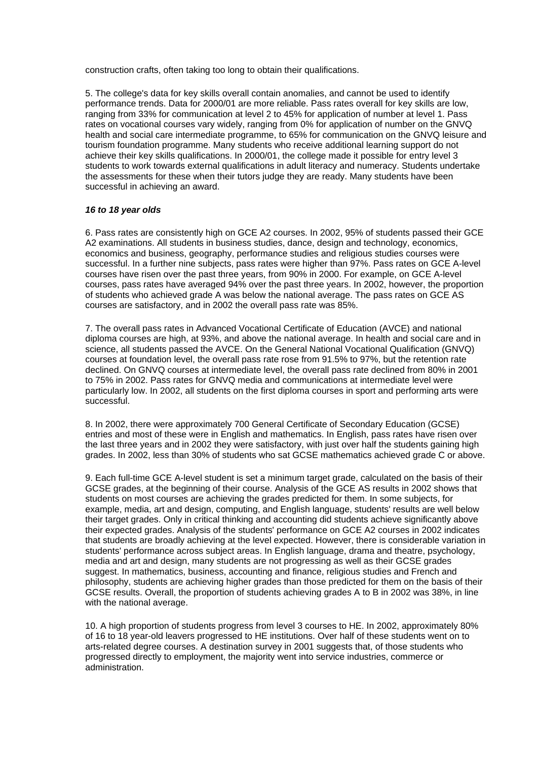construction crafts, often taking too long to obtain their qualifications.

5. The college's data for key skills overall contain anomalies, and cannot be used to identify performance trends. Data for 2000/01 are more reliable. Pass rates overall for key skills are low, ranging from 33% for communication at level 2 to 45% for application of number at level 1. Pass rates on vocational courses vary widely, ranging from 0% for application of number on the GNVQ health and social care intermediate programme, to 65% for communication on the GNVQ leisure and tourism foundation programme. Many students who receive additional learning support do not achieve their key skills qualifications. In 2000/01, the college made it possible for entry level 3 students to work towards external qualifications in adult literacy and numeracy. Students undertake the assessments for these when their tutors judge they are ready. Many students have been successful in achieving an award.

***16 to 18 year olds***

6. Pass rates are consistently high on GCE A2 courses. In 2002, 95% of students passed their GCE A2 examinations. All students in business studies, dance, design and technology, economics, economics and business, geography, performance studies and religious studies courses were successful. In a further nine subjects, pass rates were higher than 97%. Pass rates on GCE A-level courses have risen over the past three years, from 90% in 2000. For example, on GCE A-level courses, pass rates have averaged 94% over the past three years. In 2002, however, the proportion of students who achieved grade A was below the national average. The pass rates on GCE AS courses are satisfactory, and in 2002 the overall pass rate was 85%.

7. The overall pass rates in Advanced Vocational Certificate of Education (AVCE) and national diploma courses are high, at 93%, and above the national average. In health and social care and in science, all students passed the AVCE. On the General National Vocational Qualification (GNVQ) courses at foundation level, the overall pass rate rose from 91.5% to 97%, but the retention rate declined. On GNVQ courses at intermediate level, the overall pass rate declined from 80% in 2001 to 75% in 2002. Pass rates for GNVQ media and communications at intermediate level were particularly low. In 2002, all students on the first diploma courses in sport and performing arts were successful.

8. In 2002, there were approximately 700 General Certificate of Secondary Education (GCSE) entries and most of these were in English and mathematics. In English, pass rates have risen over the last three years and in 2002 they were satisfactory, with just over half the students gaining high grades. In 2002, less than 30% of students who sat GCSE mathematics achieved grade C or above.

9. Each full-time GCE A-level student is set a minimum target grade, calculated on the basis of their GCSE grades, at the beginning of their course. Analysis of the GCE AS results in 2002 shows that students on most courses are achieving the grades predicted for them. In some subjects, for example, media, art and design, computing, and English language, students' results are well below their target grades. Only in critical thinking and accounting did students achieve significantly above their expected grades. Analysis of the students' performance on GCE A2 courses in 2002 indicates that students are broadly achieving at the level expected. However, there is considerable variation in students' performance across subject areas. In English language, drama and theatre, psychology, media and art and design, many students are not progressing as well as their GCSE grades suggest. In mathematics, business, accounting and finance, religious studies and French and philosophy, students are achieving higher grades than those predicted for them on the basis of their GCSE results. Overall, the proportion of students achieving grades A to B in 2002 was 38%, in line with the national average.

10. A high proportion of students progress from level 3 courses to HE. In 2002, approximately 80% of 16 to 18 year-old leavers progressed to HE institutions. Over half of these students went on to arts-related degree courses. A destination survey in 2001 suggests that, of those students who progressed directly to employment, the majority went into service industries, commerce or administration.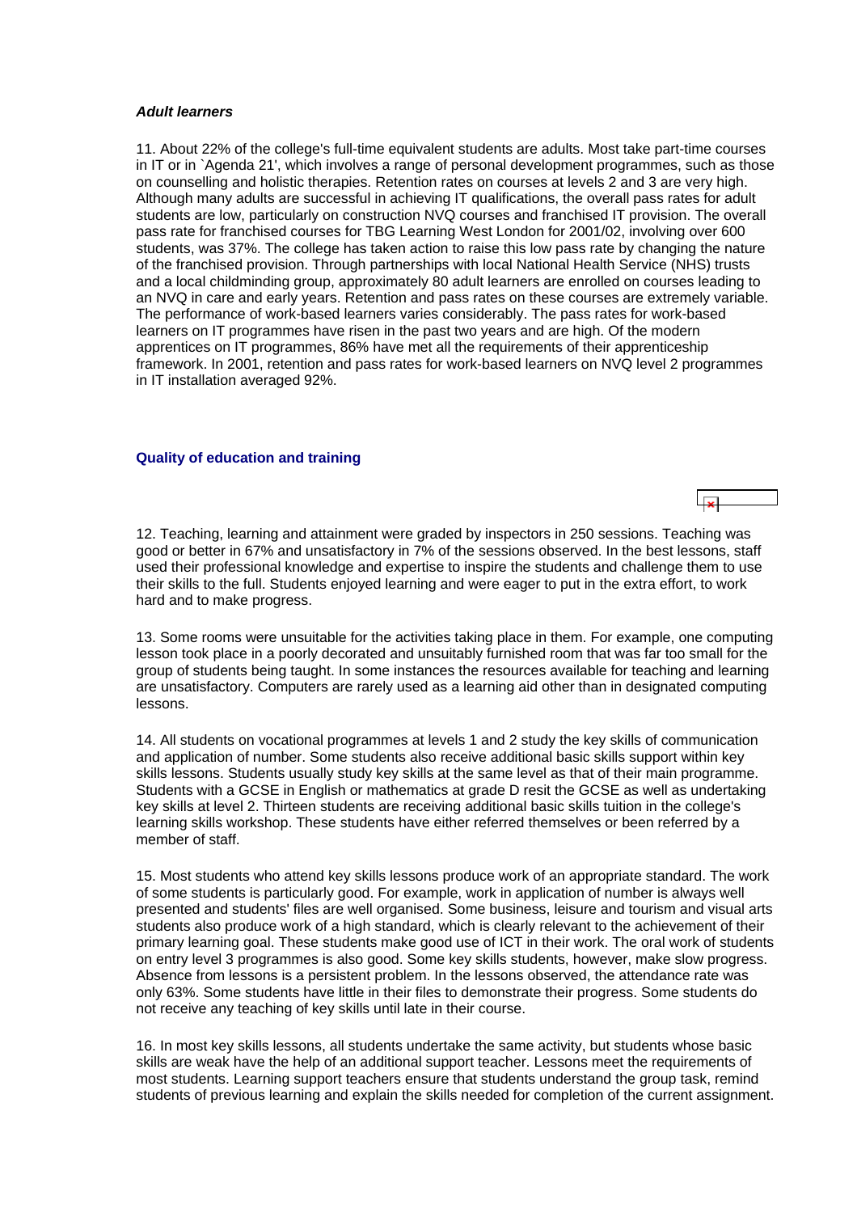### *Adult learners*

11. About 22% of the college's full-time equivalent students are adults. Most take part-time courses in IT or in `Agenda 21', which involves a range of personal development programmes, such as those on counselling and holistic therapies. Retention rates on courses at levels 2 and 3 are very high. Although many adults are successful in achieving IT qualifications, the overall pass rates for adult students are low, particularly on construction NVQ courses and franchised IT provision. The overall pass rate for franchised courses for TBG Learning West London for 2001/02, involving over 600 students, was 37%. The college has taken action to raise this low pass rate by changing the nature of the franchised provision. Through partnerships with local National Health Service (NHS) trusts and a local childminding group, approximately 80 adult learners are enrolled on courses leading to an NVQ in care and early years. Retention and pass rates on these courses are extremely variable. The performance of work-based learners varies considerably. The pass rates for work-based learners on IT programmes have risen in the past two years and are high. Of the modern apprentices on IT programmes, 86% have met all the requirements of their apprenticeship framework. In 2001, retention and pass rates for work-based learners on NVQ level 2 programmes in IT installation averaged 92%.

## Quality of education and training

12. Teaching, learning and attainment were graded by inspectors in 250 sessions. Teaching was good or better in 67% and unsatisfactory in 7% of the sessions observed. In the best lessons, staff used their professional knowledge and expertise to inspire the students and challenge them to use their skills to the full. Students enjoyed learning and were eager to put in the extra effort, to work hard and to make progress.

13. Some rooms were unsuitable for the activities taking place in them. For example, one computing lesson took place in a poorly decorated and unsuitably furnished room that was far too small for the group of students being taught. In some instances the resources available for teaching and learning are unsatisfactory. Computers are rarely used as a learning aid other than in designated computing lessons.

14. All students on vocational programmes at levels 1 and 2 study the key skills of communication and application of number. Some students also receive additional basic skills support within key skills lessons. Students usually study key skills at the same level as that of their main programme. Students with a GCSE in English or mathematics at grade D resit the GCSE as well as undertaking key skills at level 2. Thirteen students are receiving additional basic skills tuition in the college's learning skills workshop. These students have either referred themselves or been referred by a member of staff.

15. Most students who attend key skills lessons produce work of an appropriate standard. The work of some students is particularly good. For example, work in application of number is always well presented and students' files are well organised. Some business, leisure and tourism and visual arts students also produce work of a high standard, which is clearly relevant to the achievement of their primary learning goal. These students make good use of ICT in their work. The oral work of students on entry level 3 programmes is also good. Some key skills students, however, make slow progress. Absence from lessons is a persistent problem. In the lessons observed, the attendance rate was only 63%. Some students have little in their files to demonstrate their progress. Some students do not receive any teaching of key skills until late in their course.

16. In most key skills lessons, all students undertake the same activity, but students whose basic skills are weak have the help of an additional support teacher. Lessons meet the requirements of most students. Learning support teachers ensure that students understand the group task, remind students of previous learning and explain the skills needed for completion of the current assignment.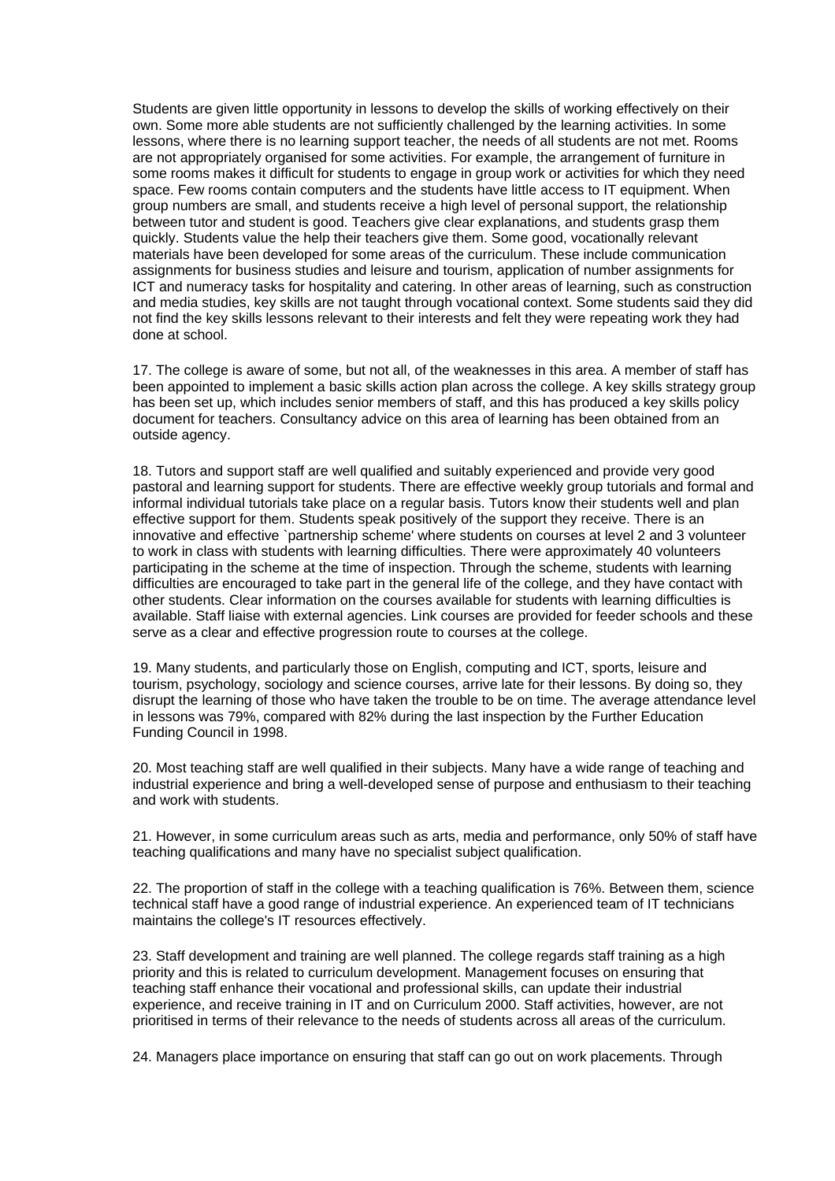Students are given little opportunity in lessons to develop the skills of working effectively on their own. Some more able students are not sufficiently challenged by the learning activities. In some lessons, where there is no learning support teacher, the needs of all students are not met. Rooms are not appropriately organised for some activities. For example, the arrangement of furniture in some rooms makes it difficult for students to engage in group work or activities for which they need space. Few rooms contain computers and the students have little access to IT equipment. When group numbers are small, and students receive a high level of personal support, the relationship between tutor and student is good. Teachers give clear explanations, and students grasp them quickly. Students value the help their teachers give them. Some good, vocationally relevant materials have been developed for some areas of the curriculum. These include communication assignments for business studies and leisure and tourism, application of number assignments for ICT and numeracy tasks for hospitality and catering. In other areas of learning, such as construction and media studies, key skills are not taught through vocational context. Some students said they did not find the key skills lessons relevant to their interests and felt they were repeating work they had done at school.

17. The college is aware of some, but not all, of the weaknesses in this area. A member of staff has been appointed to implement a basic skills action plan across the college. A key skills strategy group has been set up, which includes senior members of staff, and this has produced a key skills policy document for teachers. Consultancy advice on this area of learning has been obtained from an outside agency.

18. Tutors and support staff are well qualified and suitably experienced and provide very good pastoral and learning support for students. There are effective weekly group tutorials and formal and informal individual tutorials take place on a regular basis. Tutors know their students well and plan effective support for them. Students speak positively of the support they receive. There is an innovative and effective `partnership scheme' where students on courses at level 2 and 3 volunteer to work in class with students with learning difficulties. There were approximately 40 volunteers participating in the scheme at the time of inspection. Through the scheme, students with learning difficulties are encouraged to take part in the general life of the college, and they have contact with other students. Clear information on the courses available for students with learning difficulties is available. Staff liaise with external agencies. Link courses are provided for feeder schools and these serve as a clear and effective progression route to courses at the college.

19. Many students, and particularly those on English, computing and ICT, sports, leisure and tourism, psychology, sociology and science courses, arrive late for their lessons. By doing so, they disrupt the learning of those who have taken the trouble to be on time. The average attendance level in lessons was 79%, compared with 82% during the last inspection by the Further Education Funding Council in 1998.

20. Most teaching staff are well qualified in their subjects. Many have a wide range of teaching and industrial experience and bring a well-developed sense of purpose and enthusiasm to their teaching and work with students.

21. However, in some curriculum areas such as arts, media and performance, only 50% of staff have teaching qualifications and many have no specialist subject qualification.

22. The proportion of staff in the college with a teaching qualification is 76%. Between them, science technical staff have a good range of industrial experience. An experienced team of IT technicians maintains the college's IT resources effectively.

23. Staff development and training are well planned. The college regards staff training as a high priority and this is related to curriculum development. Management focuses on ensuring that teaching staff enhance their vocational and professional skills, can update their industrial experience, and receive training in IT and on Curriculum 2000. Staff activities, however, are not prioritised in terms of their relevance to the needs of students across all areas of the curriculum.

24. Managers place importance on ensuring that staff can go out on work placements. Through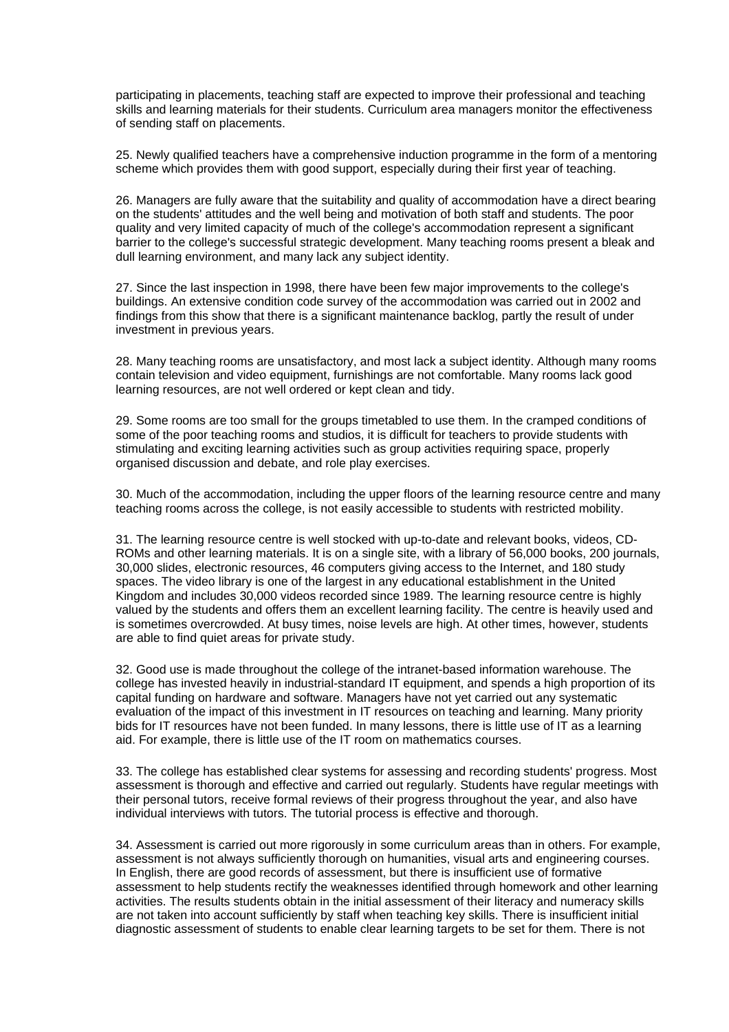participating in placements, teaching staff are expected to improve their professional and teaching skills and learning materials for their students. Curriculum area managers monitor the effectiveness of sending staff on placements.

25. Newly qualified teachers have a comprehensive induction programme in the form of a mentoring scheme which provides them with good support, especially during their first year of teaching.

26. Managers are fully aware that the suitability and quality of accommodation have a direct bearing on the students' attitudes and the well being and motivation of both staff and students. The poor quality and very limited capacity of much of the college's accommodation represent a significant barrier to the college's successful strategic development. Many teaching rooms present a bleak and dull learning environment, and many lack any subject identity.

27. Since the last inspection in 1998, there have been few major improvements to the college's buildings. An extensive condition code survey of the accommodation was carried out in 2002 and findings from this show that there is a significant maintenance backlog, partly the result of under investment in previous years.

28. Many teaching rooms are unsatisfactory, and most lack a subject identity. Although many rooms contain television and video equipment, furnishings are not comfortable. Many rooms lack good learning resources, are not well ordered or kept clean and tidy.

29. Some rooms are too small for the groups timetabled to use them. In the cramped conditions of some of the poor teaching rooms and studios, it is difficult for teachers to provide students with stimulating and exciting learning activities such as group activities requiring space, properly organised discussion and debate, and role play exercises.

30. Much of the accommodation, including the upper floors of the learning resource centre and many teaching rooms across the college, is not easily accessible to students with restricted mobility.

31. The learning resource centre is well stocked with up-to-date and relevant books, videos, CD-ROMs and other learning materials. It is on a single site, with a library of 56,000 books, 200 journals, 30,000 slides, electronic resources, 46 computers giving access to the Internet, and 180 study spaces. The video library is one of the largest in any educational establishment in the United Kingdom and includes 30,000 videos recorded since 1989. The learning resource centre is highly valued by the students and offers them an excellent learning facility. The centre is heavily used and is sometimes overcrowded. At busy times, noise levels are high. At other times, however, students are able to find quiet areas for private study.

32. Good use is made throughout the college of the intranet-based information warehouse. The college has invested heavily in industrial-standard IT equipment, and spends a high proportion of its capital funding on hardware and software. Managers have not yet carried out any systematic evaluation of the impact of this investment in IT resources on teaching and learning. Many priority bids for IT resources have not been funded. In many lessons, there is little use of IT as a learning aid. For example, there is little use of the IT room on mathematics courses.

33. The college has established clear systems for assessing and recording students' progress. Most assessment is thorough and effective and carried out regularly. Students have regular meetings with their personal tutors, receive formal reviews of their progress throughout the year, and also have individual interviews with tutors. The tutorial process is effective and thorough.

34. Assessment is carried out more rigorously in some curriculum areas than in others. For example, assessment is not always sufficiently thorough on humanities, visual arts and engineering courses. In English, there are good records of assessment, but there is insufficient use of formative assessment to help students rectify the weaknesses identified through homework and other learning activities. The results students obtain in the initial assessment of their literacy and numeracy skills are not taken into account sufficiently by staff when teaching key skills. There is insufficient initial diagnostic assessment of students to enable clear learning targets to be set for them. There is not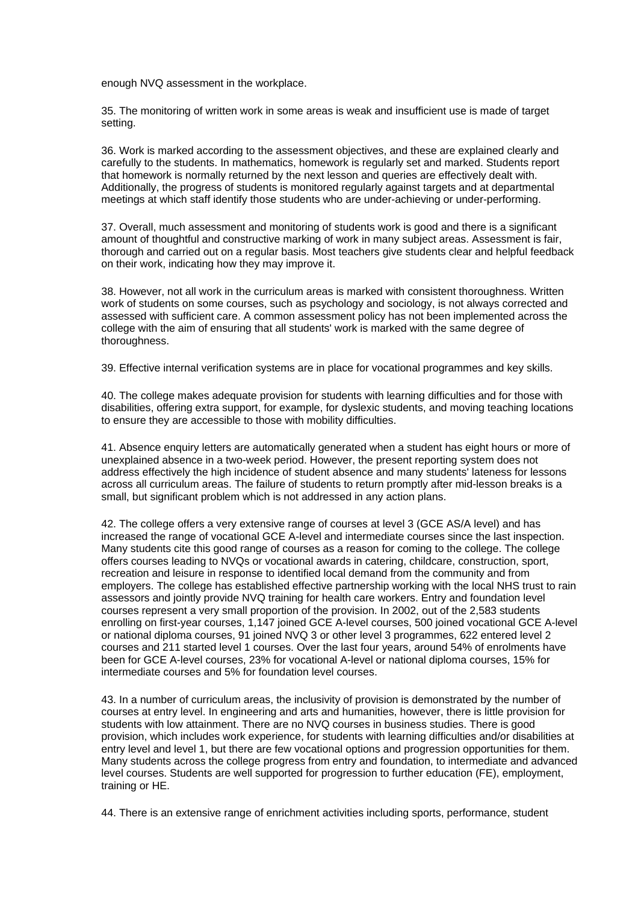enough NVQ assessment in the workplace.

35. The monitoring of written work in some areas is weak and insufficient use is made of target setting.

36. Work is marked according to the assessment objectives, and these are explained clearly and carefully to the students. In mathematics, homework is regularly set and marked. Students report that homework is normally returned by the next lesson and queries are effectively dealt with. Additionally, the progress of students is monitored regularly against targets and at departmental meetings at which staff identify those students who are under-achieving or under-performing.

37. Overall, much assessment and monitoring of students work is good and there is a significant amount of thoughtful and constructive marking of work in many subject areas. Assessment is fair, thorough and carried out on a regular basis. Most teachers give students clear and helpful feedback on their work, indicating how they may improve it.

38. However, not all work in the curriculum areas is marked with consistent thoroughness. Written work of students on some courses, such as psychology and sociology, is not always corrected and assessed with sufficient care. A common assessment policy has not been implemented across the college with the aim of ensuring that all students' work is marked with the same degree of thoroughness.

39. Effective internal verification systems are in place for vocational programmes and key skills.

40. The college makes adequate provision for students with learning difficulties and for those with disabilities, offering extra support, for example, for dyslexic students, and moving teaching locations to ensure they are accessible to those with mobility difficulties.

41. Absence enquiry letters are automatically generated when a student has eight hours or more of unexplained absence in a two-week period. However, the present reporting system does not address effectively the high incidence of student absence and many students' lateness for lessons across all curriculum areas. The failure of students to return promptly after mid-lesson breaks is a small, but significant problem which is not addressed in any action plans.

42. The college offers a very extensive range of courses at level 3 (GCE AS/A level) and has increased the range of vocational GCE A-level and intermediate courses since the last inspection. Many students cite this good range of courses as a reason for coming to the college. The college offers courses leading to NVQs or vocational awards in catering, childcare, construction, sport, recreation and leisure in response to identified local demand from the community and from employers. The college has established effective partnership working with the local NHS trust to rain assessors and jointly provide NVQ training for health care workers. Entry and foundation level courses represent a very small proportion of the provision. In 2002, out of the 2,583 students enrolling on first-year courses, 1,147 joined GCE A-level courses, 500 joined vocational GCE A-level or national diploma courses, 91 joined NVQ 3 or other level 3 programmes, 622 entered level 2 courses and 211 started level 1 courses. Over the last four years, around 54% of enrolments have been for GCE A-level courses, 23% for vocational A-level or national diploma courses, 15% for intermediate courses and 5% for foundation level courses.

43. In a number of curriculum areas, the inclusivity of provision is demonstrated by the number of courses at entry level. In engineering and arts and humanities, however, there is little provision for students with low attainment. There are no NVQ courses in business studies. There is good provision, which includes work experience, for students with learning difficulties and/or disabilities at entry level and level 1, but there are few vocational options and progression opportunities for them. Many students across the college progress from entry and foundation, to intermediate and advanced level courses. Students are well supported for progression to further education (FE), employment, training or HE.

44. There is an extensive range of enrichment activities including sports, performance, student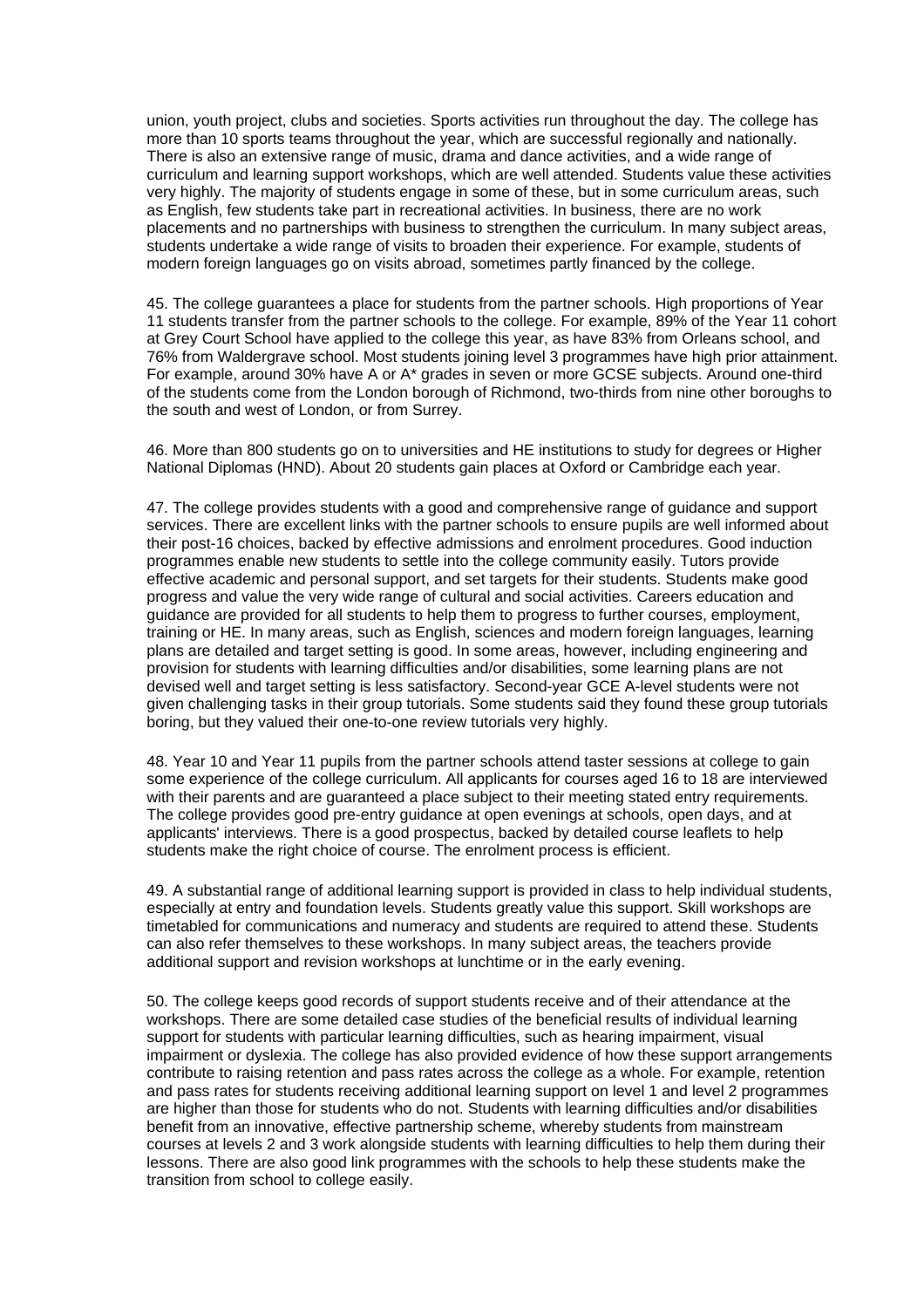union, youth project, clubs and societies. Sports activities run throughout the day. The college has more than 10 sports teams throughout the year, which are successful regionally and nationally. There is also an extensive range of music, drama and dance activities, and a wide range of curriculum and learning support workshops, which are well attended. Students value these activities very highly. The majority of students engage in some of these, but in some curriculum areas, such as English, few students take part in recreational activities. In business, there are no work placements and no partnerships with business to strengthen the curriculum. In many subject areas, students undertake a wide range of visits to broaden their experience. For example, students of modern foreign languages go on visits abroad, sometimes partly financed by the college.

45. The college guarantees a place for students from the partner schools. High proportions of Year 11 students transfer from the partner schools to the college. For example, 89% of the Year 11 cohort at Grey Court School have applied to the college this year, as have 83% from Orleans school, and 76% from Waldergrave school. Most students joining level 3 programmes have high prior attainment. For example, around 30% have A or A* grades in seven or more GCSE subjects. Around one-third of the students come from the London borough of Richmond, two-thirds from nine other boroughs to the south and west of London, or from Surrey.

46. More than 800 students go on to universities and HE institutions to study for degrees or Higher National Diplomas (HND). About 20 students gain places at Oxford or Cambridge each year.

47. The college provides students with a good and comprehensive range of guidance and support services. There are excellent links with the partner schools to ensure pupils are well informed about their post-16 choices, backed by effective admissions and enrolment procedures. Good induction programmes enable new students to settle into the college community easily. Tutors provide effective academic and personal support, and set targets for their students. Students make good progress and value the very wide range of cultural and social activities. Careers education and guidance are provided for all students to help them to progress to further courses, employment, training or HE. In many areas, such as English, sciences and modern foreign languages, learning plans are detailed and target setting is good. In some areas, however, including engineering and provision for students with learning difficulties and/or disabilities, some learning plans are not devised well and target setting is less satisfactory. Second-year GCE A-level students were not given challenging tasks in their group tutorials. Some students said they found these group tutorials boring, but they valued their one-to-one review tutorials very highly.

48. Year 10 and Year 11 pupils from the partner schools attend taster sessions at college to gain some experience of the college curriculum. All applicants for courses aged 16 to 18 are interviewed with their parents and are guaranteed a place subject to their meeting stated entry requirements. The college provides good pre-entry guidance at open evenings at schools, open days, and at applicants' interviews. There is a good prospectus, backed by detailed course leaflets to help students make the right choice of course. The enrolment process is efficient.

49. A substantial range of additional learning support is provided in class to help individual students, especially at entry and foundation levels. Students greatly value this support. Skill workshops are timetabled for communications and numeracy and students are required to attend these. Students can also refer themselves to these workshops. In many subject areas, the teachers provide additional support and revision workshops at lunchtime or in the early evening.

50. The college keeps good records of support students receive and of their attendance at the workshops. There are some detailed case studies of the beneficial results of individual learning support for students with particular learning difficulties, such as hearing impairment, visual impairment or dyslexia. The college has also provided evidence of how these support arrangements contribute to raising retention and pass rates across the college as a whole. For example, retention and pass rates for students receiving additional learning support on level 1 and level 2 programmes are higher than those for students who do not. Students with learning difficulties and/or disabilities benefit from an innovative, effective partnership scheme, whereby students from mainstream courses at levels 2 and 3 work alongside students with learning difficulties to help them during their lessons. There are also good link programmes with the schools to help these students make the transition from school to college easily.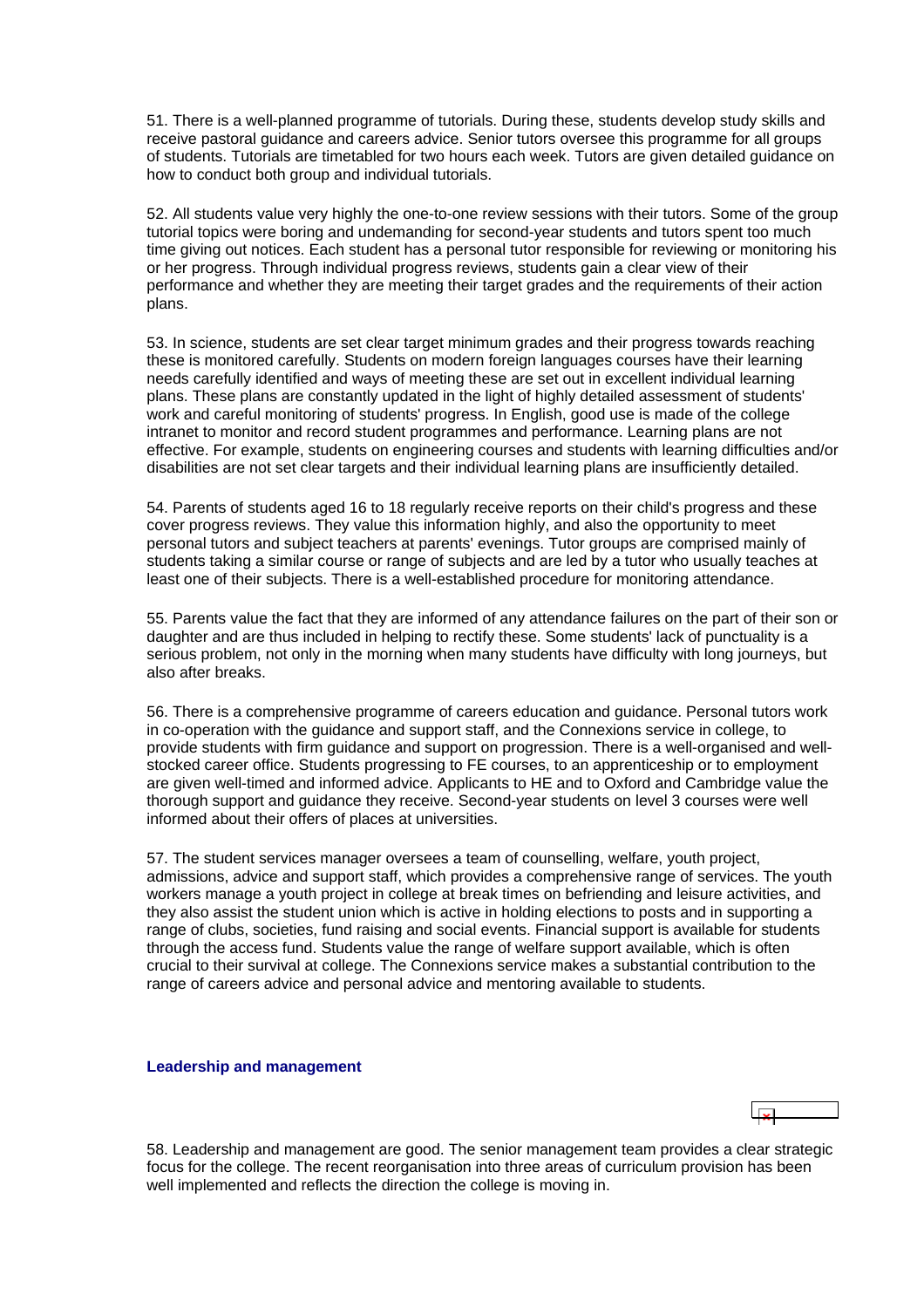51. There is a well-planned programme of tutorials. During these, students develop study skills and receive pastoral guidance and careers advice. Senior tutors oversee this programme for all groups of students. Tutorials are timetabled for two hours each week. Tutors are given detailed guidance on how to conduct both group and individual tutorials.

52. All students value very highly the one-to-one review sessions with their tutors. Some of the group tutorial topics were boring and undemanding for second-year students and tutors spent too much time giving out notices. Each student has a personal tutor responsible for reviewing or monitoring his or her progress. Through individual progress reviews, students gain a clear view of their performance and whether they are meeting their target grades and the requirements of their action plans.

53. In science, students are set clear target minimum grades and their progress towards reaching these is monitored carefully. Students on modern foreign languages courses have their learning needs carefully identified and ways of meeting these are set out in excellent individual learning plans. These plans are constantly updated in the light of highly detailed assessment of students' work and careful monitoring of students' progress. In English, good use is made of the college intranet to monitor and record student programmes and performance. Learning plans are not effective. For example, students on engineering courses and students with learning difficulties and/or disabilities are not set clear targets and their individual learning plans are insufficiently detailed.

54. Parents of students aged 16 to 18 regularly receive reports on their child's progress and these cover progress reviews. They value this information highly, and also the opportunity to meet personal tutors and subject teachers at parents' evenings. Tutor groups are comprised mainly of students taking a similar course or range of subjects and are led by a tutor who usually teaches at least one of their subjects. There is a well-established procedure for monitoring attendance.

55. Parents value the fact that they are informed of any attendance failures on the part of their son or daughter and are thus included in helping to rectify these. Some students' lack of punctuality is a serious problem, not only in the morning when many students have difficulty with long journeys, but also after breaks.

56. There is a comprehensive programme of careers education and guidance. Personal tutors work in co-operation with the guidance and support staff, and the Connexions service in college, to provide students with firm guidance and support on progression. There is a well-organised and well-stocked career office. Students progressing to FE courses, to an apprenticeship or to employment are given well-timed and informed advice. Applicants to HE and to Oxford and Cambridge value the thorough support and guidance they receive. Second-year students on level 3 courses were well informed about their offers of places at universities.

57. The student services manager oversees a team of counselling, welfare, youth project, admissions, advice and support staff, which provides a comprehensive range of services. The youth workers manage a youth project in college at break times on befriending and leisure activities, and they also assist the student union which is active in holding elections to posts and in supporting a range of clubs, societies, fund raising and social events. Financial support is available for students through the access fund. Students value the range of welfare support available, which is often crucial to their survival at college. The Connexions service makes a substantial contribution to the range of careers advice and personal advice and mentoring available to students.

### Leadership and management

58. Leadership and management are good. The senior management team provides a clear strategic focus for the college. The recent reorganisation into three areas of curriculum provision has been well implemented and reflects the direction the college is moving in.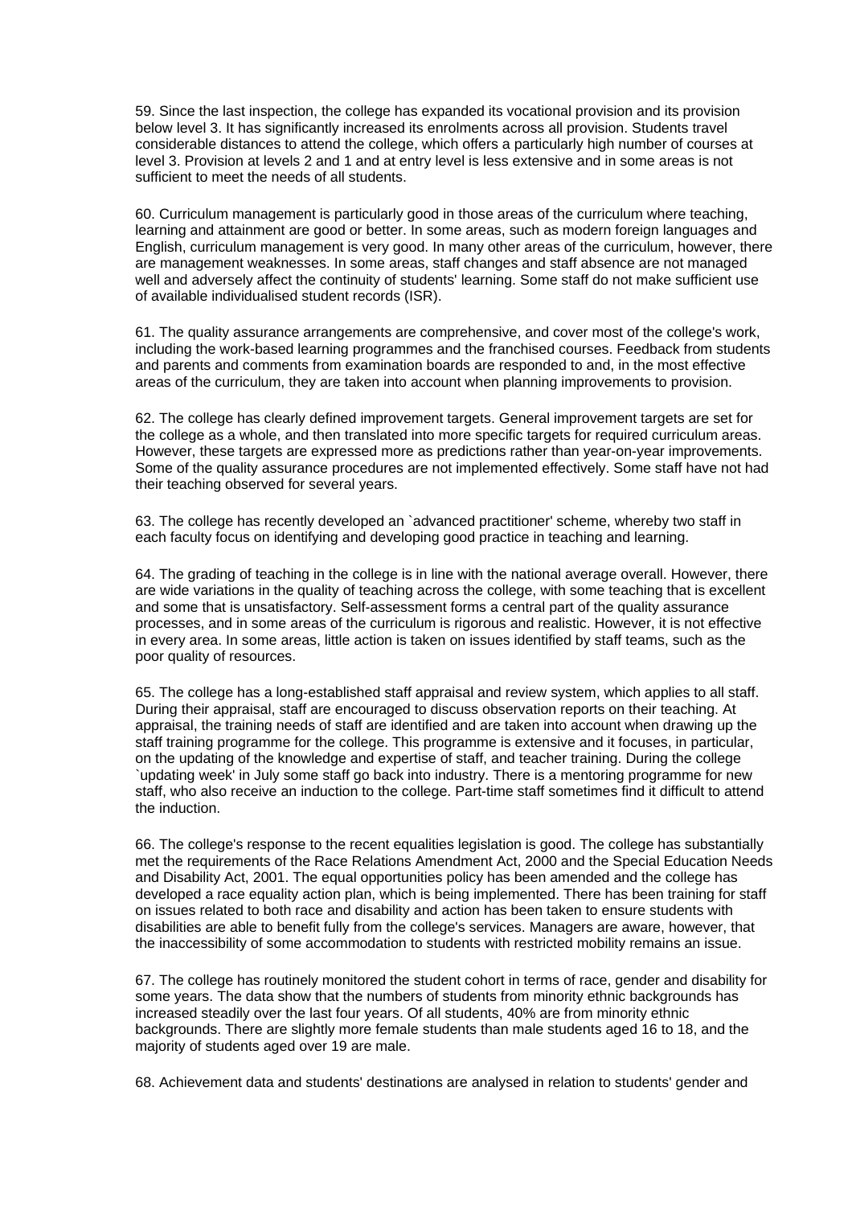59. Since the last inspection, the college has expanded its vocational provision and its provision below level 3. It has significantly increased its enrolments across all provision. Students travel considerable distances to attend the college, which offers a particularly high number of courses at level 3. Provision at levels 2 and 1 and at entry level is less extensive and in some areas is not sufficient to meet the needs of all students.

60. Curriculum management is particularly good in those areas of the curriculum where teaching, learning and attainment are good or better. In some areas, such as modern foreign languages and English, curriculum management is very good. In many other areas of the curriculum, however, there are management weaknesses. In some areas, staff changes and staff absence are not managed well and adversely affect the continuity of students' learning. Some staff do not make sufficient use of available individualised student records (ISR).

61. The quality assurance arrangements are comprehensive, and cover most of the college's work, including the work-based learning programmes and the franchised courses. Feedback from students and parents and comments from examination boards are responded to and, in the most effective areas of the curriculum, they are taken into account when planning improvements to provision.

62. The college has clearly defined improvement targets. General improvement targets are set for the college as a whole, and then translated into more specific targets for required curriculum areas. However, these targets are expressed more as predictions rather than year-on-year improvements. Some of the quality assurance procedures are not implemented effectively. Some staff have not had their teaching observed for several years.

63. The college has recently developed an `advanced practitioner' scheme, whereby two staff in each faculty focus on identifying and developing good practice in teaching and learning.

64. The grading of teaching in the college is in line with the national average overall. However, there are wide variations in the quality of teaching across the college, with some teaching that is excellent and some that is unsatisfactory. Self-assessment forms a central part of the quality assurance processes, and in some areas of the curriculum is rigorous and realistic. However, it is not effective in every area. In some areas, little action is taken on issues identified by staff teams, such as the poor quality of resources.

65. The college has a long-established staff appraisal and review system, which applies to all staff. During their appraisal, staff are encouraged to discuss observation reports on their teaching. At appraisal, the training needs of staff are identified and are taken into account when drawing up the staff training programme for the college. This programme is extensive and it focuses, in particular, on the updating of the knowledge and expertise of staff, and teacher training. During the college `updating week' in July some staff go back into industry. There is a mentoring programme for new staff, who also receive an induction to the college. Part-time staff sometimes find it difficult to attend the induction.

66. The college's response to the recent equalities legislation is good. The college has substantially met the requirements of the Race Relations Amendment Act, 2000 and the Special Education Needs and Disability Act, 2001. The equal opportunities policy has been amended and the college has developed a race equality action plan, which is being implemented. There has been training for staff on issues related to both race and disability and action has been taken to ensure students with disabilities are able to benefit fully from the college's services. Managers are aware, however, that the inaccessibility of some accommodation to students with restricted mobility remains an issue.

67. The college has routinely monitored the student cohort in terms of race, gender and disability for some years. The data show that the numbers of students from minority ethnic backgrounds has increased steadily over the last four years. Of all students, 40% are from minority ethnic backgrounds. There are slightly more female students than male students aged 16 to 18, and the majority of students aged over 19 are male.

68. Achievement data and students' destinations are analysed in relation to students' gender and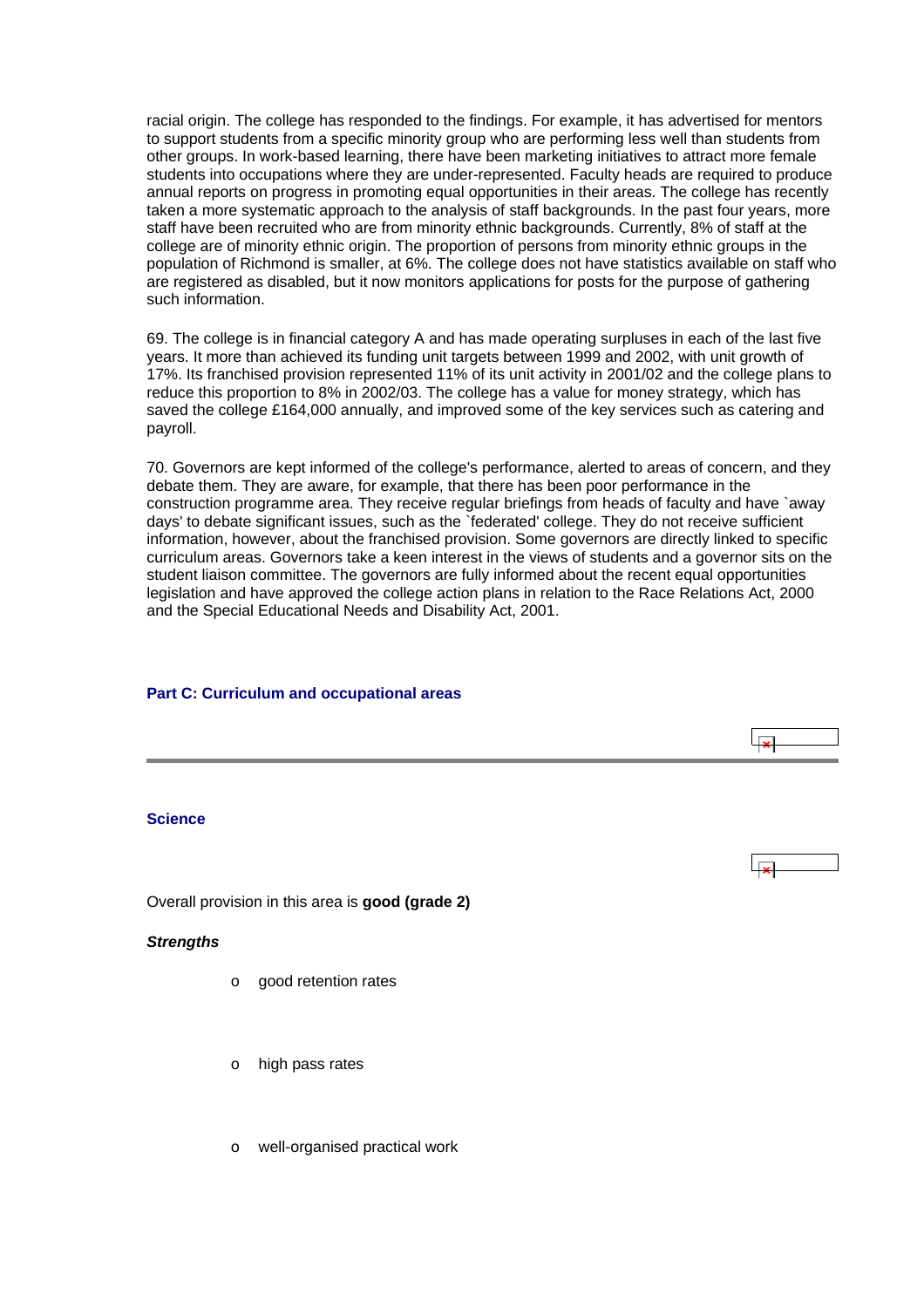racial origin. The college has responded to the findings. For example, it has advertised for mentors to support students from a specific minority group who are performing less well than students from other groups. In work-based learning, there have been marketing initiatives to attract more female students into occupations where they are under-represented. Faculty heads are required to produce annual reports on progress in promoting equal opportunities in their areas. The college has recently taken a more systematic approach to the analysis of staff backgrounds. In the past four years, more staff have been recruited who are from minority ethnic backgrounds. Currently, 8% of staff at the college are of minority ethnic origin. The proportion of persons from minority ethnic groups in the population of Richmond is smaller, at 6%. The college does not have statistics available on staff who are registered as disabled, but it now monitors applications for posts for the purpose of gathering such information.

69. The college is in financial category A and has made operating surpluses in each of the last five years. It more than achieved its funding unit targets between 1999 and 2002, with unit growth of 17%. Its franchised provision represented 11% of its unit activity in 2001/02 and the college plans to reduce this proportion to 8% in 2002/03. The college has a value for money strategy, which has saved the college £164,000 annually, and improved some of the key services such as catering and payroll.

70. Governors are kept informed of the college's performance, alerted to areas of concern, and they debate them. They are aware, for example, that there has been poor performance in the construction programme area. They receive regular briefings from heads of faculty and have `away days' to debate significant issues, such as the `federated' college. They do not receive sufficient information, however, about the franchised provision. Some governors are directly linked to specific curriculum areas. Governors take a keen interest in the views of students and a governor sits on the student liaison committee. The governors are fully informed about the recent equal opportunities legislation and have approved the college action plans in relation to the Race Relations Act, 2000 and the Special Educational Needs and Disability Act, 2001.

## Part C: Curriculum and occupational areas

### Science

Overall provision in this area is **good (grade 2)**

***Strengths***

- good retention rates
- high pass rates
- well-organised practical work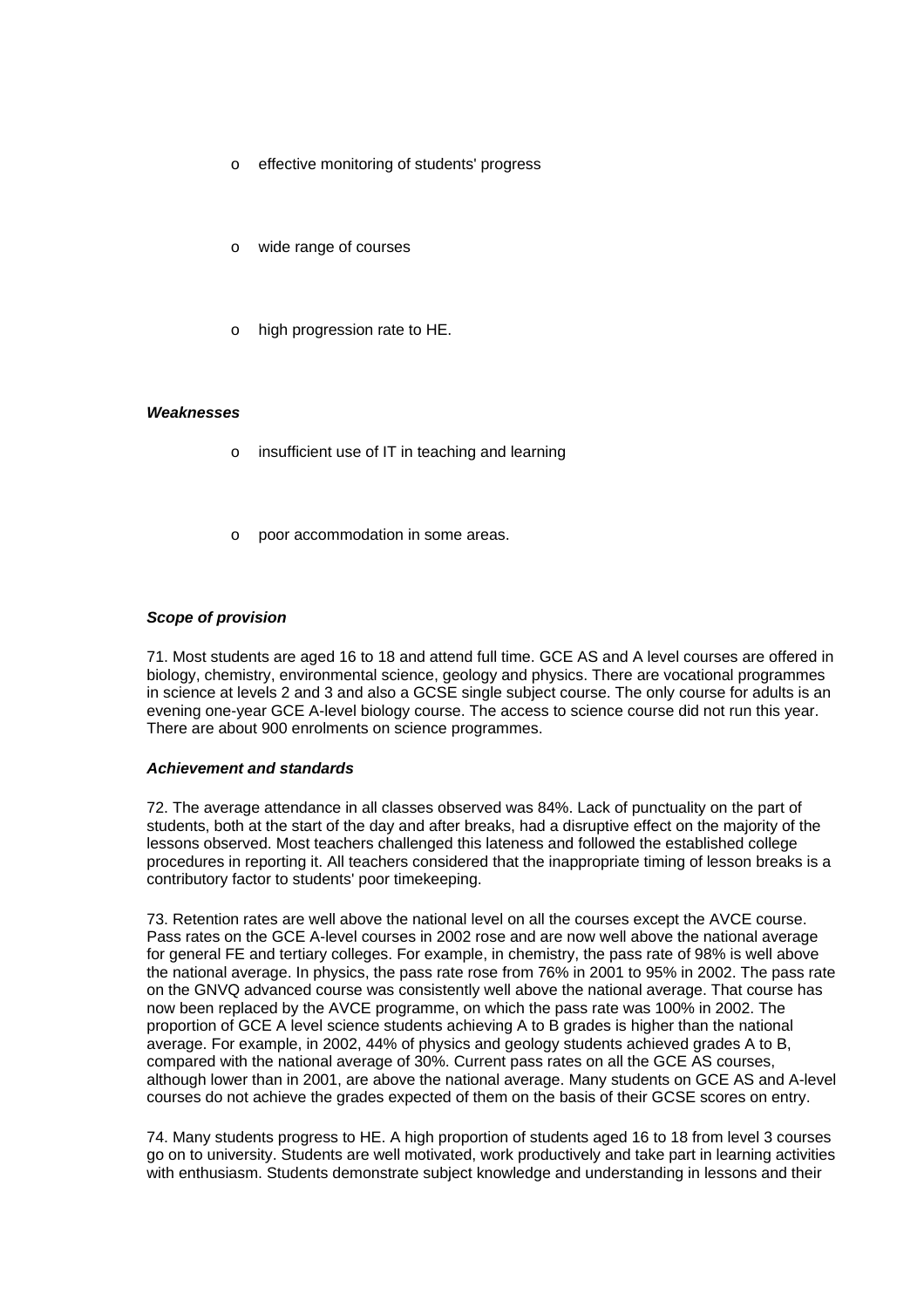- effective monitoring of students' progress
- wide range of courses
- high progression rate to HE.

***Weaknesses***

- insufficient use of IT in teaching and learning
- poor accommodation in some areas.

***Scope of provision***

71. Most students are aged 16 to 18 and attend full time. GCE AS and A level courses are offered in biology, chemistry, environmental science, geology and physics. There are vocational programmes in science at levels 2 and 3 and also a GCSE single subject course. The only course for adults is an evening one-year GCE A-level biology course. The access to science course did not run this year. There are about 900 enrolments on science programmes.

***Achievement and standards***

72. The average attendance in all classes observed was 84%. Lack of punctuality on the part of students, both at the start of the day and after breaks, had a disruptive effect on the majority of the lessons observed. Most teachers challenged this lateness and followed the established college procedures in reporting it. All teachers considered that the inappropriate timing of lesson breaks is a contributory factor to students' poor timekeeping.

73. Retention rates are well above the national level on all the courses except the AVCE course. Pass rates on the GCE A-level courses in 2002 rose and are now well above the national average for general FE and tertiary colleges. For example, in chemistry, the pass rate of 98% is well above the national average. In physics, the pass rate rose from 76% in 2001 to 95% in 2002. The pass rate on the GNVQ advanced course was consistently well above the national average. That course has now been replaced by the AVCE programme, on which the pass rate was 100% in 2002. The proportion of GCE A level science students achieving A to B grades is higher than the national average. For example, in 2002, 44% of physics and geology students achieved grades A to B, compared with the national average of 30%. Current pass rates on all the GCE AS courses, although lower than in 2001, are above the national average. Many students on GCE AS and A-level courses do not achieve the grades expected of them on the basis of their GCSE scores on entry.

74. Many students progress to HE. A high proportion of students aged 16 to 18 from level 3 courses go on to university. Students are well motivated, work productively and take part in learning activities with enthusiasm. Students demonstrate subject knowledge and understanding in lessons and their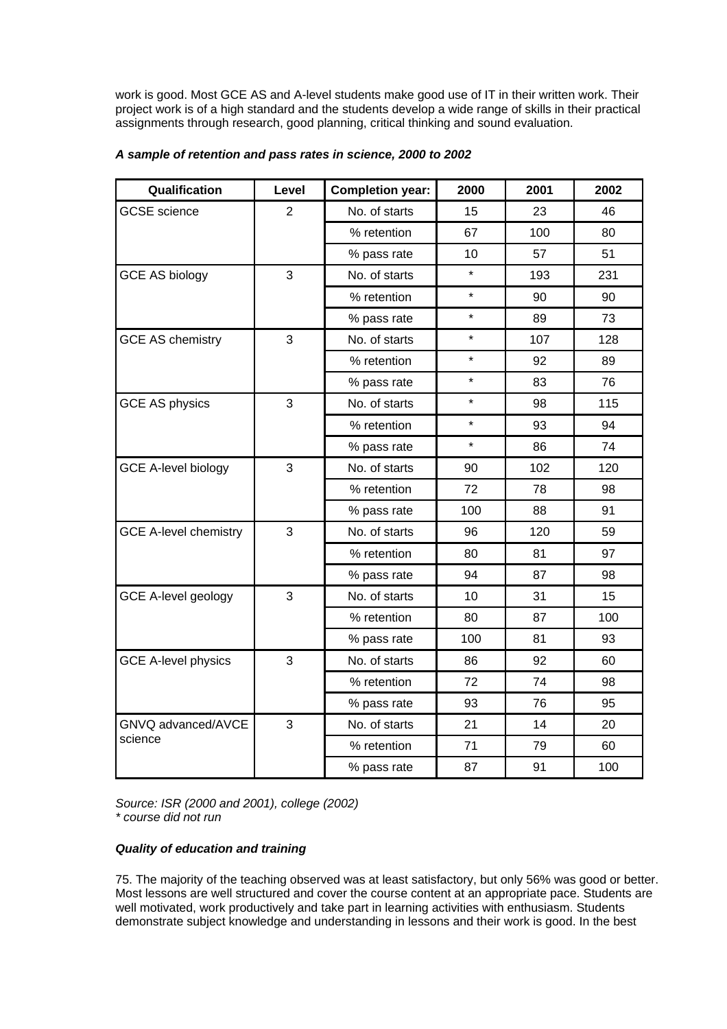work is good. Most GCE AS and A-level students make good use of IT in their written work. Their project work is of a high standard and the students develop a wide range of skills in their practical assignments through research, good planning, critical thinking and sound evaluation.

***A sample of retention and pass rates in science, 2000 to 2002***

| Qualification | Level | Completion year: | 2000 | 2001 | 2002 |
|---|---|---|---|---|---|
| GCSE science | 2 | No. of starts | 15 | 23 | 46 |
| | | % retention | 67 | 100 | 80 |
| | | % pass rate | 10 | 57 | 51 |
| GCE AS biology | 3 | No. of starts | * | 193 | 231 |
| | | % retention | * | 90 | 90 |
| | | % pass rate | * | 89 | 73 |
| GCE AS chemistry | 3 | No. of starts | * | 107 | 128 |
| | | % retention | * | 92 | 89 |
| | | % pass rate | * | 83 | 76 |
| GCE AS physics | 3 | No. of starts | * | 98 | 115 |
| | | % retention | * | 93 | 94 |
| | | % pass rate | * | 86 | 74 |
| GCE A-level biology | 3 | No. of starts | 90 | 102 | 120 |
| | | % retention | 72 | 78 | 98 |
| | | % pass rate | 100 | 88 | 91 |
| GCE A-level chemistry | 3 | No. of starts | 96 | 120 | 59 |
| | | % retention | 80 | 81 | 97 |
| | | % pass rate | 94 | 87 | 98 |
| GCE A-level geology | 3 | No. of starts | 10 | 31 | 15 |
| | | % retention | 80 | 87 | 100 |
| | | % pass rate | 100 | 81 | 93 |
| GCE A-level physics | 3 | No. of starts | 86 | 92 | 60 |
| | | % retention | 72 | 74 | 98 |
| | | % pass rate | 93 | 76 | 95 |
| GNVQ advanced/AVCE science | 3 | No. of starts | 21 | 14 | 20 |
| | | % retention | 71 | 79 | 60 |
| | | % pass rate | 87 | 91 | 100 |

*Source: ISR (2000 and 2001), college (2002)*
*\* course did not run*

***Quality of education and training***

75. The majority of the teaching observed was at least satisfactory, but only 56% was good or better. Most lessons are well structured and cover the course content at an appropriate pace. Students are well motivated, work productively and take part in learning activities with enthusiasm. Students demonstrate subject knowledge and understanding in lessons and their work is good. In the best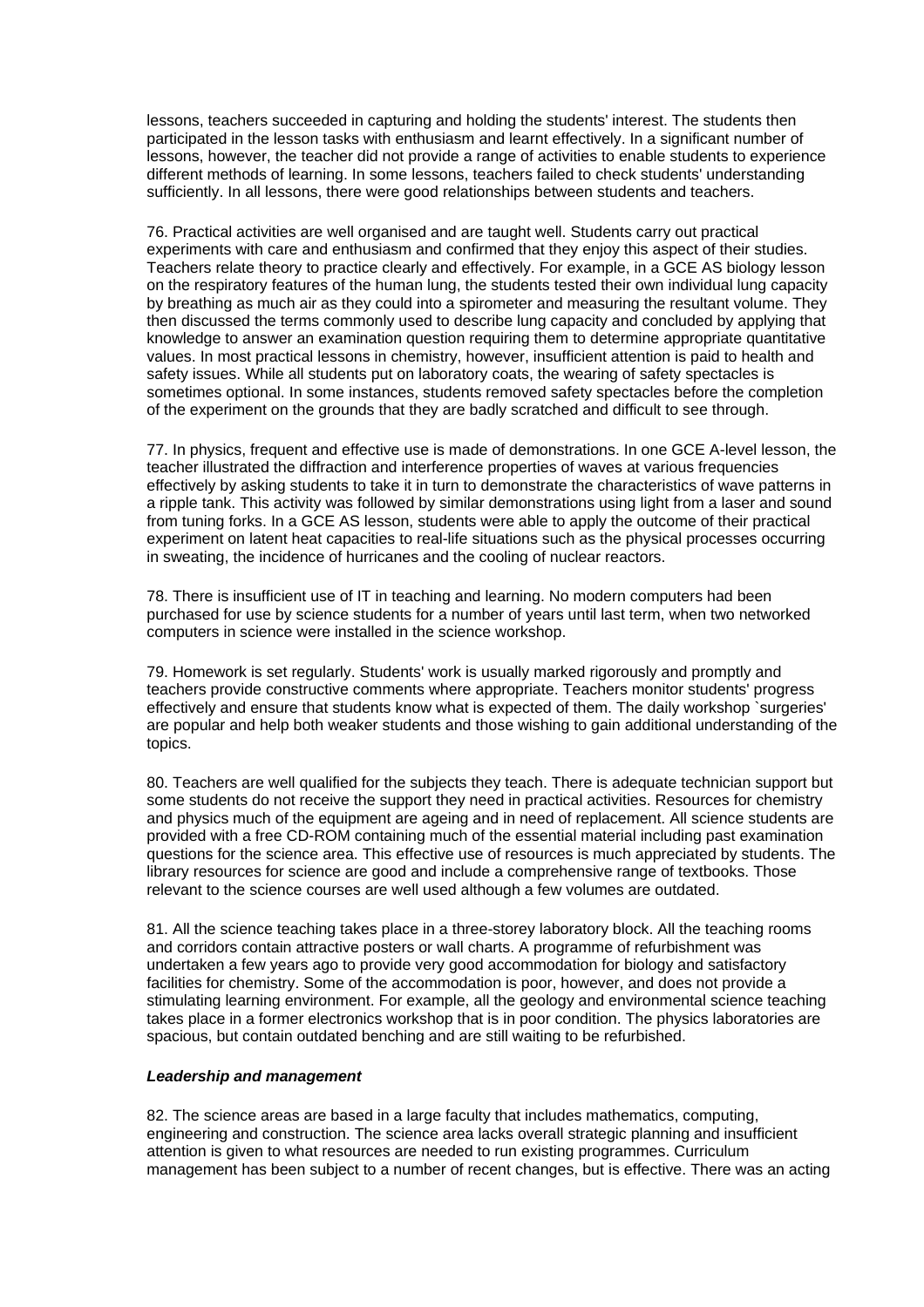lessons, teachers succeeded in capturing and holding the students' interest. The students then participated in the lesson tasks with enthusiasm and learnt effectively. In a significant number of lessons, however, the teacher did not provide a range of activities to enable students to experience different methods of learning. In some lessons, teachers failed to check students' understanding sufficiently. In all lessons, there were good relationships between students and teachers.

76. Practical activities are well organised and are taught well. Students carry out practical experiments with care and enthusiasm and confirmed that they enjoy this aspect of their studies. Teachers relate theory to practice clearly and effectively. For example, in a GCE AS biology lesson on the respiratory features of the human lung, the students tested their own individual lung capacity by breathing as much air as they could into a spirometer and measuring the resultant volume. They then discussed the terms commonly used to describe lung capacity and concluded by applying that knowledge to answer an examination question requiring them to determine appropriate quantitative values. In most practical lessons in chemistry, however, insufficient attention is paid to health and safety issues. While all students put on laboratory coats, the wearing of safety spectacles is sometimes optional. In some instances, students removed safety spectacles before the completion of the experiment on the grounds that they are badly scratched and difficult to see through.

77. In physics, frequent and effective use is made of demonstrations. In one GCE A-level lesson, the teacher illustrated the diffraction and interference properties of waves at various frequencies effectively by asking students to take it in turn to demonstrate the characteristics of wave patterns in a ripple tank. This activity was followed by similar demonstrations using light from a laser and sound from tuning forks. In a GCE AS lesson, students were able to apply the outcome of their practical experiment on latent heat capacities to real-life situations such as the physical processes occurring in sweating, the incidence of hurricanes and the cooling of nuclear reactors.

78. There is insufficient use of IT in teaching and learning. No modern computers had been purchased for use by science students for a number of years until last term, when two networked computers in science were installed in the science workshop.

79. Homework is set regularly. Students' work is usually marked rigorously and promptly and teachers provide constructive comments where appropriate. Teachers monitor students' progress effectively and ensure that students know what is expected of them. The daily workshop `surgeries' are popular and help both weaker students and those wishing to gain additional understanding of the topics.

80. Teachers are well qualified for the subjects they teach. There is adequate technician support but some students do not receive the support they need in practical activities. Resources for chemistry and physics much of the equipment are ageing and in need of replacement. All science students are provided with a free CD-ROM containing much of the essential material including past examination questions for the science area. This effective use of resources is much appreciated by students. The library resources for science are good and include a comprehensive range of textbooks. Those relevant to the science courses are well used although a few volumes are outdated.

81. All the science teaching takes place in a three-storey laboratory block. All the teaching rooms and corridors contain attractive posters or wall charts. A programme of refurbishment was undertaken a few years ago to provide very good accommodation for biology and satisfactory facilities for chemistry. Some of the accommodation is poor, however, and does not provide a stimulating learning environment. For example, all the geology and environmental science teaching takes place in a former electronics workshop that is in poor condition. The physics laboratories are spacious, but contain outdated benching and are still waiting to be refurbished.

***Leadership and management***

82. The science areas are based in a large faculty that includes mathematics, computing, engineering and construction. The science area lacks overall strategic planning and insufficient attention is given to what resources are needed to run existing programmes. Curriculum management has been subject to a number of recent changes, but is effective. There was an acting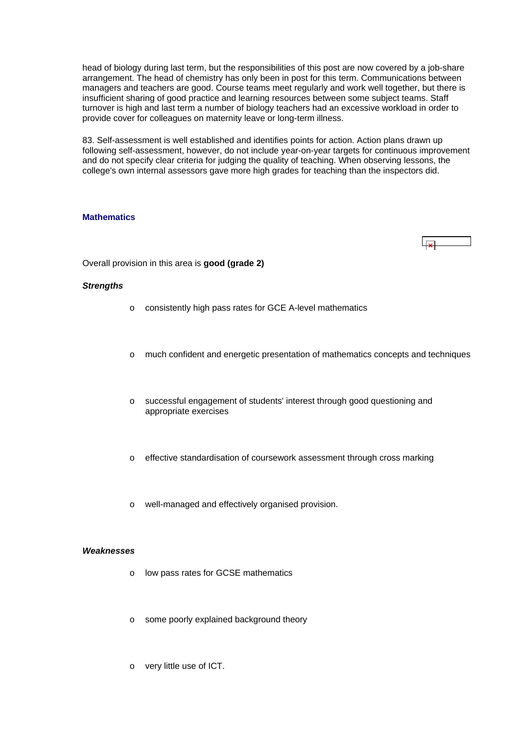head of biology during last term, but the responsibilities of this post are now covered by a job-share arrangement. The head of chemistry has only been in post for this term. Communications between managers and teachers are good. Course teams meet regularly and work well together, but there is insufficient sharing of good practice and learning resources between some subject teams. Staff turnover is high and last term a number of biology teachers had an excessive workload in order to provide cover for colleagues on maternity leave or long-term illness.

83. Self-assessment is well established and identifies points for action. Action plans drawn up following self-assessment, however, do not include year-on-year targets for continuous improvement and do not specify clear criteria for judging the quality of teaching. When observing lessons, the college's own internal assessors gave more high grades for teaching than the inspectors did.

### Mathematics

Overall provision in this area is **good (grade 2)**

***Strengths***

- consistently high pass rates for GCE A-level mathematics
- much confident and energetic presentation of mathematics concepts and techniques
- successful engagement of students' interest through good questioning and appropriate exercises
- effective standardisation of coursework assessment through cross marking
- well-managed and effectively organised provision.

***Weaknesses***

- low pass rates for GCSE mathematics
- some poorly explained background theory
- very little use of ICT.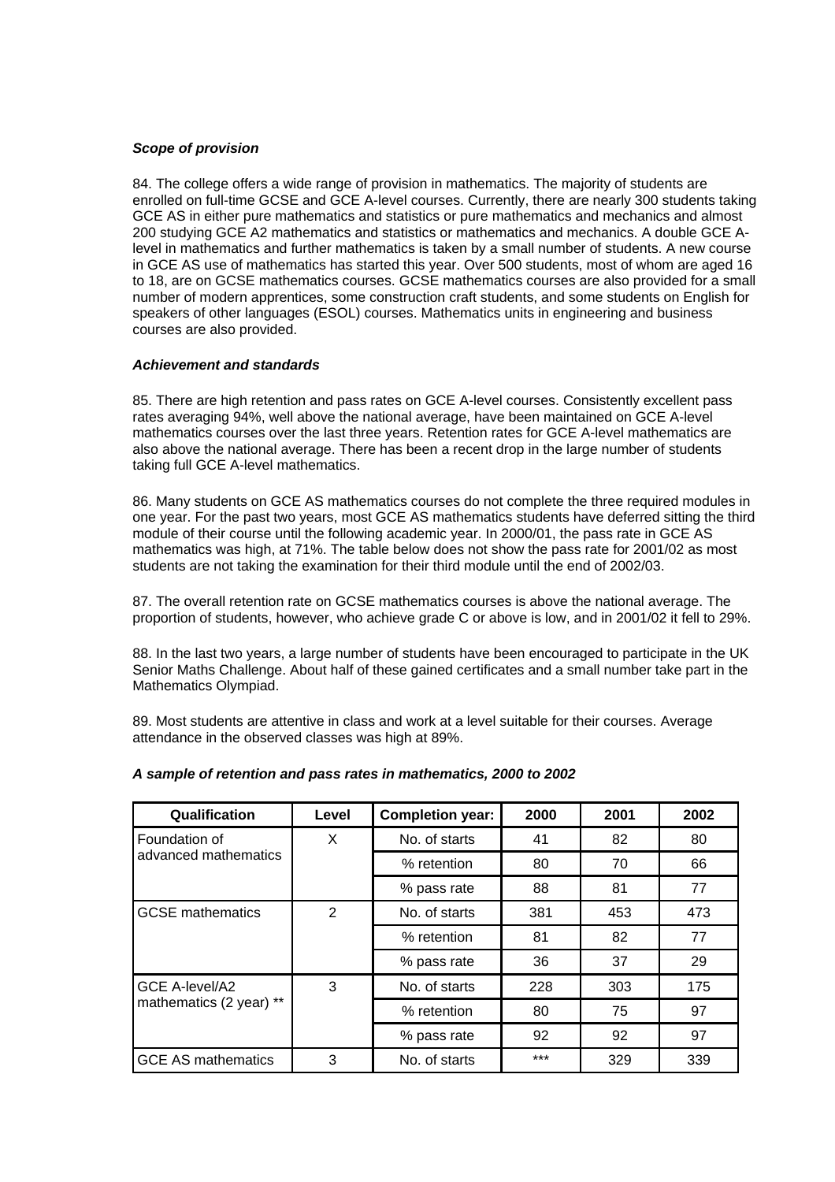*Scope of provision*

84. The college offers a wide range of provision in mathematics. The majority of students are enrolled on full-time GCSE and GCE A-level courses. Currently, there are nearly 300 students taking GCE AS in either pure mathematics and statistics or pure mathematics and mechanics and almost 200 studying GCE A2 mathematics and statistics or mathematics and mechanics. A double GCE A-level in mathematics and further mathematics is taken by a small number of students. A new course in GCE AS use of mathematics has started this year. Over 500 students, most of whom are aged 16 to 18, are on GCSE mathematics courses. GCSE mathematics courses are also provided for a small number of modern apprentices, some construction craft students, and some students on English for speakers of other languages (ESOL) courses. Mathematics units in engineering and business courses are also provided.

*Achievement and standards*

85. There are high retention and pass rates on GCE A-level courses. Consistently excellent pass rates averaging 94%, well above the national average, have been maintained on GCE A-level mathematics courses over the last three years. Retention rates for GCE A-level mathematics are also above the national average. There has been a recent drop in the large number of students taking full GCE A-level mathematics.

86. Many students on GCE AS mathematics courses do not complete the three required modules in one year. For the past two years, most GCE AS mathematics students have deferred sitting the third module of their course until the following academic year. In 2000/01, the pass rate in GCE AS mathematics was high, at 71%. The table below does not show the pass rate for 2001/02 as most students are not taking the examination for their third module until the end of 2002/03.

87. The overall retention rate on GCSE mathematics courses is above the national average. The proportion of students, however, who achieve grade C or above is low, and in 2001/02 it fell to 29%.

88. In the last two years, a large number of students have been encouraged to participate in the UK Senior Maths Challenge. About half of these gained certificates and a small number take part in the Mathematics Olympiad.

89. Most students are attentive in class and work at a level suitable for their courses. Average attendance in the observed classes was high at 89%.

***A sample of retention and pass rates in mathematics, 2000 to 2002***

| Qualification | Level | Completion year: | 2000 | 2001 | 2002 |
|---|---|---|---|---|---|
| Foundation of advanced mathematics | X | No. of starts | 41 | 82 | 80 |
| | | % retention | 80 | 70 | 66 |
| | | % pass rate | 88 | 81 | 77 |
| GCSE mathematics | 2 | No. of starts | 381 | 453 | 473 |
| | | % retention | 81 | 82 | 77 |
| | | % pass rate | 36 | 37 | 29 |
| GCE A-level/A2 mathematics (2 year) ** | 3 | No. of starts | 228 | 303 | 175 |
| | | % retention | 80 | 75 | 97 |
| | | % pass rate | 92 | 92 | 97 |
| GCE AS mathematics | 3 | No. of starts | *** | 329 | 339 |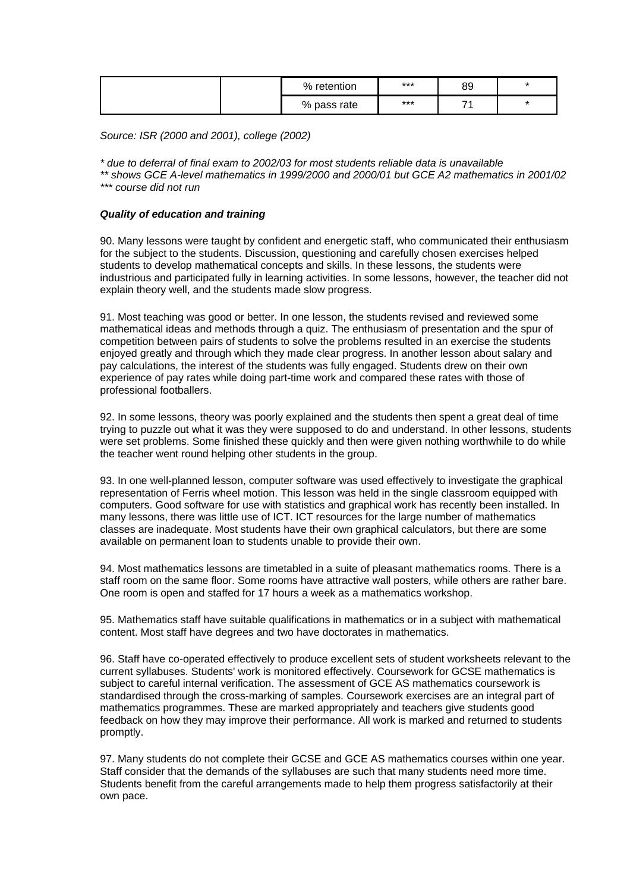| | | % retention | *** | 89 | * |
|---|---|---|---|---|---|
| | | % pass rate | *** | 71 | * |

*Source: ISR (2000 and 2001), college (2002)*

*\* due to deferral of final exam to 2002/03 for most students reliable data is unavailable*
*\*\* shows GCE A-level mathematics in 1999/2000 and 2000/01 but GCE A2 mathematics in 2001/02*
*\*\*\* course did not run*

***Quality of education and training***

90. Many lessons were taught by confident and energetic staff, who communicated their enthusiasm for the subject to the students. Discussion, questioning and carefully chosen exercises helped students to develop mathematical concepts and skills. In these lessons, the students were industrious and participated fully in learning activities. In some lessons, however, the teacher did not explain theory well, and the students made slow progress.

91. Most teaching was good or better. In one lesson, the students revised and reviewed some mathematical ideas and methods through a quiz. The enthusiasm of presentation and the spur of competition between pairs of students to solve the problems resulted in an exercise the students enjoyed greatly and through which they made clear progress. In another lesson about salary and pay calculations, the interest of the students was fully engaged. Students drew on their own experience of pay rates while doing part-time work and compared these rates with those of professional footballers.

92. In some lessons, theory was poorly explained and the students then spent a great deal of time trying to puzzle out what it was they were supposed to do and understand. In other lessons, students were set problems. Some finished these quickly and then were given nothing worthwhile to do while the teacher went round helping other students in the group.

93. In one well-planned lesson, computer software was used effectively to investigate the graphical representation of Ferris wheel motion. This lesson was held in the single classroom equipped with computers. Good software for use with statistics and graphical work has recently been installed. In many lessons, there was little use of ICT. ICT resources for the large number of mathematics classes are inadequate. Most students have their own graphical calculators, but there are some available on permanent loan to students unable to provide their own.

94. Most mathematics lessons are timetabled in a suite of pleasant mathematics rooms. There is a staff room on the same floor. Some rooms have attractive wall posters, while others are rather bare. One room is open and staffed for 17 hours a week as a mathematics workshop.

95. Mathematics staff have suitable qualifications in mathematics or in a subject with mathematical content. Most staff have degrees and two have doctorates in mathematics.

96. Staff have co-operated effectively to produce excellent sets of student worksheets relevant to the current syllabuses. Students' work is monitored effectively. Coursework for GCSE mathematics is subject to careful internal verification. The assessment of GCE AS mathematics coursework is standardised through the cross-marking of samples. Coursework exercises are an integral part of mathematics programmes. These are marked appropriately and teachers give students good feedback on how they may improve their performance. All work is marked and returned to students promptly.

97. Many students do not complete their GCSE and GCE AS mathematics courses within one year. Staff consider that the demands of the syllabuses are such that many students need more time. Students benefit from the careful arrangements made to help them progress satisfactorily at their own pace.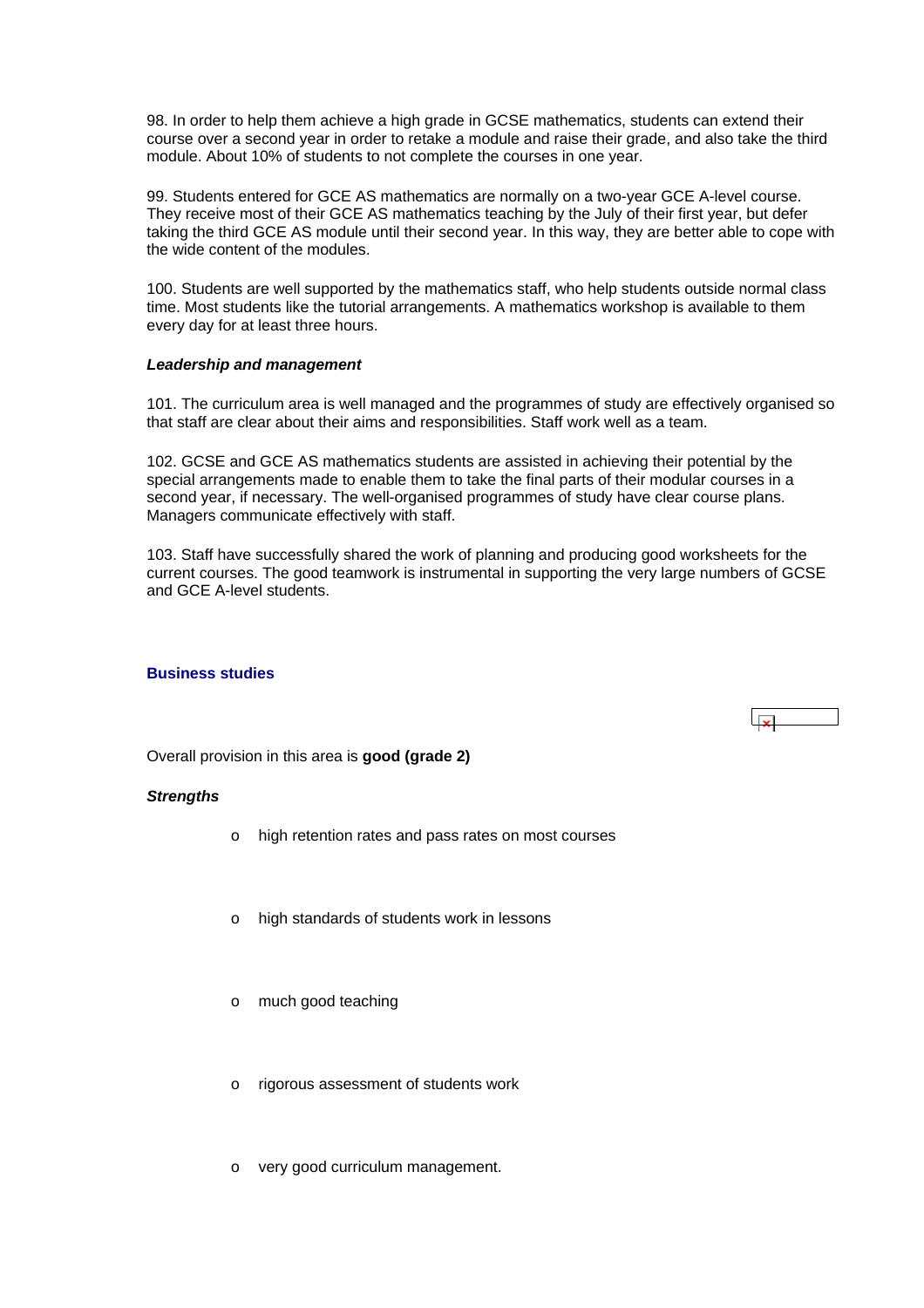98. In order to help them achieve a high grade in GCSE mathematics, students can extend their course over a second year in order to retake a module and raise their grade, and also take the third module. About 10% of students to not complete the courses in one year.

99. Students entered for GCE AS mathematics are normally on a two-year GCE A-level course. They receive most of their GCE AS mathematics teaching by the July of their first year, but defer taking the third GCE AS module until their second year. In this way, they are better able to cope with the wide content of the modules.

100. Students are well supported by the mathematics staff, who help students outside normal class time. Most students like the tutorial arrangements. A mathematics workshop is available to them every day for at least three hours.

***Leadership and management***

101. The curriculum area is well managed and the programmes of study are effectively organised so that staff are clear about their aims and responsibilities. Staff work well as a team.

102. GCSE and GCE AS mathematics students are assisted in achieving their potential by the special arrangements made to enable them to take the final parts of their modular courses in a second year, if necessary. The well-organised programmes of study have clear course plans. Managers communicate effectively with staff.

103. Staff have successfully shared the work of planning and producing good worksheets for the current courses. The good teamwork is instrumental in supporting the very large numbers of GCSE and GCE A-level students.

### Business studies

Overall provision in this area is **good (grade 2)**

***Strengths***

- high retention rates and pass rates on most courses
- high standards of students work in lessons
- much good teaching
- rigorous assessment of students work
- very good curriculum management.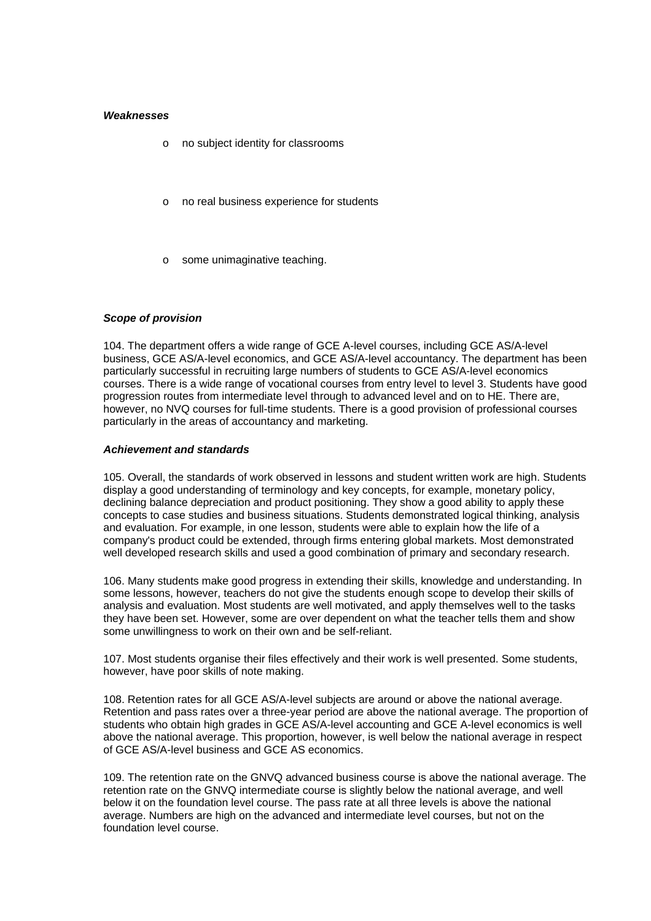***Weaknesses***

- no subject identity for classrooms
- no real business experience for students
- some unimaginative teaching.

***Scope of provision***

104. The department offers a wide range of GCE A-level courses, including GCE AS/A-level business, GCE AS/A-level economics, and GCE AS/A-level accountancy. The department has been particularly successful in recruiting large numbers of students to GCE AS/A-level economics courses. There is a wide range of vocational courses from entry level to level 3. Students have good progression routes from intermediate level through to advanced level and on to HE. There are, however, no NVQ courses for full-time students. There is a good provision of professional courses particularly in the areas of accountancy and marketing.

***Achievement and standards***

105. Overall, the standards of work observed in lessons and student written work are high. Students display a good understanding of terminology and key concepts, for example, monetary policy, declining balance depreciation and product positioning. They show a good ability to apply these concepts to case studies and business situations. Students demonstrated logical thinking, analysis and evaluation. For example, in one lesson, students were able to explain how the life of a company's product could be extended, through firms entering global markets. Most demonstrated well developed research skills and used a good combination of primary and secondary research.

106. Many students make good progress in extending their skills, knowledge and understanding. In some lessons, however, teachers do not give the students enough scope to develop their skills of analysis and evaluation. Most students are well motivated, and apply themselves well to the tasks they have been set. However, some are over dependent on what the teacher tells them and show some unwillingness to work on their own and be self-reliant.

107. Most students organise their files effectively and their work is well presented. Some students, however, have poor skills of note making.

108. Retention rates for all GCE AS/A-level subjects are around or above the national average. Retention and pass rates over a three-year period are above the national average. The proportion of students who obtain high grades in GCE AS/A-level accounting and GCE A-level economics is well above the national average. This proportion, however, is well below the national average in respect of GCE AS/A-level business and GCE AS economics.

109. The retention rate on the GNVQ advanced business course is above the national average. The retention rate on the GNVQ intermediate course is slightly below the national average, and well below it on the foundation level course. The pass rate at all three levels is above the national average. Numbers are high on the advanced and intermediate level courses, but not on the foundation level course.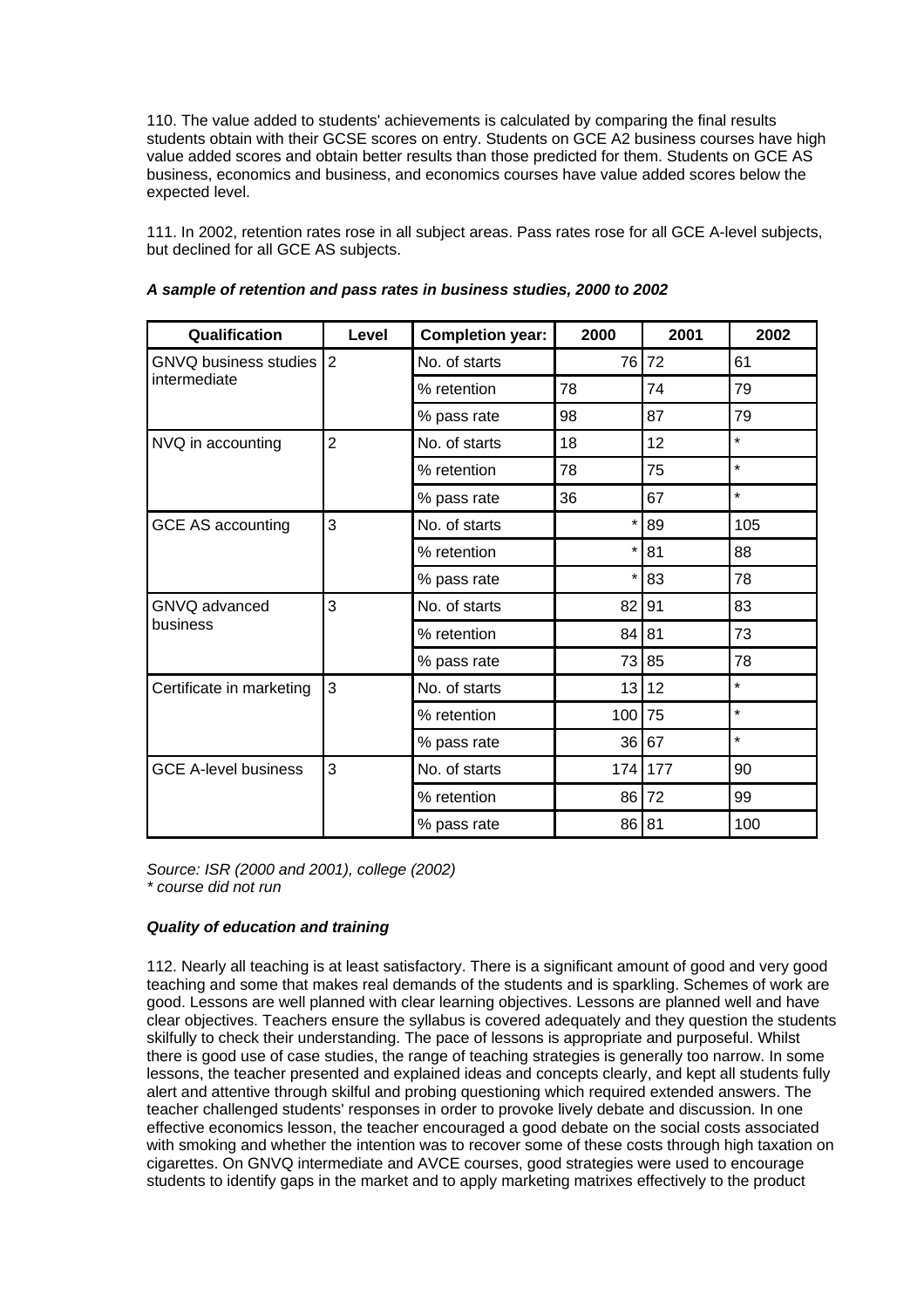110. The value added to students' achievements is calculated by comparing the final results students obtain with their GCSE scores on entry. Students on GCE A2 business courses have high value added scores and obtain better results than those predicted for them. Students on GCE AS business, economics and business, and economics courses have value added scores below the expected level.

111. In 2002, retention rates rose in all subject areas. Pass rates rose for all GCE A-level subjects, but declined for all GCE AS subjects.

***A sample of retention and pass rates in business studies, 2000 to 2002***

| Qualification | Level | Completion year: | 2000 | 2001 | 2002 |
|---|---|---|---|---|---|
| GNVQ business studies intermediate | 2 | No. of starts | 76 | 72 | 61 |
| | | % retention | 78 | 74 | 79 |
| | | % pass rate | 98 | 87 | 79 |
| NVQ in accounting | 2 | No. of starts | 18 | 12 | * |
| | | % retention | 78 | 75 | * |
| | | % pass rate | 36 | 67 | * |
| GCE AS accounting | 3 | No. of starts | * | 89 | 105 |
| | | % retention | * | 81 | 88 |
| | | % pass rate | * | 83 | 78 |
| GNVQ advanced business | 3 | No. of starts | 82 | 91 | 83 |
| | | % retention | 84 | 81 | 73 |
| | | % pass rate | 73 | 85 | 78 |
| Certificate in marketing | 3 | No. of starts | 13 | 12 | * |
| | | % retention | 100 | 75 | * |
| | | % pass rate | 36 | 67 | * |
| GCE A-level business | 3 | No. of starts | 174 | 177 | 90 |
| | | % retention | 86 | 72 | 99 |
| | | % pass rate | 86 | 81 | 100 |

*Source: ISR (2000 and 2001), college (2002)*
*\* course did not run*

***Quality of education and training***

112. Nearly all teaching is at least satisfactory. There is a significant amount of good and very good teaching and some that makes real demands of the students and is sparkling. Schemes of work are good. Lessons are well planned with clear learning objectives. Lessons are planned well and have clear objectives. Teachers ensure the syllabus is covered adequately and they question the students skilfully to check their understanding. The pace of lessons is appropriate and purposeful. Whilst there is good use of case studies, the range of teaching strategies is generally too narrow. In some lessons, the teacher presented and explained ideas and concepts clearly, and kept all students fully alert and attentive through skilful and probing questioning which required extended answers. The teacher challenged students' responses in order to provoke lively debate and discussion. In one effective economics lesson, the teacher encouraged a good debate on the social costs associated with smoking and whether the intention was to recover some of these costs through high taxation on cigarettes. On GNVQ intermediate and AVCE courses, good strategies were used to encourage students to identify gaps in the market and to apply marketing matrixes effectively to the product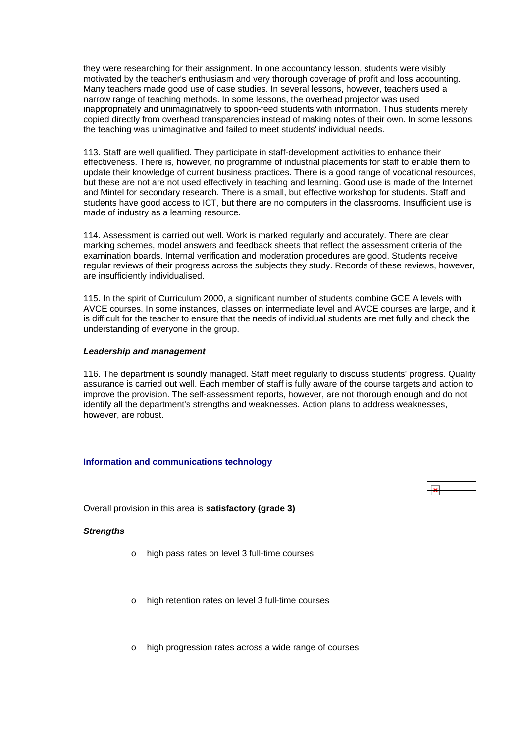they were researching for their assignment. In one accountancy lesson, students were visibly motivated by the teacher's enthusiasm and very thorough coverage of profit and loss accounting. Many teachers made good use of case studies. In several lessons, however, teachers used a narrow range of teaching methods. In some lessons, the overhead projector was used inappropriately and unimaginatively to spoon-feed students with information. Thus students merely copied directly from overhead transparencies instead of making notes of their own. In some lessons, the teaching was unimaginative and failed to meet students' individual needs.

113. Staff are well qualified. They participate in staff-development activities to enhance their effectiveness. There is, however, no programme of industrial placements for staff to enable them to update their knowledge of current business practices. There is a good range of vocational resources, but these are not are not used effectively in teaching and learning. Good use is made of the Internet and Mintel for secondary research. There is a small, but effective workshop for students. Staff and students have good access to ICT, but there are no computers in the classrooms. Insufficient use is made of industry as a learning resource.

114. Assessment is carried out well. Work is marked regularly and accurately. There are clear marking schemes, model answers and feedback sheets that reflect the assessment criteria of the examination boards. Internal verification and moderation procedures are good. Students receive regular reviews of their progress across the subjects they study. Records of these reviews, however, are insufficiently individualised.

115. In the spirit of Curriculum 2000, a significant number of students combine GCE A levels with AVCE courses. In some instances, classes on intermediate level and AVCE courses are large, and it is difficult for the teacher to ensure that the needs of individual students are met fully and check the understanding of everyone in the group.

***Leadership and management***

116. The department is soundly managed. Staff meet regularly to discuss students' progress. Quality assurance is carried out well. Each member of staff is fully aware of the course targets and action to improve the provision. The self-assessment reports, however, are not thorough enough and do not identify all the department's strengths and weaknesses. Action plans to address weaknesses, however, are robust.

### Information and communications technology

Overall provision in this area is **satisfactory (grade 3)**

***Strengths***

- high pass rates on level 3 full-time courses
- high retention rates on level 3 full-time courses
- high progression rates across a wide range of courses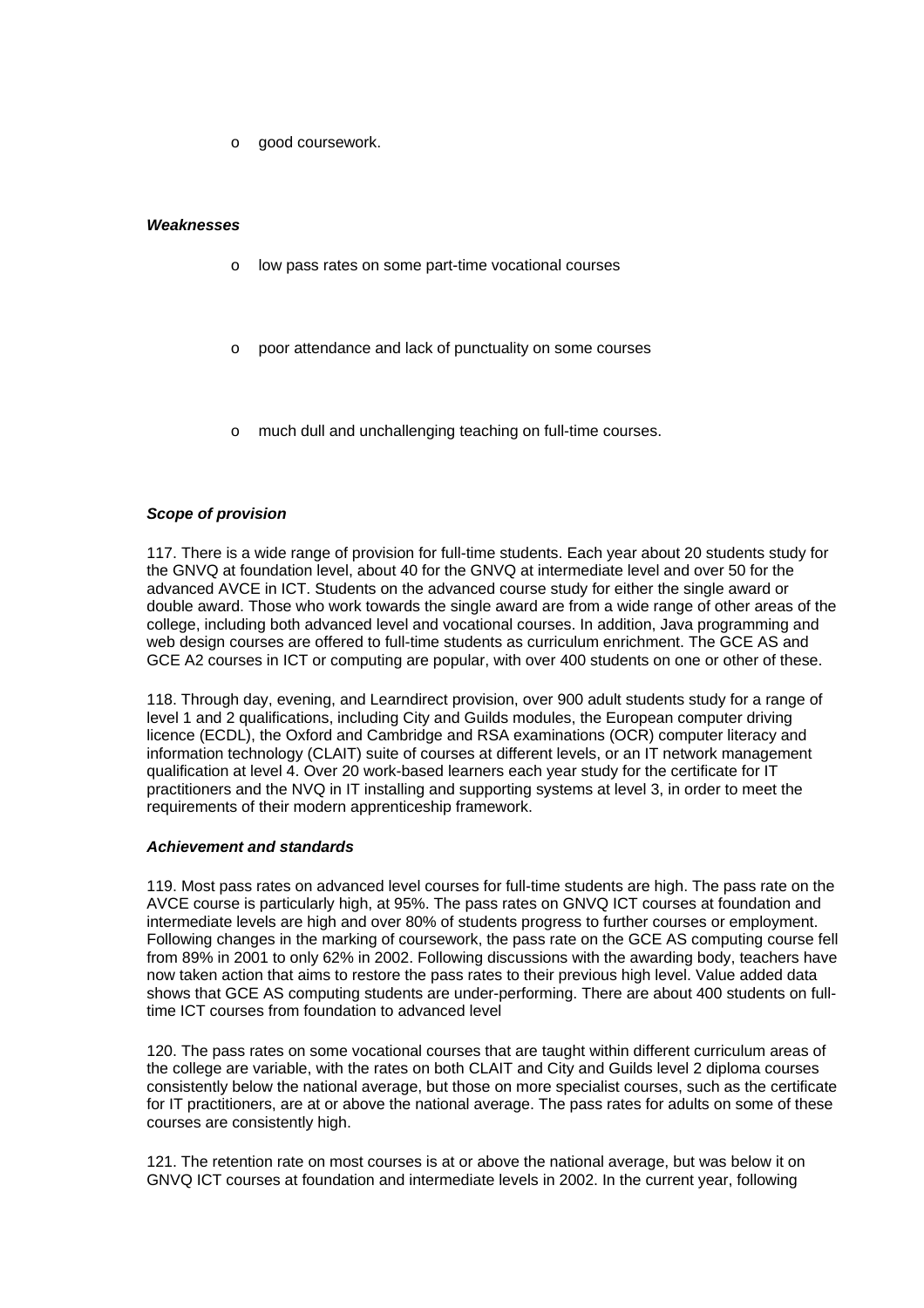- good coursework.

***Weaknesses***

- low pass rates on some part-time vocational courses
- poor attendance and lack of punctuality on some courses
- much dull and unchallenging teaching on full-time courses.

***Scope of provision***

117. There is a wide range of provision for full-time students. Each year about 20 students study for the GNVQ at foundation level, about 40 for the GNVQ at intermediate level and over 50 for the advanced AVCE in ICT. Students on the advanced course study for either the single award or double award. Those who work towards the single award are from a wide range of other areas of the college, including both advanced level and vocational courses. In addition, Java programming and web design courses are offered to full-time students as curriculum enrichment. The GCE AS and GCE A2 courses in ICT or computing are popular, with over 400 students on one or other of these.

118. Through day, evening, and Learndirect provision, over 900 adult students study for a range of level 1 and 2 qualifications, including City and Guilds modules, the European computer driving licence (ECDL), the Oxford and Cambridge and RSA examinations (OCR) computer literacy and information technology (CLAIT) suite of courses at different levels, or an IT network management qualification at level 4. Over 20 work-based learners each year study for the certificate for IT practitioners and the NVQ in IT installing and supporting systems at level 3, in order to meet the requirements of their modern apprenticeship framework.

***Achievement and standards***

119. Most pass rates on advanced level courses for full-time students are high. The pass rate on the AVCE course is particularly high, at 95%. The pass rates on GNVQ ICT courses at foundation and intermediate levels are high and over 80% of students progress to further courses or employment. Following changes in the marking of coursework, the pass rate on the GCE AS computing course fell from 89% in 2001 to only 62% in 2002. Following discussions with the awarding body, teachers have now taken action that aims to restore the pass rates to their previous high level. Value added data shows that GCE AS computing students are under-performing. There are about 400 students on full-time ICT courses from foundation to advanced level

120. The pass rates on some vocational courses that are taught within different curriculum areas of the college are variable, with the rates on both CLAIT and City and Guilds level 2 diploma courses consistently below the national average, but those on more specialist courses, such as the certificate for IT practitioners, are at or above the national average. The pass rates for adults on some of these courses are consistently high.

121. The retention rate on most courses is at or above the national average, but was below it on GNVQ ICT courses at foundation and intermediate levels in 2002. In the current year, following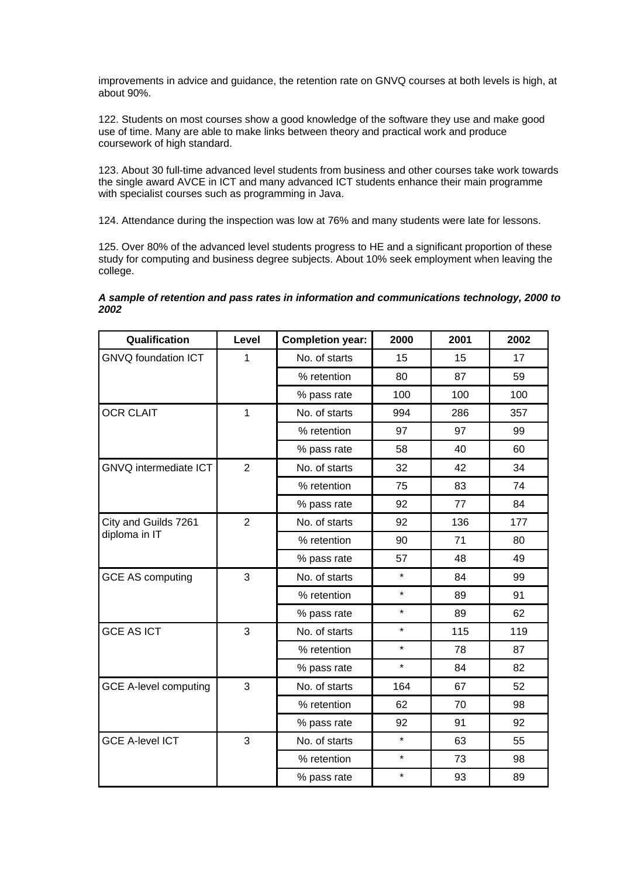improvements in advice and guidance, the retention rate on GNVQ courses at both levels is high, at about 90%.

122. Students on most courses show a good knowledge of the software they use and make good use of time. Many are able to make links between theory and practical work and produce coursework of high standard.

123. About 30 full-time advanced level students from business and other courses take work towards the single award AVCE in ICT and many advanced ICT students enhance their main programme with specialist courses such as programming in Java.

124. Attendance during the inspection was low at 76% and many students were late for lessons.

125. Over 80% of the advanced level students progress to HE and a significant proportion of these study for computing and business degree subjects. About 10% seek employment when leaving the college.

***A sample of retention and pass rates in information and communications technology, 2000 to 2002***

| Qualification | Level | Completion year: | 2000 | 2001 | 2002 |
|---|---|---|---|---|---|
| GNVQ foundation ICT | 1 | No. of starts | 15 | 15 | 17 |
| | | % retention | 80 | 87 | 59 |
| | | % pass rate | 100 | 100 | 100 |
| OCR CLAIT | 1 | No. of starts | 994 | 286 | 357 |
| | | % retention | 97 | 97 | 99 |
| | | % pass rate | 58 | 40 | 60 |
| GNVQ intermediate ICT | 2 | No. of starts | 32 | 42 | 34 |
| | | % retention | 75 | 83 | 74 |
| | | % pass rate | 92 | 77 | 84 |
| City and Guilds 7261 diploma in IT | 2 | No. of starts | 92 | 136 | 177 |
| | | % retention | 90 | 71 | 80 |
| | | % pass rate | 57 | 48 | 49 |
| GCE AS computing | 3 | No. of starts | * | 84 | 99 |
| | | % retention | * | 89 | 91 |
| | | % pass rate | * | 89 | 62 |
| GCE AS ICT | 3 | No. of starts | * | 115 | 119 |
| | | % retention | * | 78 | 87 |
| | | % pass rate | * | 84 | 82 |
| GCE A-level computing | 3 | No. of starts | 164 | 67 | 52 |
| | | % retention | 62 | 70 | 98 |
| | | % pass rate | 92 | 91 | 92 |
| GCE A-level ICT | 3 | No. of starts | * | 63 | 55 |
| | | % retention | * | 73 | 98 |
| | | % pass rate | * | 93 | 89 |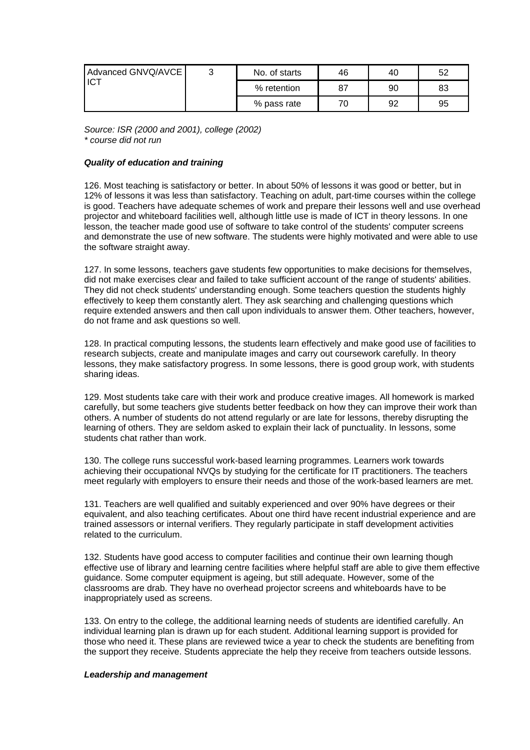| Advanced GNVQ/AVCE ICT | 3 | No. of starts | 46 | 40 | 52 |
|---|---|---|---|---|---|
| | | % retention | 87 | 90 | 83 |
| | | % pass rate | 70 | 92 | 95 |

*Source: ISR (2000 and 2001), college (2002)*
*\* course did not run*

***Quality of education and training***

126. Most teaching is satisfactory or better. In about 50% of lessons it was good or better, but in 12% of lessons it was less than satisfactory. Teaching on adult, part-time courses within the college is good. Teachers have adequate schemes of work and prepare their lessons well and use overhead projector and whiteboard facilities well, although little use is made of ICT in theory lessons. In one lesson, the teacher made good use of software to take control of the students' computer screens and demonstrate the use of new software. The students were highly motivated and were able to use the software straight away.

127. In some lessons, teachers gave students few opportunities to make decisions for themselves, did not make exercises clear and failed to take sufficient account of the range of students' abilities. They did not check students' understanding enough. Some teachers question the students highly effectively to keep them constantly alert. They ask searching and challenging questions which require extended answers and then call upon individuals to answer them. Other teachers, however, do not frame and ask questions so well.

128. In practical computing lessons, the students learn effectively and make good use of facilities to research subjects, create and manipulate images and carry out coursework carefully. In theory lessons, they make satisfactory progress. In some lessons, there is good group work, with students sharing ideas.

129. Most students take care with their work and produce creative images. All homework is marked carefully, but some teachers give students better feedback on how they can improve their work than others. A number of students do not attend regularly or are late for lessons, thereby disrupting the learning of others. They are seldom asked to explain their lack of punctuality. In lessons, some students chat rather than work.

130. The college runs successful work-based learning programmes. Learners work towards achieving their occupational NVQs by studying for the certificate for IT practitioners. The teachers meet regularly with employers to ensure their needs and those of the work-based learners are met.

131. Teachers are well qualified and suitably experienced and over 90% have degrees or their equivalent, and also teaching certificates. About one third have recent industrial experience and are trained assessors or internal verifiers. They regularly participate in staff development activities related to the curriculum.

132. Students have good access to computer facilities and continue their own learning though effective use of library and learning centre facilities where helpful staff are able to give them effective guidance. Some computer equipment is ageing, but still adequate. However, some of the classrooms are drab. They have no overhead projector screens and whiteboards have to be inappropriately used as screens.

133. On entry to the college, the additional learning needs of students are identified carefully. An individual learning plan is drawn up for each student. Additional learning support is provided for those who need it. These plans are reviewed twice a year to check the students are benefiting from the support they receive. Students appreciate the help they receive from teachers outside lessons.

***Leadership and management***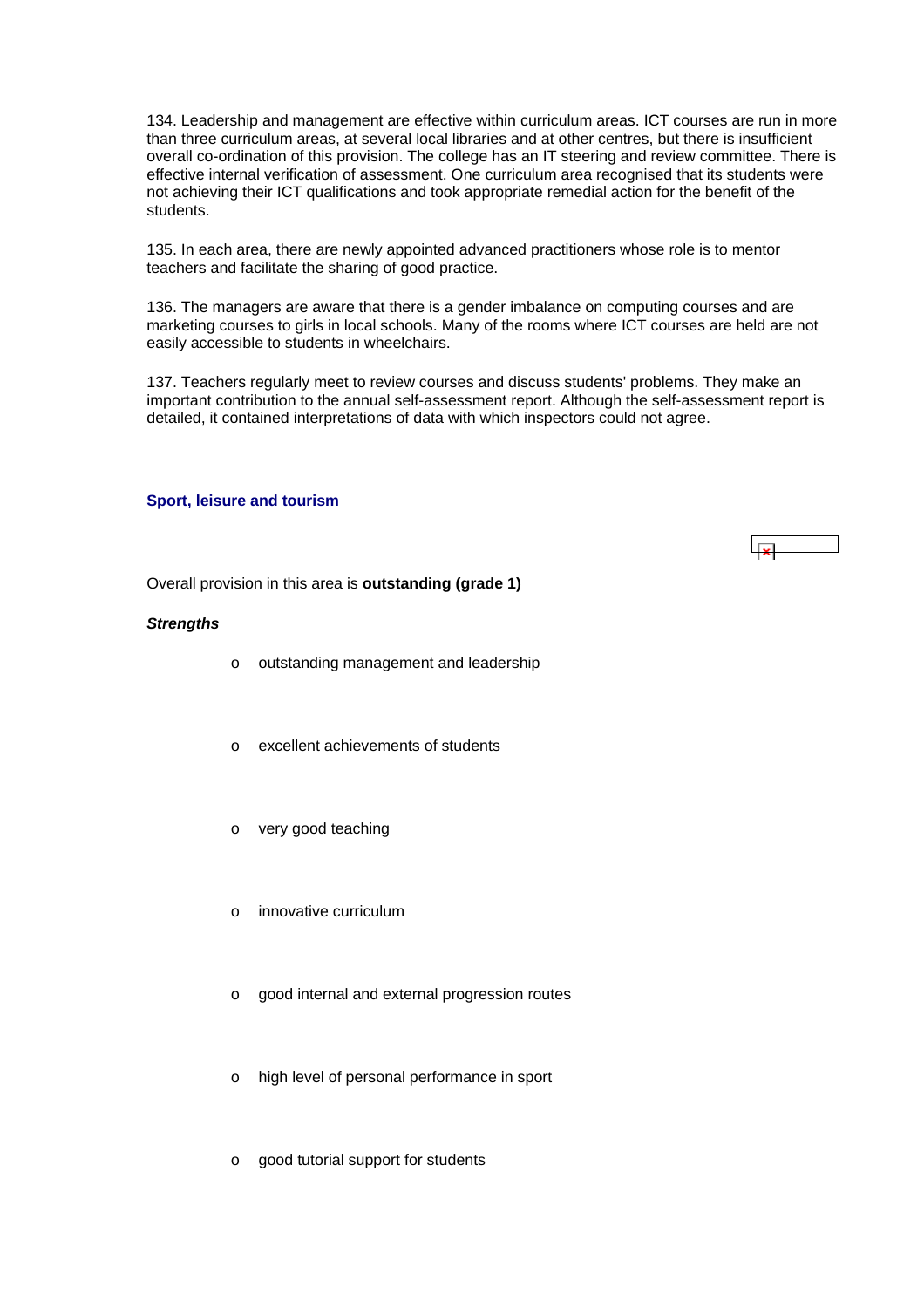134. Leadership and management are effective within curriculum areas. ICT courses are run in more than three curriculum areas, at several local libraries and at other centres, but there is insufficient overall co-ordination of this provision. The college has an IT steering and review committee. There is effective internal verification of assessment. One curriculum area recognised that its students were not achieving their ICT qualifications and took appropriate remedial action for the benefit of the students.

135. In each area, there are newly appointed advanced practitioners whose role is to mentor teachers and facilitate the sharing of good practice.

136. The managers are aware that there is a gender imbalance on computing courses and are marketing courses to girls in local schools. Many of the rooms where ICT courses are held are not easily accessible to students in wheelchairs.

137. Teachers regularly meet to review courses and discuss students' problems. They make an important contribution to the annual self-assessment report. Although the self-assessment report is detailed, it contained interpretations of data with which inspectors could not agree.

### Sport, leisure and tourism

Overall provision in this area is **outstanding (grade 1)**

***Strengths***

- outstanding management and leadership
- excellent achievements of students
- very good teaching
- innovative curriculum
- good internal and external progression routes
- high level of personal performance in sport
- good tutorial support for students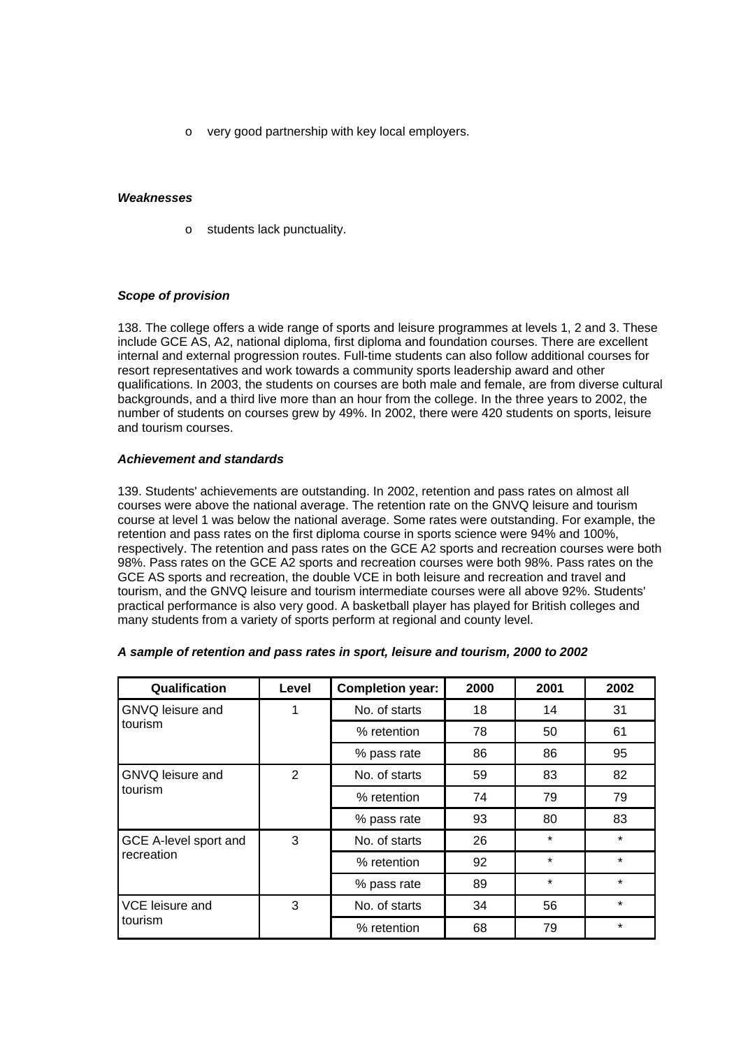- very good partnership with key local employers.

*Weaknesses*

- students lack punctuality.

*Scope of provision*

138. The college offers a wide range of sports and leisure programmes at levels 1, 2 and 3. These include GCE AS, A2, national diploma, first diploma and foundation courses. There are excellent internal and external progression routes. Full-time students can also follow additional courses for resort representatives and work towards a community sports leadership award and other qualifications. In 2003, the students on courses are both male and female, are from diverse cultural backgrounds, and a third live more than an hour from the college. In the three years to 2002, the number of students on courses grew by 49%. In 2002, there were 420 students on sports, leisure and tourism courses.

*Achievement and standards*

139. Students' achievements are outstanding. In 2002, retention and pass rates on almost all courses were above the national average. The retention rate on the GNVQ leisure and tourism course at level 1 was below the national average. Some rates were outstanding. For example, the retention and pass rates on the first diploma course in sports science were 94% and 100%, respectively. The retention and pass rates on the GCE A2 sports and recreation courses were both 98%. Pass rates on the GCE A2 sports and recreation courses were both 98%. Pass rates on the GCE AS sports and recreation, the double VCE in both leisure and recreation and travel and tourism, and the GNVQ leisure and tourism intermediate courses were all above 92%. Students' practical performance is also very good. A basketball player has played for British colleges and many students from a variety of sports perform at regional and county level.

*A sample of retention and pass rates in sport, leisure and tourism, 2000 to 2002*

| Qualification | Level | Completion year: | 2000 | 2001 | 2002 |
|---|---|---|---|---|---|
| GNVQ leisure and tourism | 1 | No. of starts | 18 | 14 | 31 |
| | | % retention | 78 | 50 | 61 |
| | | % pass rate | 86 | 86 | 95 |
| GNVQ leisure and tourism | 2 | No. of starts | 59 | 83 | 82 |
| | | % retention | 74 | 79 | 79 |
| | | % pass rate | 93 | 80 | 83 |
| GCE A-level sport and recreation | 3 | No. of starts | 26 | * | * |
| | | % retention | 92 | * | * |
| | | % pass rate | 89 | * | * |
| VCE leisure and tourism | 3 | No. of starts | 34 | 56 | * |
| | | % retention | 68 | 79 | * |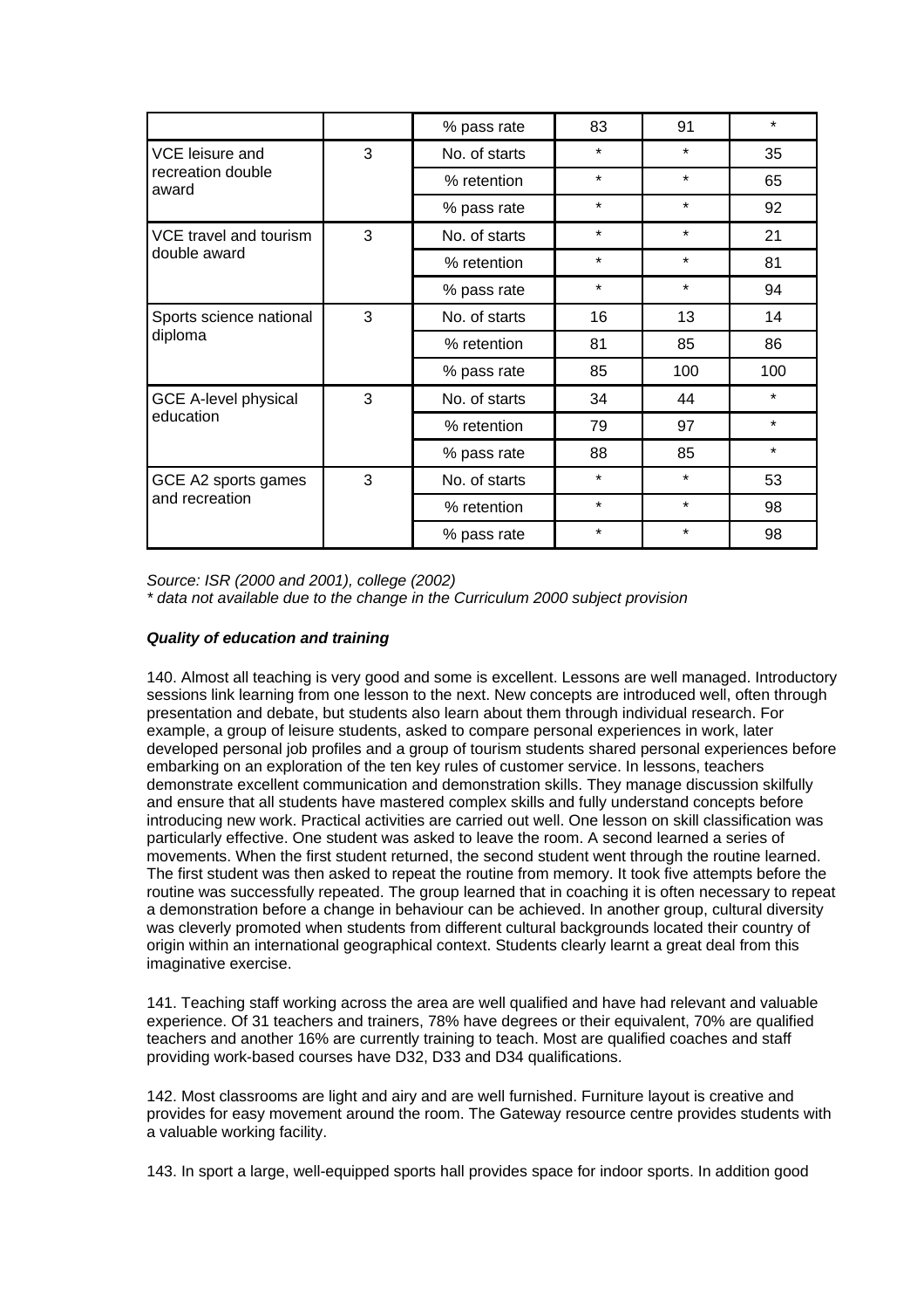| | | % pass rate | 83 | 91 | * |
|---|---|---|---|---|---|
| VCE leisure and recreation double award | 3 | No. of starts | * | * | 35 |
| | | % retention | * | * | 65 |
| | | % pass rate | * | * | 92 |
| VCE travel and tourism double award | 3 | No. of starts | * | * | 21 |
| | | % retention | * | * | 81 |
| | | % pass rate | * | * | 94 |
| Sports science national diploma | 3 | No. of starts | 16 | 13 | 14 |
| | | % retention | 81 | 85 | 86 |
| | | % pass rate | 85 | 100 | 100 |
| GCE A-level physical education | 3 | No. of starts | 34 | 44 | * |
| | | % retention | 79 | 97 | * |
| | | % pass rate | 88 | 85 | * |
| GCE A2 sports games and recreation | 3 | No. of starts | * | * | 53 |
| | | % retention | * | * | 98 |
| | | % pass rate | * | * | 98 |

*Source: ISR (2000 and 2001), college (2002)*
*\* data not available due to the change in the Curriculum 2000 subject provision*

***Quality of education and training***

140. Almost all teaching is very good and some is excellent. Lessons are well managed. Introductory sessions link learning from one lesson to the next. New concepts are introduced well, often through presentation and debate, but students also learn about them through individual research. For example, a group of leisure students, asked to compare personal experiences in work, later developed personal job profiles and a group of tourism students shared personal experiences before embarking on an exploration of the ten key rules of customer service. In lessons, teachers demonstrate excellent communication and demonstration skills. They manage discussion skilfully and ensure that all students have mastered complex skills and fully understand concepts before introducing new work. Practical activities are carried out well. One lesson on skill classification was particularly effective. One student was asked to leave the room. A second learned a series of movements. When the first student returned, the second student went through the routine learned. The first student was then asked to repeat the routine from memory. It took five attempts before the routine was successfully repeated. The group learned that in coaching it is often necessary to repeat a demonstration before a change in behaviour can be achieved. In another group, cultural diversity was cleverly promoted when students from different cultural backgrounds located their country of origin within an international geographical context. Students clearly learnt a great deal from this imaginative exercise.

141. Teaching staff working across the area are well qualified and have had relevant and valuable experience. Of 31 teachers and trainers, 78% have degrees or their equivalent, 70% are qualified teachers and another 16% are currently training to teach. Most are qualified coaches and staff providing work-based courses have D32, D33 and D34 qualifications.

142. Most classrooms are light and airy and are well furnished. Furniture layout is creative and provides for easy movement around the room. The Gateway resource centre provides students with a valuable working facility.

143. In sport a large, well-equipped sports hall provides space for indoor sports. In addition good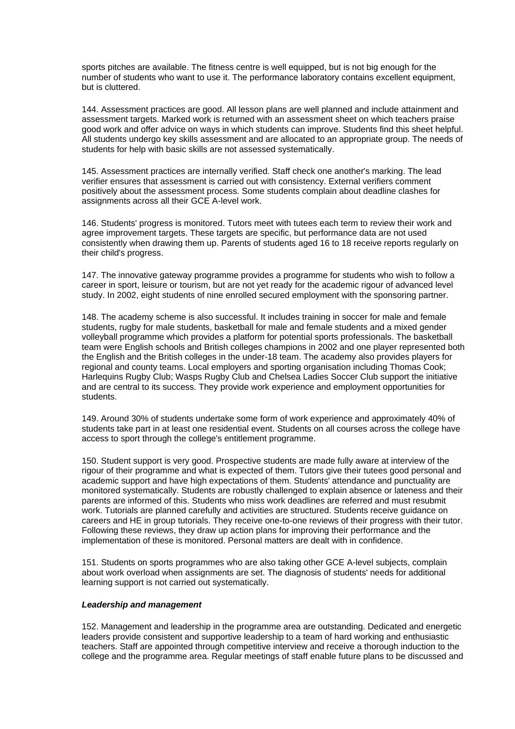sports pitches are available. The fitness centre is well equipped, but is not big enough for the number of students who want to use it. The performance laboratory contains excellent equipment, but is cluttered.

144. Assessment practices are good. All lesson plans are well planned and include attainment and assessment targets. Marked work is returned with an assessment sheet on which teachers praise good work and offer advice on ways in which students can improve. Students find this sheet helpful. All students undergo key skills assessment and are allocated to an appropriate group. The needs of students for help with basic skills are not assessed systematically.

145. Assessment practices are internally verified. Staff check one another's marking. The lead verifier ensures that assessment is carried out with consistency. External verifiers comment positively about the assessment process. Some students complain about deadline clashes for assignments across all their GCE A-level work.

146. Students' progress is monitored. Tutors meet with tutees each term to review their work and agree improvement targets. These targets are specific, but performance data are not used consistently when drawing them up. Parents of students aged 16 to 18 receive reports regularly on their child's progress.

147. The innovative gateway programme provides a programme for students who wish to follow a career in sport, leisure or tourism, but are not yet ready for the academic rigour of advanced level study. In 2002, eight students of nine enrolled secured employment with the sponsoring partner.

148. The academy scheme is also successful. It includes training in soccer for male and female students, rugby for male students, basketball for male and female students and a mixed gender volleyball programme which provides a platform for potential sports professionals. The basketball team were English schools and British colleges champions in 2002 and one player represented both the English and the British colleges in the under-18 team. The academy also provides players for regional and county teams. Local employers and sporting organisation including Thomas Cook; Harlequins Rugby Club; Wasps Rugby Club and Chelsea Ladies Soccer Club support the initiative and are central to its success. They provide work experience and employment opportunities for students.

149. Around 30% of students undertake some form of work experience and approximately 40% of students take part in at least one residential event. Students on all courses across the college have access to sport through the college's entitlement programme.

150. Student support is very good. Prospective students are made fully aware at interview of the rigour of their programme and what is expected of them. Tutors give their tutees good personal and academic support and have high expectations of them. Students' attendance and punctuality are monitored systematically. Students are robustly challenged to explain absence or lateness and their parents are informed of this. Students who miss work deadlines are referred and must resubmit work. Tutorials are planned carefully and activities are structured. Students receive guidance on careers and HE in group tutorials. They receive one-to-one reviews of their progress with their tutor. Following these reviews, they draw up action plans for improving their performance and the implementation of these is monitored. Personal matters are dealt with in confidence.

151. Students on sports programmes who are also taking other GCE A-level subjects, complain about work overload when assignments are set. The diagnosis of students' needs for additional learning support is not carried out systematically.

***Leadership and management***

152. Management and leadership in the programme area are outstanding. Dedicated and energetic leaders provide consistent and supportive leadership to a team of hard working and enthusiastic teachers. Staff are appointed through competitive interview and receive a thorough induction to the college and the programme area. Regular meetings of staff enable future plans to be discussed and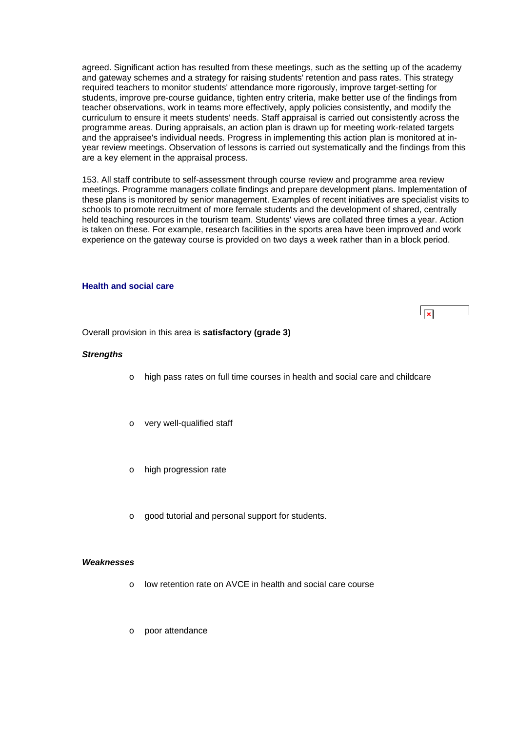agreed. Significant action has resulted from these meetings, such as the setting up of the academy and gateway schemes and a strategy for raising students' retention and pass rates. This strategy required teachers to monitor students' attendance more rigorously, improve target-setting for students, improve pre-course guidance, tighten entry criteria, make better use of the findings from teacher observations, work in teams more effectively, apply policies consistently, and modify the curriculum to ensure it meets students' needs. Staff appraisal is carried out consistently across the programme areas. During appraisals, an action plan is drawn up for meeting work-related targets and the appraisee's individual needs. Progress in implementing this action plan is monitored at in-year review meetings. Observation of lessons is carried out systematically and the findings from this are a key element in the appraisal process.

153. All staff contribute to self-assessment through course review and programme area review meetings. Programme managers collate findings and prepare development plans. Implementation of these plans is monitored by senior management. Examples of recent initiatives are specialist visits to schools to promote recruitment of more female students and the development of shared, centrally held teaching resources in the tourism team. Students' views are collated three times a year. Action is taken on these. For example, research facilities in the sports area have been improved and work experience on the gateway course is provided on two days a week rather than in a block period.

## Health and social care

Overall provision in this area is **satisfactory (grade 3)**

***Strengths***

- high pass rates on full time courses in health and social care and childcare
- very well-qualified staff
- high progression rate
- good tutorial and personal support for students.

***Weaknesses***

- low retention rate on AVCE in health and social care course
- poor attendance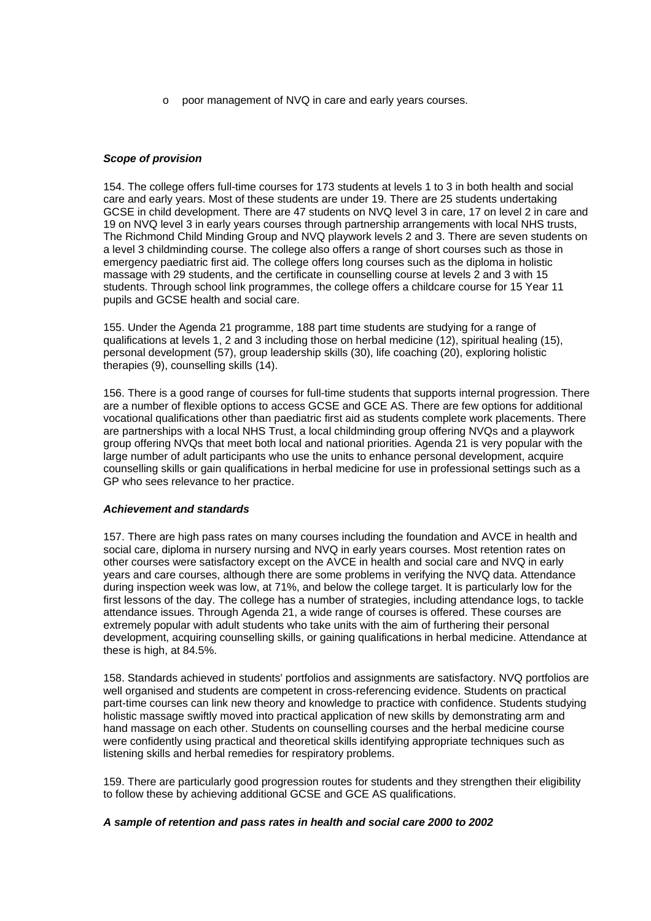- poor management of NVQ in care and early years courses.

***Scope of provision***

154. The college offers full-time courses for 173 students at levels 1 to 3 in both health and social care and early years. Most of these students are under 19. There are 25 students undertaking GCSE in child development. There are 47 students on NVQ level 3 in care, 17 on level 2 in care and 19 on NVQ level 3 in early years courses through partnership arrangements with local NHS trusts, The Richmond Child Minding Group and NVQ playwork levels 2 and 3. There are seven students on a level 3 childminding course. The college also offers a range of short courses such as those in emergency paediatric first aid. The college offers long courses such as the diploma in holistic massage with 29 students, and the certificate in counselling course at levels 2 and 3 with 15 students. Through school link programmes, the college offers a childcare course for 15 Year 11 pupils and GCSE health and social care.

155. Under the Agenda 21 programme, 188 part time students are studying for a range of qualifications at levels 1, 2 and 3 including those on herbal medicine (12), spiritual healing (15), personal development (57), group leadership skills (30), life coaching (20), exploring holistic therapies (9), counselling skills (14).

156. There is a good range of courses for full-time students that supports internal progression. There are a number of flexible options to access GCSE and GCE AS. There are few options for additional vocational qualifications other than paediatric first aid as students complete work placements. There are partnerships with a local NHS Trust, a local childminding group offering NVQs and a playwork group offering NVQs that meet both local and national priorities. Agenda 21 is very popular with the large number of adult participants who use the units to enhance personal development, acquire counselling skills or gain qualifications in herbal medicine for use in professional settings such as a GP who sees relevance to her practice.

***Achievement and standards***

157. There are high pass rates on many courses including the foundation and AVCE in health and social care, diploma in nursery nursing and NVQ in early years courses. Most retention rates on other courses were satisfactory except on the AVCE in health and social care and NVQ in early years and care courses, although there are some problems in verifying the NVQ data. Attendance during inspection week was low, at 71%, and below the college target. It is particularly low for the first lessons of the day. The college has a number of strategies, including attendance logs, to tackle attendance issues. Through Agenda 21, a wide range of courses is offered. These courses are extremely popular with adult students who take units with the aim of furthering their personal development, acquiring counselling skills, or gaining qualifications in herbal medicine. Attendance at these is high, at 84.5%.

158. Standards achieved in students' portfolios and assignments are satisfactory. NVQ portfolios are well organised and students are competent in cross-referencing evidence. Students on practical part-time courses can link new theory and knowledge to practice with confidence. Students studying holistic massage swiftly moved into practical application of new skills by demonstrating arm and hand massage on each other. Students on counselling courses and the herbal medicine course were confidently using practical and theoretical skills identifying appropriate techniques such as listening skills and herbal remedies for respiratory problems.

159. There are particularly good progression routes for students and they strengthen their eligibility to follow these by achieving additional GCSE and GCE AS qualifications.

***A sample of retention and pass rates in health and social care 2000 to 2002***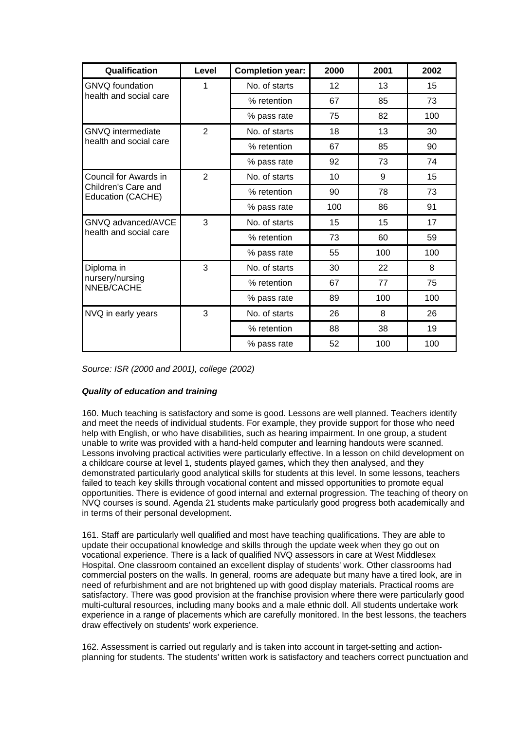| Qualification | Level | Completion year: | 2000 | 2001 | 2002 |
|---|---|---|---|---|---|
| GNVQ foundation health and social care | 1 | No. of starts | 12 | 13 | 15 |
| | | % retention | 67 | 85 | 73 |
| | | % pass rate | 75 | 82 | 100 |
| GNVQ intermediate health and social care | 2 | No. of starts | 18 | 13 | 30 |
| | | % retention | 67 | 85 | 90 |
| | | % pass rate | 92 | 73 | 74 |
| Council for Awards in Children's Care and Education (CACHE) | 2 | No. of starts | 10 | 9 | 15 |
| | | % retention | 90 | 78 | 73 |
| | | % pass rate | 100 | 86 | 91 |
| GNVQ advanced/AVCE health and social care | 3 | No. of starts | 15 | 15 | 17 |
| | | % retention | 73 | 60 | 59 |
| | | % pass rate | 55 | 100 | 100 |
| Diploma in nursery/nursing NNEB/CACHE | 3 | No. of starts | 30 | 22 | 8 |
| | | % retention | 67 | 77 | 75 |
| | | % pass rate | 89 | 100 | 100 |
| NVQ in early years | 3 | No. of starts | 26 | 8 | 26 |
| | | % retention | 88 | 38 | 19 |
| | | % pass rate | 52 | 100 | 100 |

*Source: ISR (2000 and 2001), college (2002)*

***Quality of education and training***

160. Much teaching is satisfactory and some is good. Lessons are well planned. Teachers identify and meet the needs of individual students. For example, they provide support for those who need help with English, or who have disabilities, such as hearing impairment. In one group, a student unable to write was provided with a hand-held computer and learning handouts were scanned. Lessons involving practical activities were particularly effective. In a lesson on child development on a childcare course at level 1, students played games, which they then analysed, and they demonstrated particularly good analytical skills for students at this level. In some lessons, teachers failed to teach key skills through vocational content and missed opportunities to promote equal opportunities. There is evidence of good internal and external progression. The teaching of theory on NVQ courses is sound. Agenda 21 students make particularly good progress both academically and in terms of their personal development.

161. Staff are particularly well qualified and most have teaching qualifications. They are able to update their occupational knowledge and skills through the update week when they go out on vocational experience. There is a lack of qualified NVQ assessors in care at West Middlesex Hospital. One classroom contained an excellent display of students' work. Other classrooms had commercial posters on the walls. In general, rooms are adequate but many have a tired look, are in need of refurbishment and are not brightened up with good display materials. Practical rooms are satisfactory. There was good provision at the franchise provision where there were particularly good multi-cultural resources, including many books and a male ethnic doll. All students undertake work experience in a range of placements which are carefully monitored. In the best lessons, the teachers draw effectively on students' work experience.

162. Assessment is carried out regularly and is taken into account in target-setting and action-planning for students. The students' written work is satisfactory and teachers correct punctuation and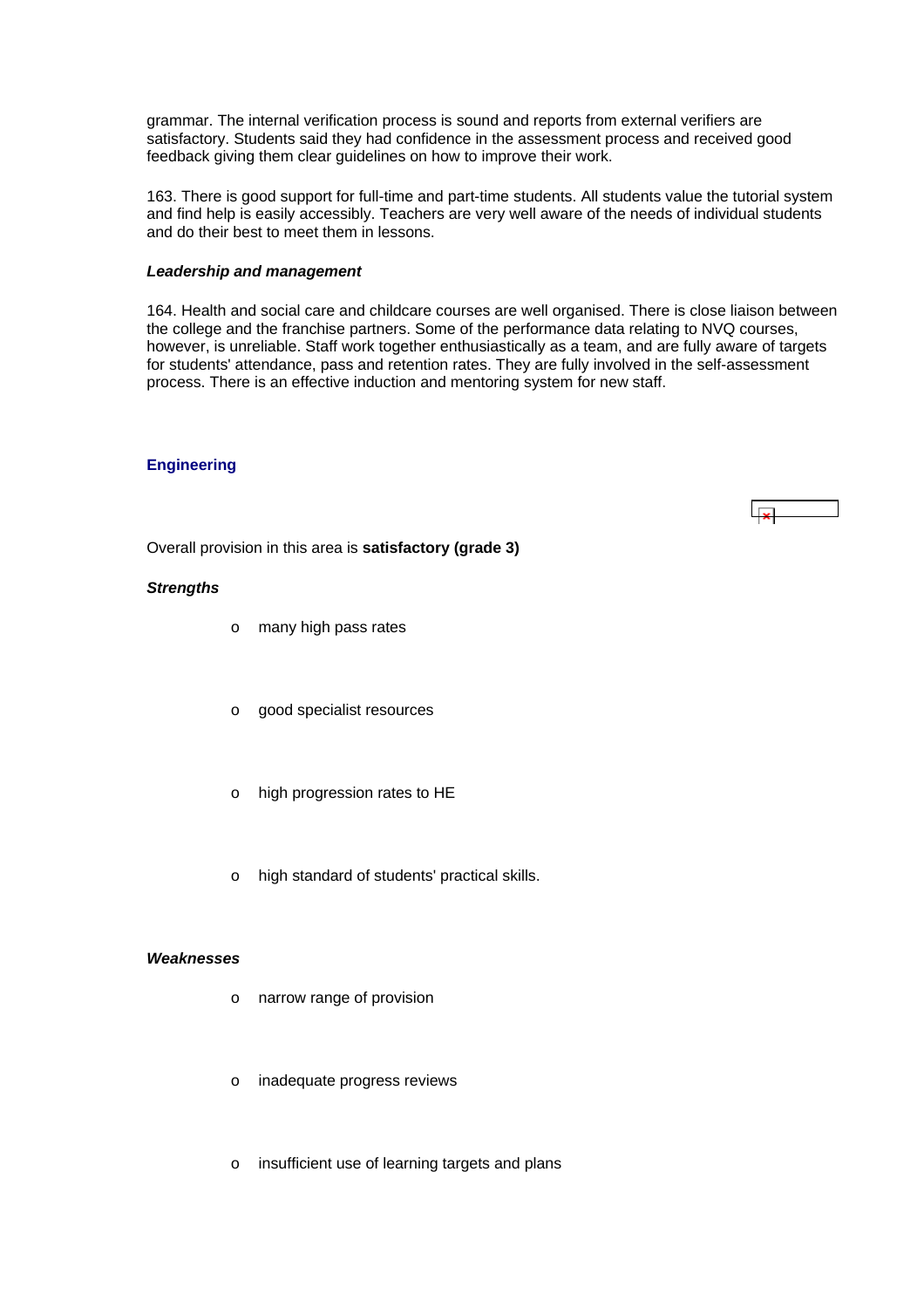grammar. The internal verification process is sound and reports from external verifiers are satisfactory. Students said they had confidence in the assessment process and received good feedback giving them clear guidelines on how to improve their work.

163. There is good support for full-time and part-time students. All students value the tutorial system and find help is easily accessibly. Teachers are very well aware of the needs of individual students and do their best to meet them in lessons.

***Leadership and management***

164. Health and social care and childcare courses are well organised. There is close liaison between the college and the franchise partners. Some of the performance data relating to NVQ courses, however, is unreliable. Staff work together enthusiastically as a team, and are fully aware of targets for students' attendance, pass and retention rates. They are fully involved in the self-assessment process. There is an effective induction and mentoring system for new staff.

## Engineering

Overall provision in this area is **satisfactory (grade 3)**

***Strengths***

- many high pass rates
- good specialist resources
- high progression rates to HE
- high standard of students' practical skills.

***Weaknesses***

- narrow range of provision
- inadequate progress reviews
- insufficient use of learning targets and plans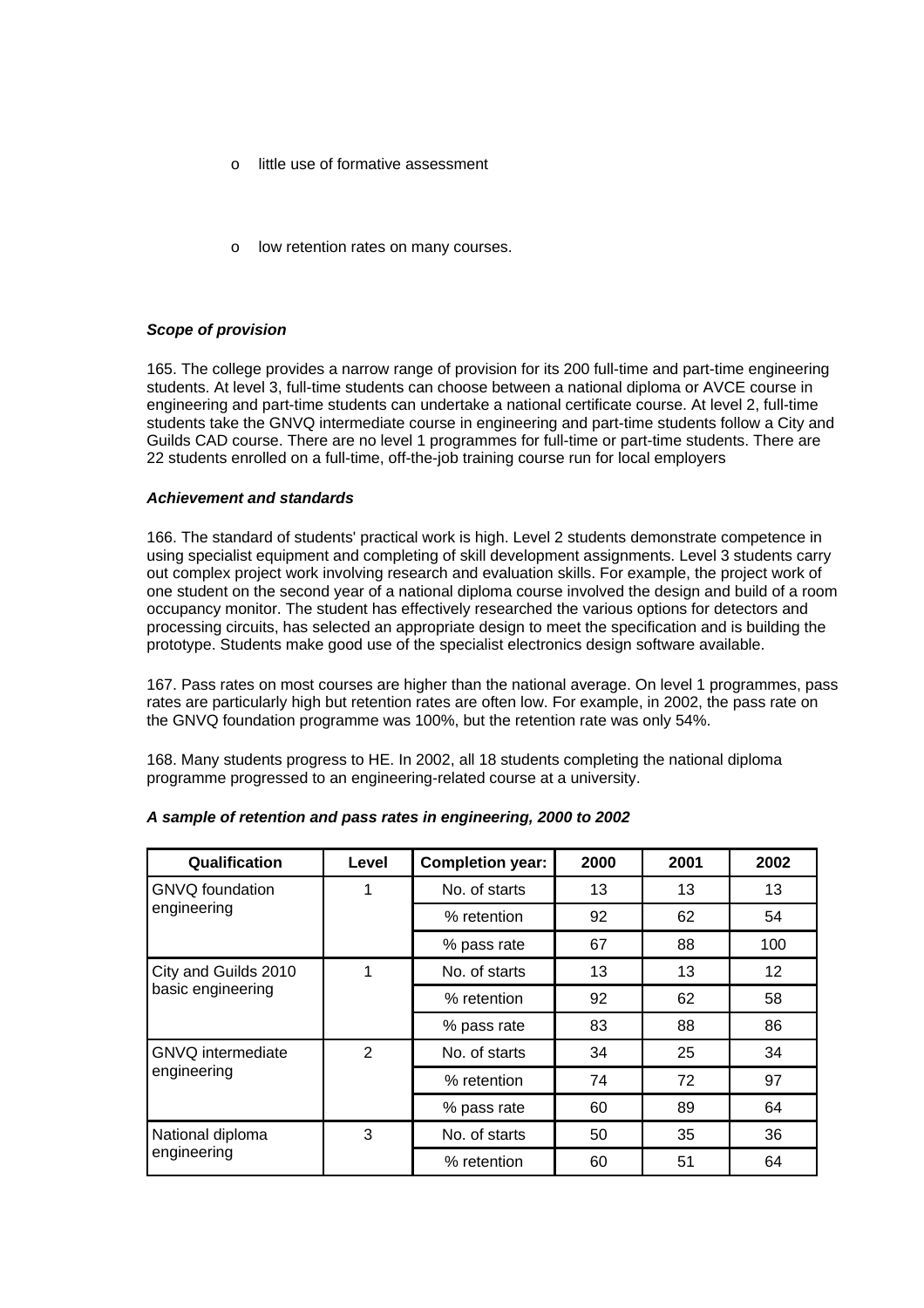- little use of formative assessment

- low retention rates on many courses.

***Scope of provision***

165. The college provides a narrow range of provision for its 200 full-time and part-time engineering students. At level 3, full-time students can choose between a national diploma or AVCE course in engineering and part-time students can undertake a national certificate course. At level 2, full-time students take the GNVQ intermediate course in engineering and part-time students follow a City and Guilds CAD course. There are no level 1 programmes for full-time or part-time students. There are 22 students enrolled on a full-time, off-the-job training course run for local employers

***Achievement and standards***

166. The standard of students' practical work is high. Level 2 students demonstrate competence in using specialist equipment and completing of skill development assignments. Level 3 students carry out complex project work involving research and evaluation skills. For example, the project work of one student on the second year of a national diploma course involved the design and build of a room occupancy monitor. The student has effectively researched the various options for detectors and processing circuits, has selected an appropriate design to meet the specification and is building the prototype. Students make good use of the specialist electronics design software available.

167. Pass rates on most courses are higher than the national average. On level 1 programmes, pass rates are particularly high but retention rates are often low. For example, in 2002, the pass rate on the GNVQ foundation programme was 100%, but the retention rate was only 54%.

168. Many students progress to HE. In 2002, all 18 students completing the national diploma programme progressed to an engineering-related course at a university.

***A sample of retention and pass rates in engineering, 2000 to 2002***

| Qualification | Level | Completion year: | 2000 | 2001 | 2002 |
|---|---|---|---|---|---|
| GNVQ foundation engineering | 1 | No. of starts | 13 | 13 | 13 |
| | | % retention | 92 | 62 | 54 |
| | | % pass rate | 67 | 88 | 100 |
| City and Guilds 2010 basic engineering | 1 | No. of starts | 13 | 13 | 12 |
| | | % retention | 92 | 62 | 58 |
| | | % pass rate | 83 | 88 | 86 |
| GNVQ intermediate engineering | 2 | No. of starts | 34 | 25 | 34 |
| | | % retention | 74 | 72 | 97 |
| | | % pass rate | 60 | 89 | 64 |
| National diploma engineering | 3 | No. of starts | 50 | 35 | 36 |
| | | % retention | 60 | 51 | 64 |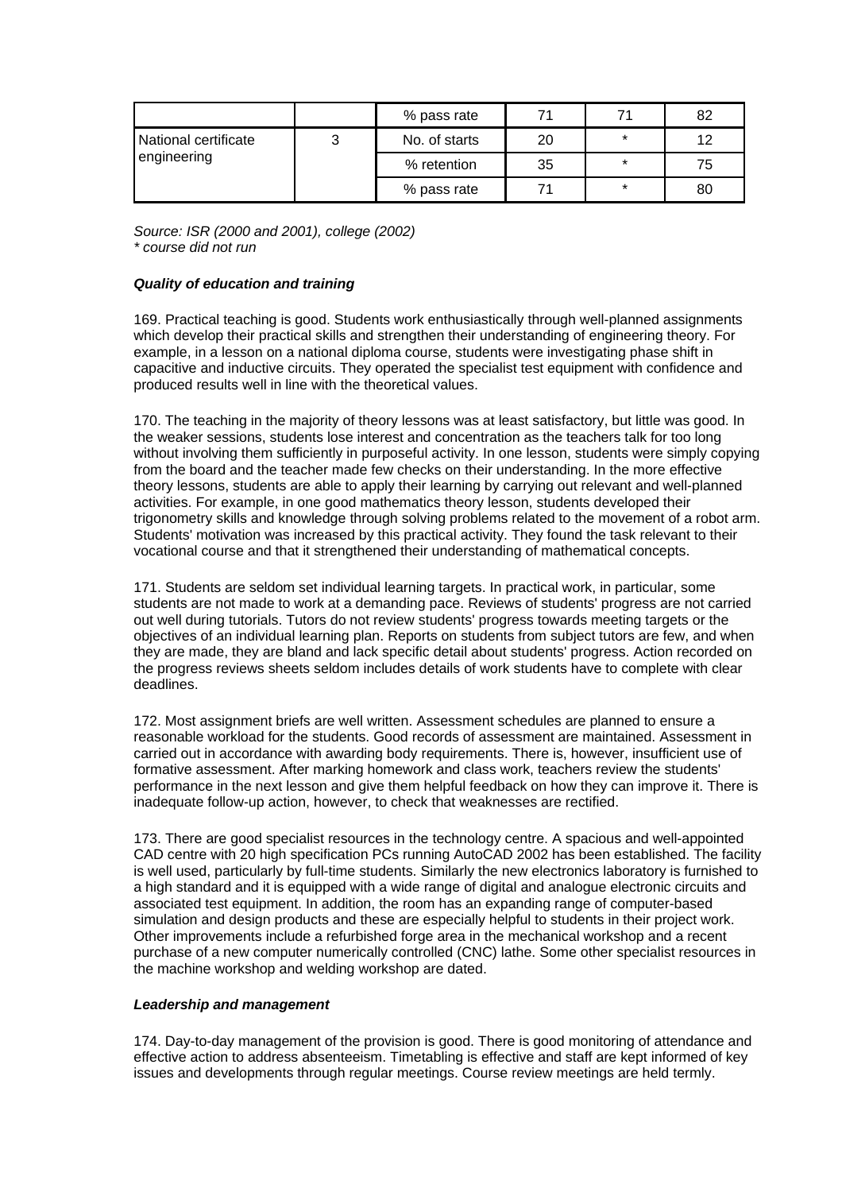| | | % pass rate | 71 | 71 | 82 |
|---|---|---|---|---|---|
| National certificate engineering | 3 | No. of starts | 20 | * | 12 |
| | | % retention | 35 | * | 75 |
| | | % pass rate | 71 | * | 80 |

*Source: ISR (2000 and 2001), college (2002)*
*\* course did not run*

***Quality of education and training***

169. Practical teaching is good. Students work enthusiastically through well-planned assignments which develop their practical skills and strengthen their understanding of engineering theory. For example, in a lesson on a national diploma course, students were investigating phase shift in capacitive and inductive circuits. They operated the specialist test equipment with confidence and produced results well in line with the theoretical values.

170. The teaching in the majority of theory lessons was at least satisfactory, but little was good. In the weaker sessions, students lose interest and concentration as the teachers talk for too long without involving them sufficiently in purposeful activity. In one lesson, students were simply copying from the board and the teacher made few checks on their understanding. In the more effective theory lessons, students are able to apply their learning by carrying out relevant and well-planned activities. For example, in one good mathematics theory lesson, students developed their trigonometry skills and knowledge through solving problems related to the movement of a robot arm. Students' motivation was increased by this practical activity. They found the task relevant to their vocational course and that it strengthened their understanding of mathematical concepts.

171. Students are seldom set individual learning targets. In practical work, in particular, some students are not made to work at a demanding pace. Reviews of students' progress are not carried out well during tutorials. Tutors do not review students' progress towards meeting targets or the objectives of an individual learning plan. Reports on students from subject tutors are few, and when they are made, they are bland and lack specific detail about students' progress. Action recorded on the progress reviews sheets seldom includes details of work students have to complete with clear deadlines.

172. Most assignment briefs are well written. Assessment schedules are planned to ensure a reasonable workload for the students. Good records of assessment are maintained. Assessment in carried out in accordance with awarding body requirements. There is, however, insufficient use of formative assessment. After marking homework and class work, teachers review the students' performance in the next lesson and give them helpful feedback on how they can improve it. There is inadequate follow-up action, however, to check that weaknesses are rectified.

173. There are good specialist resources in the technology centre. A spacious and well-appointed CAD centre with 20 high specification PCs running AutoCAD 2002 has been established. The facility is well used, particularly by full-time students. Similarly the new electronics laboratory is furnished to a high standard and it is equipped with a wide range of digital and analogue electronic circuits and associated test equipment. In addition, the room has an expanding range of computer-based simulation and design products and these are especially helpful to students in their project work. Other improvements include a refurbished forge area in the mechanical workshop and a recent purchase of a new computer numerically controlled (CNC) lathe. Some other specialist resources in the machine workshop and welding workshop are dated.

***Leadership and management***

174. Day-to-day management of the provision is good. There is good monitoring of attendance and effective action to address absenteeism. Timetabling is effective and staff are kept informed of key issues and developments through regular meetings. Course review meetings are held termly.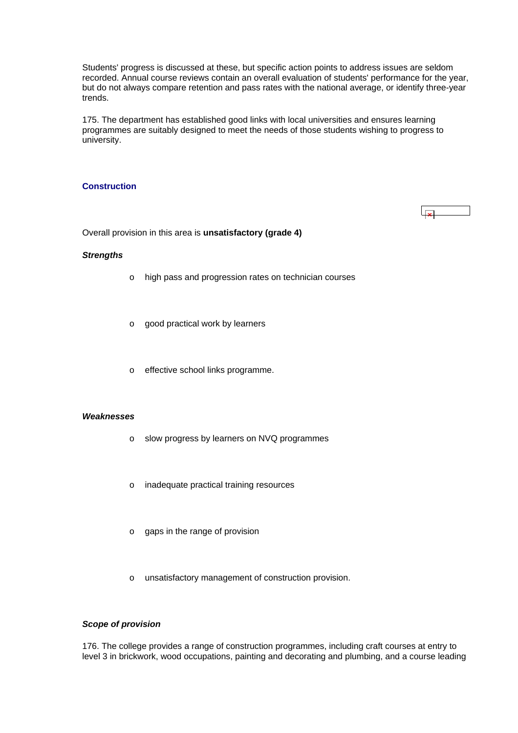Students' progress is discussed at these, but specific action points to address issues are seldom recorded. Annual course reviews contain an overall evaluation of students' performance for the year, but do not always compare retention and pass rates with the national average, or identify three-year trends.

175. The department has established good links with local universities and ensures learning programmes are suitably designed to meet the needs of those students wishing to progress to university.

## Construction

Overall provision in this area is **unsatisfactory (grade 4)**

***Strengths***

- high pass and progression rates on technician courses
- good practical work by learners
- effective school links programme.

***Weaknesses***

- slow progress by learners on NVQ programmes
- inadequate practical training resources
- gaps in the range of provision
- unsatisfactory management of construction provision.

***Scope of provision***

176. The college provides a range of construction programmes, including craft courses at entry to level 3 in brickwork, wood occupations, painting and decorating and plumbing, and a course leading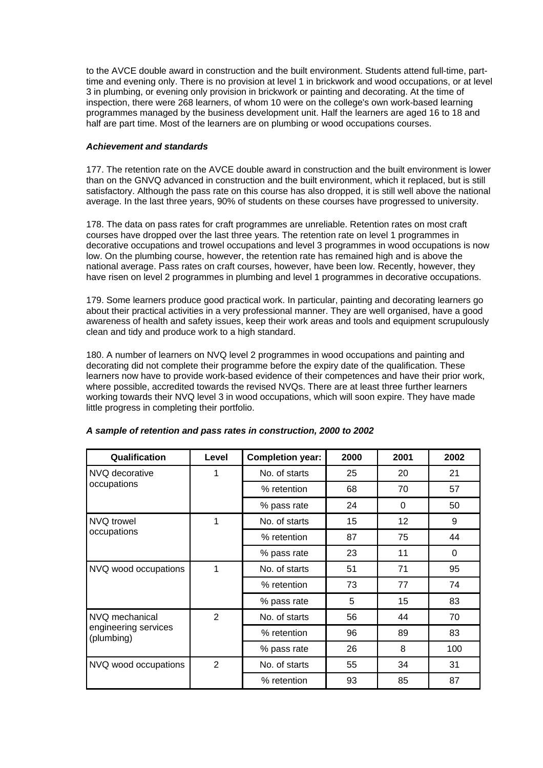to the AVCE double award in construction and the built environment. Students attend full-time, part-time and evening only. There is no provision at level 1 in brickwork and wood occupations, or at level 3 in plumbing, or evening only provision in brickwork or painting and decorating. At the time of inspection, there were 268 learners, of whom 10 were on the college's own work-based learning programmes managed by the business development unit. Half the learners are aged 16 to 18 and half are part time. Most of the learners are on plumbing or wood occupations courses.

***Achievement and standards***

177. The retention rate on the AVCE double award in construction and the built environment is lower than on the GNVQ advanced in construction and the built environment, which it replaced, but is still satisfactory. Although the pass rate on this course has also dropped, it is still well above the national average. In the last three years, 90% of students on these courses have progressed to university.

178. The data on pass rates for craft programmes are unreliable. Retention rates on most craft courses have dropped over the last three years. The retention rate on level 1 programmes in decorative occupations and trowel occupations and level 3 programmes in wood occupations is now low. On the plumbing course, however, the retention rate has remained high and is above the national average. Pass rates on craft courses, however, have been low. Recently, however, they have risen on level 2 programmes in plumbing and level 1 programmes in decorative occupations.

179. Some learners produce good practical work. In particular, painting and decorating learners go about their practical activities in a very professional manner. They are well organised, have a good awareness of health and safety issues, keep their work areas and tools and equipment scrupulously clean and tidy and produce work to a high standard.

180. A number of learners on NVQ level 2 programmes in wood occupations and painting and decorating did not complete their programme before the expiry date of the qualification. These learners now have to provide work-based evidence of their competences and have their prior work, where possible, accredited towards the revised NVQs. There are at least three further learners working towards their NVQ level 3 in wood occupations, which will soon expire. They have made little progress in completing their portfolio.

***A sample of retention and pass rates in construction, 2000 to 2002***

| Qualification | Level | Completion year: | 2000 | 2001 | 2002 |
|---|---|---|---|---|---|
| NVQ decorative occupations | 1 | No. of starts | 25 | 20 | 21 |
| | | % retention | 68 | 70 | 57 |
| | | % pass rate | 24 | 0 | 50 |
| NVQ trowel occupations | 1 | No. of starts | 15 | 12 | 9 |
| | | % retention | 87 | 75 | 44 |
| | | % pass rate | 23 | 11 | 0 |
| NVQ wood occupations | 1 | No. of starts | 51 | 71 | 95 |
| | | % retention | 73 | 77 | 74 |
| | | % pass rate | 5 | 15 | 83 |
| NVQ mechanical engineering services (plumbing) | 2 | No. of starts | 56 | 44 | 70 |
| | | % retention | 96 | 89 | 83 |
| | | % pass rate | 26 | 8 | 100 |
| NVQ wood occupations | 2 | No. of starts | 55 | 34 | 31 |
| | | % retention | 93 | 85 | 87 |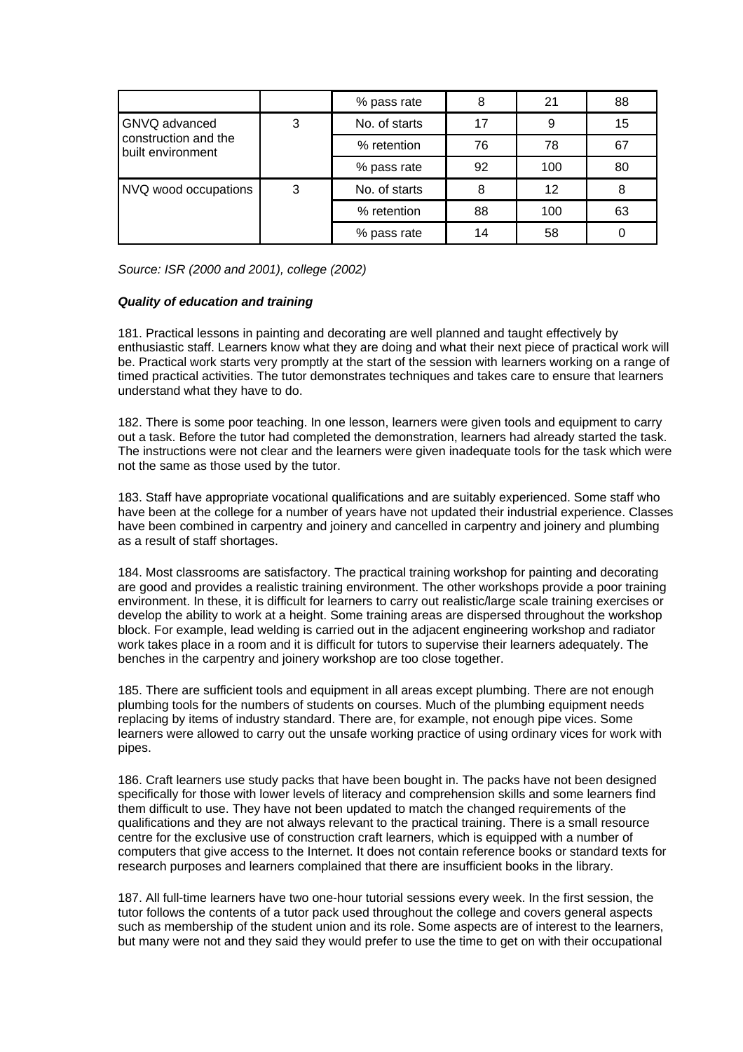| | | % pass rate | 8 | 21 | 88 |
|---|---|---|---|---|---|
| GNVQ advanced construction and the built environment | 3 | No. of starts | 17 | 9 | 15 |
| | | % retention | 76 | 78 | 67 |
| | | % pass rate | 92 | 100 | 80 |
| NVQ wood occupations | 3 | No. of starts | 8 | 12 | 8 |
| | | % retention | 88 | 100 | 63 |
| | | % pass rate | 14 | 58 | 0 |

*Source: ISR (2000 and 2001), college (2002)*

***Quality of education and training***

181. Practical lessons in painting and decorating are well planned and taught effectively by enthusiastic staff. Learners know what they are doing and what their next piece of practical work will be. Practical work starts very promptly at the start of the session with learners working on a range of timed practical activities. The tutor demonstrates techniques and takes care to ensure that learners understand what they have to do.

182. There is some poor teaching. In one lesson, learners were given tools and equipment to carry out a task. Before the tutor had completed the demonstration, learners had already started the task. The instructions were not clear and the learners were given inadequate tools for the task which were not the same as those used by the tutor.

183. Staff have appropriate vocational qualifications and are suitably experienced. Some staff who have been at the college for a number of years have not updated their industrial experience. Classes have been combined in carpentry and joinery and cancelled in carpentry and joinery and plumbing as a result of staff shortages.

184. Most classrooms are satisfactory. The practical training workshop for painting and decorating are good and provides a realistic training environment. The other workshops provide a poor training environment. In these, it is difficult for learners to carry out realistic/large scale training exercises or develop the ability to work at a height. Some training areas are dispersed throughout the workshop block. For example, lead welding is carried out in the adjacent engineering workshop and radiator work takes place in a room and it is difficult for tutors to supervise their learners adequately. The benches in the carpentry and joinery workshop are too close together.

185. There are sufficient tools and equipment in all areas except plumbing. There are not enough plumbing tools for the numbers of students on courses. Much of the plumbing equipment needs replacing by items of industry standard. There are, for example, not enough pipe vices. Some learners were allowed to carry out the unsafe working practice of using ordinary vices for work with pipes.

186. Craft learners use study packs that have been bought in. The packs have not been designed specifically for those with lower levels of literacy and comprehension skills and some learners find them difficult to use. They have not been updated to match the changed requirements of the qualifications and they are not always relevant to the practical training. There is a small resource centre for the exclusive use of construction craft learners, which is equipped with a number of computers that give access to the Internet. It does not contain reference books or standard texts for research purposes and learners complained that there are insufficient books in the library.

187. All full-time learners have two one-hour tutorial sessions every week. In the first session, the tutor follows the contents of a tutor pack used throughout the college and covers general aspects such as membership of the student union and its role. Some aspects are of interest to the learners, but many were not and they said they would prefer to use the time to get on with their occupational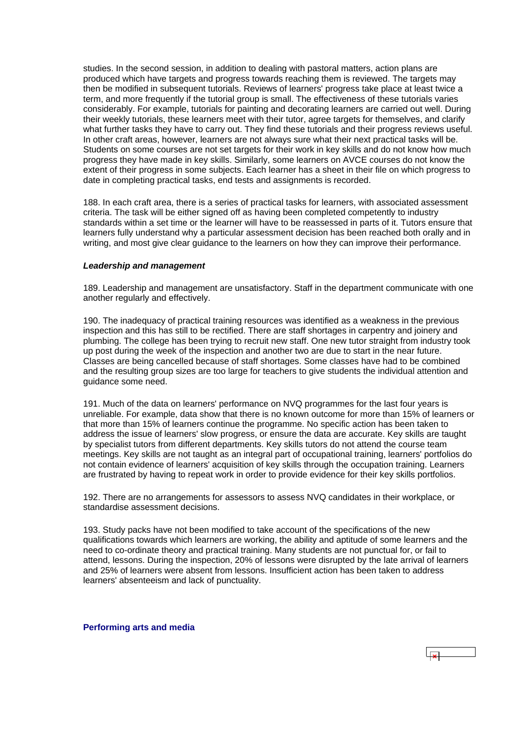studies. In the second session, in addition to dealing with pastoral matters, action plans are produced which have targets and progress towards reaching them is reviewed. The targets may then be modified in subsequent tutorials. Reviews of learners' progress take place at least twice a term, and more frequently if the tutorial group is small. The effectiveness of these tutorials varies considerably. For example, tutorials for painting and decorating learners are carried out well. During their weekly tutorials, these learners meet with their tutor, agree targets for themselves, and clarify what further tasks they have to carry out. They find these tutorials and their progress reviews useful. In other craft areas, however, learners are not always sure what their next practical tasks will be. Students on some courses are not set targets for their work in key skills and do not know how much progress they have made in key skills. Similarly, some learners on AVCE courses do not know the extent of their progress in some subjects. Each learner has a sheet in their file on which progress to date in completing practical tasks, end tests and assignments is recorded.

188. In each craft area, there is a series of practical tasks for learners, with associated assessment criteria. The task will be either signed off as having been completed competently to industry standards within a set time or the learner will have to be reassessed in parts of it. Tutors ensure that learners fully understand why a particular assessment decision has been reached both orally and in writing, and most give clear guidance to the learners on how they can improve their performance.

***Leadership and management***

189. Leadership and management are unsatisfactory. Staff in the department communicate with one another regularly and effectively.

190. The inadequacy of practical training resources was identified as a weakness in the previous inspection and this has still to be rectified. There are staff shortages in carpentry and joinery and plumbing. The college has been trying to recruit new staff. One new tutor straight from industry took up post during the week of the inspection and another two are due to start in the near future. Classes are being cancelled because of staff shortages. Some classes have had to be combined and the resulting group sizes are too large for teachers to give students the individual attention and guidance some need.

191. Much of the data on learners' performance on NVQ programmes for the last four years is unreliable. For example, data show that there is no known outcome for more than 15% of learners or that more than 15% of learners continue the programme. No specific action has been taken to address the issue of learners' slow progress, or ensure the data are accurate. Key skills are taught by specialist tutors from different departments. Key skills tutors do not attend the course team meetings. Key skills are not taught as an integral part of occupational training, learners' portfolios do not contain evidence of learners' acquisition of key skills through the occupation training. Learners are frustrated by having to repeat work in order to provide evidence for their key skills portfolios.

192. There are no arrangements for assessors to assess NVQ candidates in their workplace, or standardise assessment decisions.

193. Study packs have not been modified to take account of the specifications of the new qualifications towards which learners are working, the ability and aptitude of some learners and the need to co-ordinate theory and practical training. Many students are not punctual for, or fail to attend, lessons. During the inspection, 20% of lessons were disrupted by the late arrival of learners and 25% of learners were absent from lessons. Insufficient action has been taken to address learners' absenteeism and lack of punctuality.

**Performing arts and media**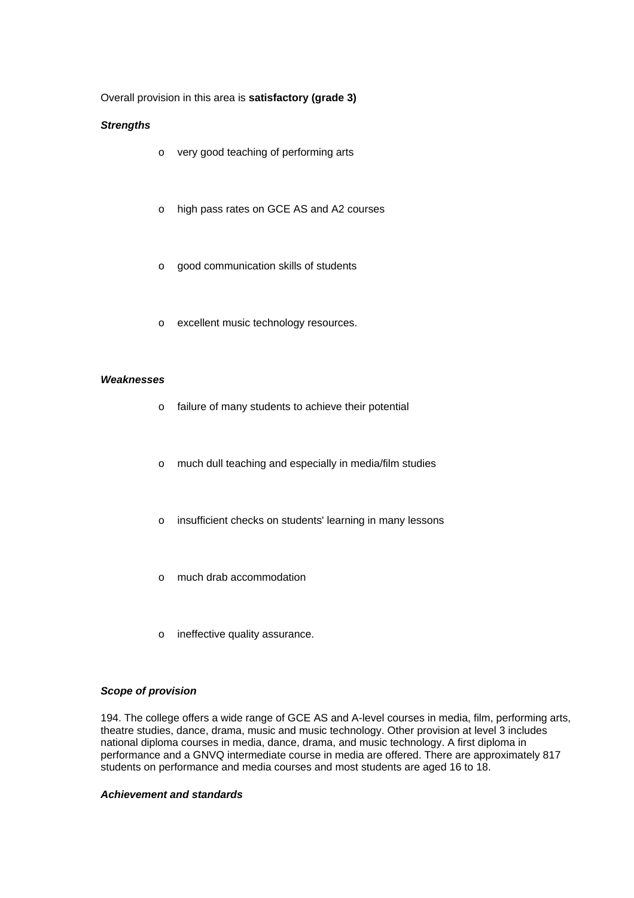Overall provision in this area is **satisfactory (grade 3)**

***Strengths***

- very good teaching of performing arts
- high pass rates on GCE AS and A2 courses
- good communication skills of students
- excellent music technology resources.

***Weaknesses***

- failure of many students to achieve their potential
- much dull teaching and especially in media/film studies
- insufficient checks on students' learning in many lessons
- much drab accommodation
- ineffective quality assurance.

***Scope of provision***

194. The college offers a wide range of GCE AS and A-level courses in media, film, performing arts, theatre studies, dance, drama, music and music technology. Other provision at level 3 includes national diploma courses in media, dance, drama, and music technology. A first diploma in performance and a GNVQ intermediate course in media are offered. There are approximately 817 students on performance and media courses and most students are aged 16 to 18.

***Achievement and standards***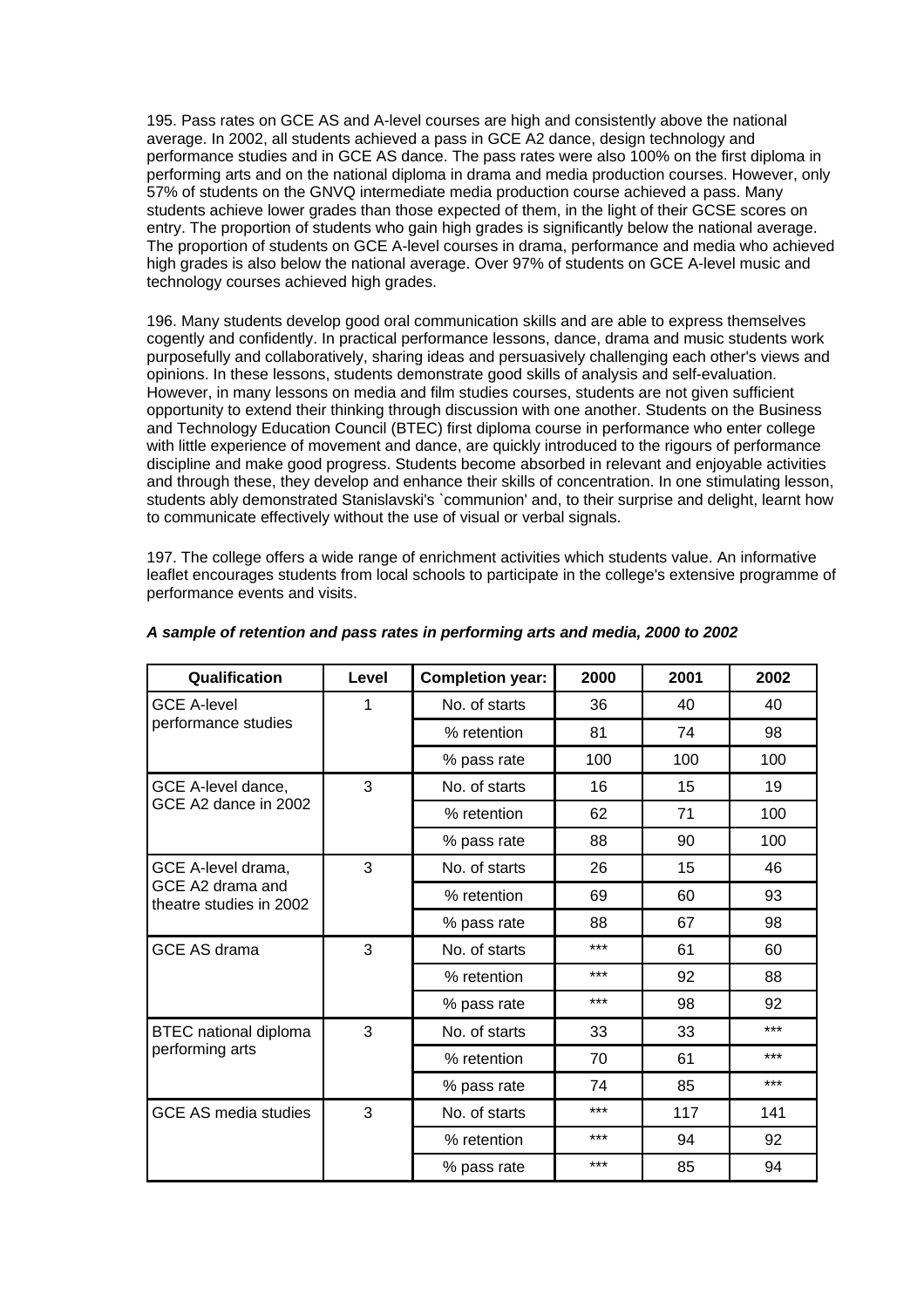195. Pass rates on GCE AS and A-level courses are high and consistently above the national average. In 2002, all students achieved a pass in GCE A2 dance, design technology and performance studies and in GCE AS dance. The pass rates were also 100% on the first diploma in performing arts and on the national diploma in drama and media production courses. However, only 57% of students on the GNVQ intermediate media production course achieved a pass. Many students achieve lower grades than those expected of them, in the light of their GCSE scores on entry. The proportion of students who gain high grades is significantly below the national average. The proportion of students on GCE A-level courses in drama, performance and media who achieved high grades is also below the national average. Over 97% of students on GCE A-level music and technology courses achieved high grades.

196. Many students develop good oral communication skills and are able to express themselves cogently and confidently. In practical performance lessons, dance, drama and music students work purposefully and collaboratively, sharing ideas and persuasively challenging each other's views and opinions. In these lessons, students demonstrate good skills of analysis and self-evaluation. However, in many lessons on media and film studies courses, students are not given sufficient opportunity to extend their thinking through discussion with one another. Students on the Business and Technology Education Council (BTEC) first diploma course in performance who enter college with little experience of movement and dance, are quickly introduced to the rigours of performance discipline and make good progress. Students become absorbed in relevant and enjoyable activities and through these, they develop and enhance their skills of concentration. In one stimulating lesson, students ably demonstrated Stanislavski's `communion' and, to their surprise and delight, learnt how to communicate effectively without the use of visual or verbal signals.

197. The college offers a wide range of enrichment activities which students value. An informative leaflet encourages students from local schools to participate in the college's extensive programme of performance events and visits.

***A sample of retention and pass rates in performing arts and media, 2000 to 2002***

| Qualification | Level | Completion year: | 2000 | 2001 | 2002 |
|---|---|---|---|---|---|
| GCE A-level performance studies | 1 | No. of starts | 36 | 40 | 40 |
| | | % retention | 81 | 74 | 98 |
| | | % pass rate | 100 | 100 | 100 |
| GCE A-level dance, GCE A2 dance in 2002 | 3 | No. of starts | 16 | 15 | 19 |
| | | % retention | 62 | 71 | 100 |
| | | % pass rate | 88 | 90 | 100 |
| GCE A-level drama, GCE A2 drama and theatre studies in 2002 | 3 | No. of starts | 26 | 15 | 46 |
| | | % retention | 69 | 60 | 93 |
| | | % pass rate | 88 | 67 | 98 |
| GCE AS drama | 3 | No. of starts | *** | 61 | 60 |
| | | % retention | *** | 92 | 88 |
| | | % pass rate | *** | 98 | 92 |
| BTEC national diploma performing arts | 3 | No. of starts | 33 | 33 | *** |
| | | % retention | 70 | 61 | *** |
| | | % pass rate | 74 | 85 | *** |
| GCE AS media studies | 3 | No. of starts | *** | 117 | 141 |
| | | % retention | *** | 94 | 92 |
| | | % pass rate | *** | 85 | 94 |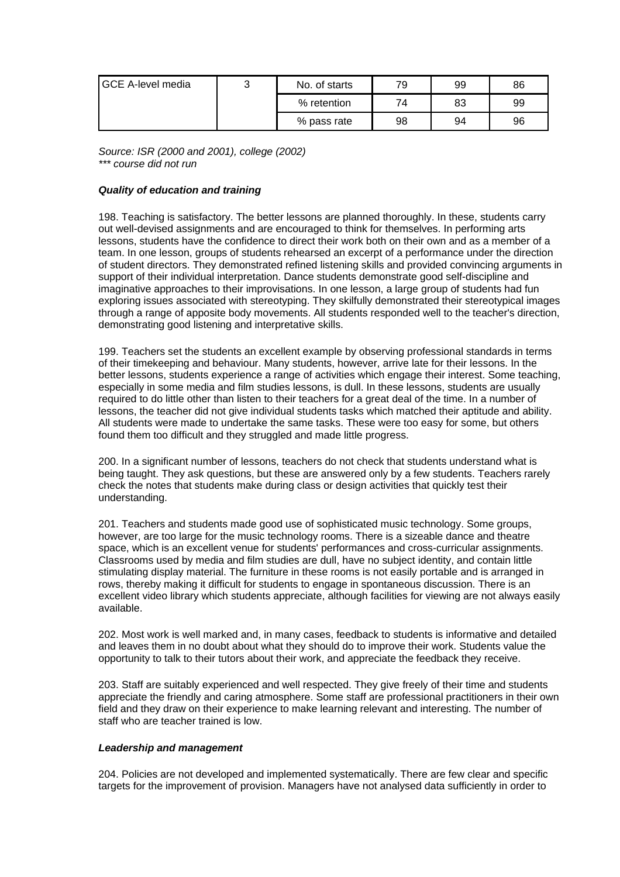| GCE A-level media | 3 | No. of starts | 79 | 99 | 86 |
|---|---|---|---|---|---|
| | | % retention | 74 | 83 | 99 |
| | | % pass rate | 98 | 94 | 96 |

*Source: ISR (2000 and 2001), college (2002)*
*\*\*\* course did not run*

***Quality of education and training***

198. Teaching is satisfactory. The better lessons are planned thoroughly. In these, students carry out well-devised assignments and are encouraged to think for themselves. In performing arts lessons, students have the confidence to direct their work both on their own and as a member of a team. In one lesson, groups of students rehearsed an excerpt of a performance under the direction of student directors. They demonstrated refined listening skills and provided convincing arguments in support of their individual interpretation. Dance students demonstrate good self-discipline and imaginative approaches to their improvisations. In one lesson, a large group of students had fun exploring issues associated with stereotyping. They skilfully demonstrated their stereotypical images through a range of apposite body movements. All students responded well to the teacher's direction, demonstrating good listening and interpretative skills.

199. Teachers set the students an excellent example by observing professional standards in terms of their timekeeping and behaviour. Many students, however, arrive late for their lessons. In the better lessons, students experience a range of activities which engage their interest. Some teaching, especially in some media and film studies lessons, is dull. In these lessons, students are usually required to do little other than listen to their teachers for a great deal of the time. In a number of lessons, the teacher did not give individual students tasks which matched their aptitude and ability. All students were made to undertake the same tasks. These were too easy for some, but others found them too difficult and they struggled and made little progress.

200. In a significant number of lessons, teachers do not check that students understand what is being taught. They ask questions, but these are answered only by a few students. Teachers rarely check the notes that students make during class or design activities that quickly test their understanding.

201. Teachers and students made good use of sophisticated music technology. Some groups, however, are too large for the music technology rooms. There is a sizeable dance and theatre space, which is an excellent venue for students' performances and cross-curricular assignments. Classrooms used by media and film studies are dull, have no subject identity, and contain little stimulating display material. The furniture in these rooms is not easily portable and is arranged in rows, thereby making it difficult for students to engage in spontaneous discussion. There is an excellent video library which students appreciate, although facilities for viewing are not always easily available.

202. Most work is well marked and, in many cases, feedback to students is informative and detailed and leaves them in no doubt about what they should do to improve their work. Students value the opportunity to talk to their tutors about their work, and appreciate the feedback they receive.

203. Staff are suitably experienced and well respected. They give freely of their time and students appreciate the friendly and caring atmosphere. Some staff are professional practitioners in their own field and they draw on their experience to make learning relevant and interesting. The number of staff who are teacher trained is low.

***Leadership and management***

204. Policies are not developed and implemented systematically. There are few clear and specific targets for the improvement of provision. Managers have not analysed data sufficiently in order to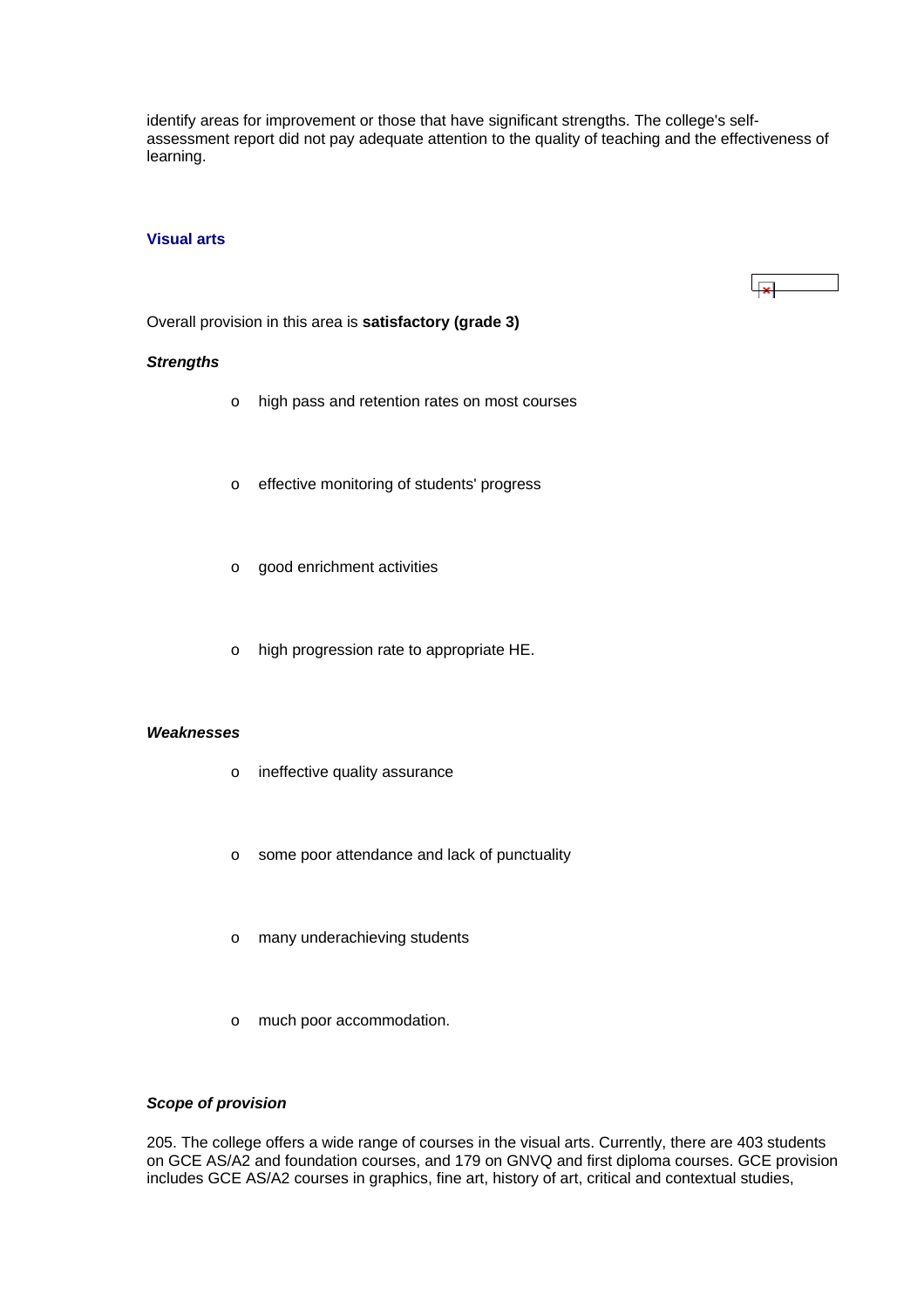identify areas for improvement or those that have significant strengths. The college's self-assessment report did not pay adequate attention to the quality of teaching and the effectiveness of learning.

### Visual arts

Overall provision in this area is **satisfactory (grade 3)**

***Strengths***

- high pass and retention rates on most courses
- effective monitoring of students' progress
- good enrichment activities
- high progression rate to appropriate HE.

***Weaknesses***

- ineffective quality assurance
- some poor attendance and lack of punctuality
- many underachieving students
- much poor accommodation.

***Scope of provision***

205. The college offers a wide range of courses in the visual arts. Currently, there are 403 students on GCE AS/A2 and foundation courses, and 179 on GNVQ and first diploma courses. GCE provision includes GCE AS/A2 courses in graphics, fine art, history of art, critical and contextual studies,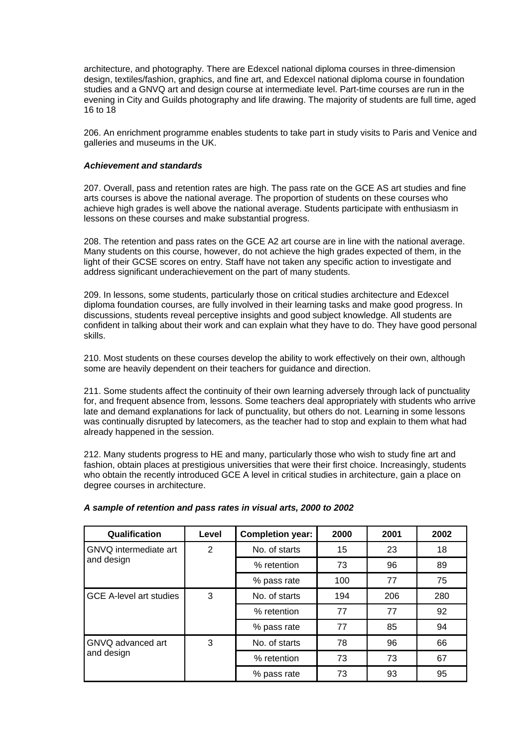architecture, and photography. There are Edexcel national diploma courses in three-dimension design, textiles/fashion, graphics, and fine art, and Edexcel national diploma course in foundation studies and a GNVQ art and design course at intermediate level. Part-time courses are run in the evening in City and Guilds photography and life drawing. The majority of students are full time, aged 16 to 18

206. An enrichment programme enables students to take part in study visits to Paris and Venice and galleries and museums in the UK.

***Achievement and standards***

207. Overall, pass and retention rates are high. The pass rate on the GCE AS art studies and fine arts courses is above the national average. The proportion of students on these courses who achieve high grades is well above the national average. Students participate with enthusiasm in lessons on these courses and make substantial progress.

208. The retention and pass rates on the GCE A2 art course are in line with the national average. Many students on this course, however, do not achieve the high grades expected of them, in the light of their GCSE scores on entry. Staff have not taken any specific action to investigate and address significant underachievement on the part of many students.

209. In lessons, some students, particularly those on critical studies architecture and Edexcel diploma foundation courses, are fully involved in their learning tasks and make good progress. In discussions, students reveal perceptive insights and good subject knowledge. All students are confident in talking about their work and can explain what they have to do. They have good personal skills.

210. Most students on these courses develop the ability to work effectively on their own, although some are heavily dependent on their teachers for guidance and direction.

211. Some students affect the continuity of their own learning adversely through lack of punctuality for, and frequent absence from, lessons. Some teachers deal appropriately with students who arrive late and demand explanations for lack of punctuality, but others do not. Learning in some lessons was continually disrupted by latecomers, as the teacher had to stop and explain to them what had already happened in the session.

212. Many students progress to HE and many, particularly those who wish to study fine art and fashion, obtain places at prestigious universities that were their first choice. Increasingly, students who obtain the recently introduced GCE A level in critical studies in architecture, gain a place on degree courses in architecture.

***A sample of retention and pass rates in visual arts, 2000 to 2002***

| Qualification | Level | Completion year: | 2000 | 2001 | 2002 |
|---|---|---|---|---|---|
| GNVQ intermediate art and design | 2 | No. of starts | 15 | 23 | 18 |
| | | % retention | 73 | 96 | 89 |
| | | % pass rate | 100 | 77 | 75 |
| GCE A-level art studies | 3 | No. of starts | 194 | 206 | 280 |
| | | % retention | 77 | 77 | 92 |
| | | % pass rate | 77 | 85 | 94 |
| GNVQ advanced art and design | 3 | No. of starts | 78 | 96 | 66 |
| | | % retention | 73 | 73 | 67 |
| | | % pass rate | 73 | 93 | 95 |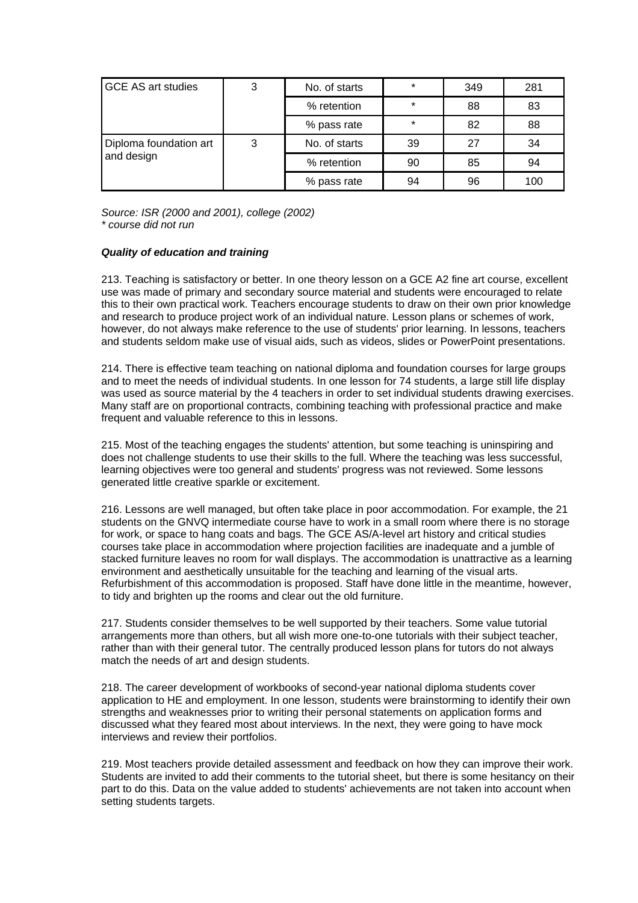| GCE AS art studies | 3 | No. of starts | * | 349 | 281 |
|---|---|---|---|---|---|
| | | % retention | * | 88 | 83 |
| | | % pass rate | * | 82 | 88 |
| Diploma foundation art and design | 3 | No. of starts | 39 | 27 | 34 |
| | | % retention | 90 | 85 | 94 |
| | | % pass rate | 94 | 96 | 100 |

*Source: ISR (2000 and 2001), college (2002)*
*\* course did not run*

***Quality of education and training***

213. Teaching is satisfactory or better. In one theory lesson on a GCE A2 fine art course, excellent use was made of primary and secondary source material and students were encouraged to relate this to their own practical work. Teachers encourage students to draw on their own prior knowledge and research to produce project work of an individual nature. Lesson plans or schemes of work, however, do not always make reference to the use of students' prior learning. In lessons, teachers and students seldom make use of visual aids, such as videos, slides or PowerPoint presentations.

214. There is effective team teaching on national diploma and foundation courses for large groups and to meet the needs of individual students. In one lesson for 74 students, a large still life display was used as source material by the 4 teachers in order to set individual students drawing exercises. Many staff are on proportional contracts, combining teaching with professional practice and make frequent and valuable reference to this in lessons.

215. Most of the teaching engages the students' attention, but some teaching is uninspiring and does not challenge students to use their skills to the full. Where the teaching was less successful, learning objectives were too general and students' progress was not reviewed. Some lessons generated little creative sparkle or excitement.

216. Lessons are well managed, but often take place in poor accommodation. For example, the 21 students on the GNVQ intermediate course have to work in a small room where there is no storage for work, or space to hang coats and bags. The GCE AS/A-level art history and critical studies courses take place in accommodation where projection facilities are inadequate and a jumble of stacked furniture leaves no room for wall displays. The accommodation is unattractive as a learning environment and aesthetically unsuitable for the teaching and learning of the visual arts. Refurbishment of this accommodation is proposed. Staff have done little in the meantime, however, to tidy and brighten up the rooms and clear out the old furniture.

217. Students consider themselves to be well supported by their teachers. Some value tutorial arrangements more than others, but all wish more one-to-one tutorials with their subject teacher, rather than with their general tutor. The centrally produced lesson plans for tutors do not always match the needs of art and design students.

218. The career development of workbooks of second-year national diploma students cover application to HE and employment. In one lesson, students were brainstorming to identify their own strengths and weaknesses prior to writing their personal statements on application forms and discussed what they feared most about interviews. In the next, they were going to have mock interviews and review their portfolios.

219. Most teachers provide detailed assessment and feedback on how they can improve their work. Students are invited to add their comments to the tutorial sheet, but there is some hesitancy on their part to do this. Data on the value added to students' achievements are not taken into account when setting students targets.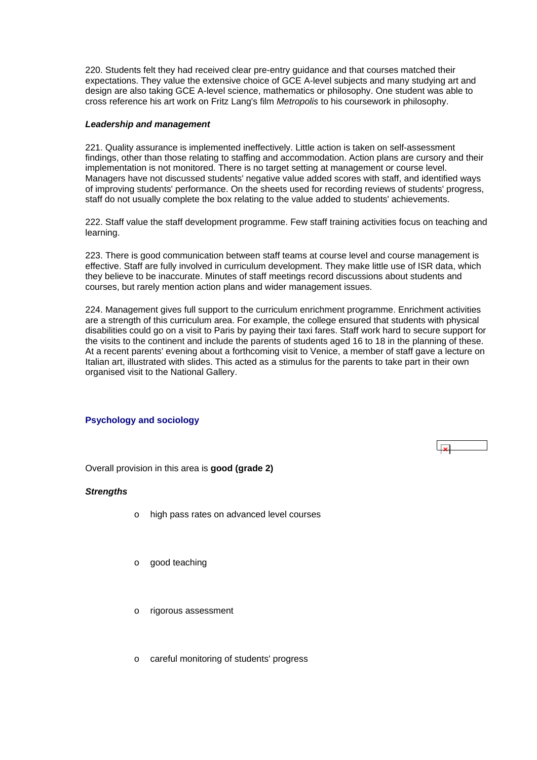220. Students felt they had received clear pre-entry guidance and that courses matched their expectations. They value the extensive choice of GCE A-level subjects and many studying art and design are also taking GCE A-level science, mathematics or philosophy. One student was able to cross reference his art work on Fritz Lang's film *Metropolis* to his coursework in philosophy.

***Leadership and management***

221. Quality assurance is implemented ineffectively. Little action is taken on self-assessment findings, other than those relating to staffing and accommodation. Action plans are cursory and their implementation is not monitored. There is no target setting at management or course level. Managers have not discussed students' negative value added scores with staff, and identified ways of improving students' performance. On the sheets used for recording reviews of students' progress, staff do not usually complete the box relating to the value added to students' achievements.

222. Staff value the staff development programme. Few staff training activities focus on teaching and learning.

223. There is good communication between staff teams at course level and course management is effective. Staff are fully involved in curriculum development. They make little use of ISR data, which they believe to be inaccurate. Minutes of staff meetings record discussions about students and courses, but rarely mention action plans and wider management issues.

224. Management gives full support to the curriculum enrichment programme. Enrichment activities are a strength of this curriculum area. For example, the college ensured that students with physical disabilities could go on a visit to Paris by paying their taxi fares. Staff work hard to secure support for the visits to the continent and include the parents of students aged 16 to 18 in the planning of these. At a recent parents' evening about a forthcoming visit to Venice, a member of staff gave a lecture on Italian art, illustrated with slides. This acted as a stimulus for the parents to take part in their own organised visit to the National Gallery.

### Psychology and sociology

Overall provision in this area is **good (grade 2)**

***Strengths***

- high pass rates on advanced level courses
- good teaching
- rigorous assessment
- careful monitoring of students' progress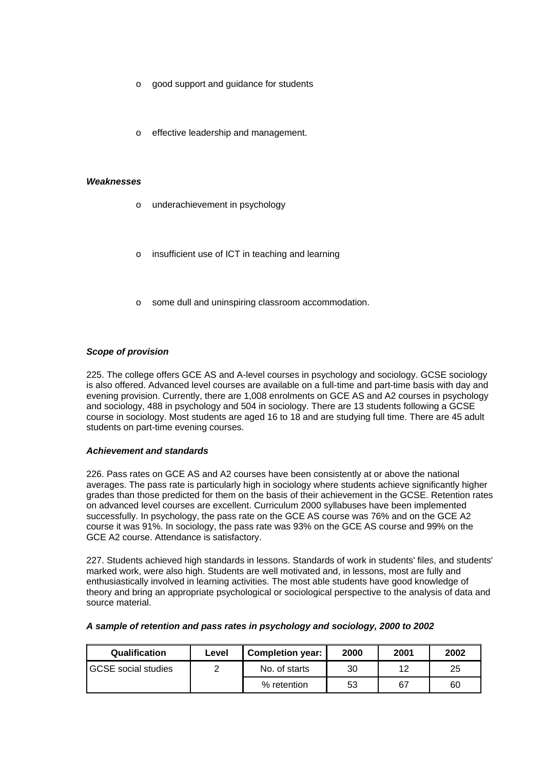- good support and guidance for students
- effective leadership and management.

***Weaknesses***

- underachievement in psychology
- insufficient use of ICT in teaching and learning
- some dull and uninspiring classroom accommodation.

***Scope of provision***

225. The college offers GCE AS and A-level courses in psychology and sociology. GCSE sociology is also offered. Advanced level courses are available on a full-time and part-time basis with day and evening provision. Currently, there are 1,008 enrolments on GCE AS and A2 courses in psychology and sociology, 488 in psychology and 504 in sociology. There are 13 students following a GCSE course in sociology. Most students are aged 16 to 18 and are studying full time. There are 45 adult students on part-time evening courses.

***Achievement and standards***

226. Pass rates on GCE AS and A2 courses have been consistently at or above the national averages. The pass rate is particularly high in sociology where students achieve significantly higher grades than those predicted for them on the basis of their achievement in the GCSE. Retention rates on advanced level courses are excellent. Curriculum 2000 syllabuses have been implemented successfully. In psychology, the pass rate on the GCE AS course was 76% and on the GCE A2 course it was 91%. In sociology, the pass rate was 93% on the GCE AS course and 99% on the GCE A2 course. Attendance is satisfactory.

227. Students achieved high standards in lessons. Standards of work in students' files, and students' marked work, were also high. Students are well motivated and, in lessons, most are fully and enthusiastically involved in learning activities. The most able students have good knowledge of theory and bring an appropriate psychological or sociological perspective to the analysis of data and source material.

***A sample of retention and pass rates in psychology and sociology, 2000 to 2002***

| Qualification | Level | Completion year: | 2000 | 2001 | 2002 |
|---|---|---|---|---|---|
| GCSE social studies | 2 | No. of starts | 30 | 12 | 25 |
| | | % retention | 53 | 67 | 60 |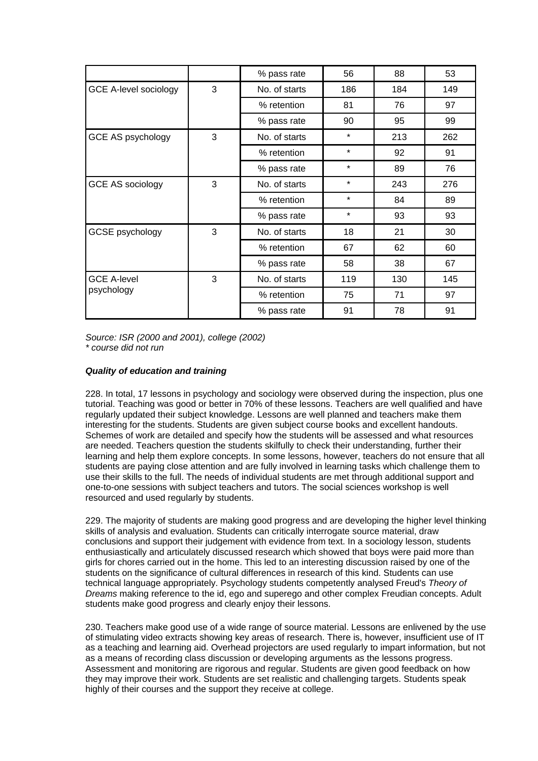|  |  | % pass rate | 56 | 88 | 53 |
|---|---|---|---|---|---|
| GCE A-level sociology | 3 | No. of starts | 186 | 184 | 149 |
|  |  | % retention | 81 | 76 | 97 |
|  |  | % pass rate | 90 | 95 | 99 |
| GCE AS psychology | 3 | No. of starts | * | 213 | 262 |
|  |  | % retention | * | 92 | 91 |
|  |  | % pass rate | * | 89 | 76 |
| GCE AS sociology | 3 | No. of starts | * | 243 | 276 |
|  |  | % retention | * | 84 | 89 |
|  |  | % pass rate | * | 93 | 93 |
| GCSE psychology | 3 | No. of starts | 18 | 21 | 30 |
|  |  | % retention | 67 | 62 | 60 |
|  |  | % pass rate | 58 | 38 | 67 |
| GCE A-level psychology | 3 | No. of starts | 119 | 130 | 145 |
|  |  | % retention | 75 | 71 | 97 |
|  |  | % pass rate | 91 | 78 | 91 |

*Source: ISR (2000 and 2001), college (2002)*
*\* course did not run*

***Quality of education and training***

228. In total, 17 lessons in psychology and sociology were observed during the inspection, plus one tutorial. Teaching was good or better in 70% of these lessons. Teachers are well qualified and have regularly updated their subject knowledge. Lessons are well planned and teachers make them interesting for the students. Students are given subject course books and excellent handouts. Schemes of work are detailed and specify how the students will be assessed and what resources are needed. Teachers question the students skilfully to check their understanding, further their learning and help them explore concepts. In some lessons, however, teachers do not ensure that all students are paying close attention and are fully involved in learning tasks which challenge them to use their skills to the full. The needs of individual students are met through additional support and one-to-one sessions with subject teachers and tutors. The social sciences workshop is well resourced and used regularly by students.

229. The majority of students are making good progress and are developing the higher level thinking skills of analysis and evaluation. Students can critically interrogate source material, draw conclusions and support their judgement with evidence from text. In a sociology lesson, students enthusiastically and articulately discussed research which showed that boys were paid more than girls for chores carried out in the home. This led to an interesting discussion raised by one of the students on the significance of cultural differences in research of this kind. Students can use technical language appropriately. Psychology students competently analysed Freud's *Theory of Dreams* making reference to the id, ego and superego and other complex Freudian concepts. Adult students make good progress and clearly enjoy their lessons.

230. Teachers make good use of a wide range of source material. Lessons are enlivened by the use of stimulating video extracts showing key areas of research. There is, however, insufficient use of IT as a teaching and learning aid. Overhead projectors are used regularly to impart information, but not as a means of recording class discussion or developing arguments as the lessons progress. Assessment and monitoring are rigorous and regular. Students are given good feedback on how they may improve their work. Students are set realistic and challenging targets. Students speak highly of their courses and the support they receive at college.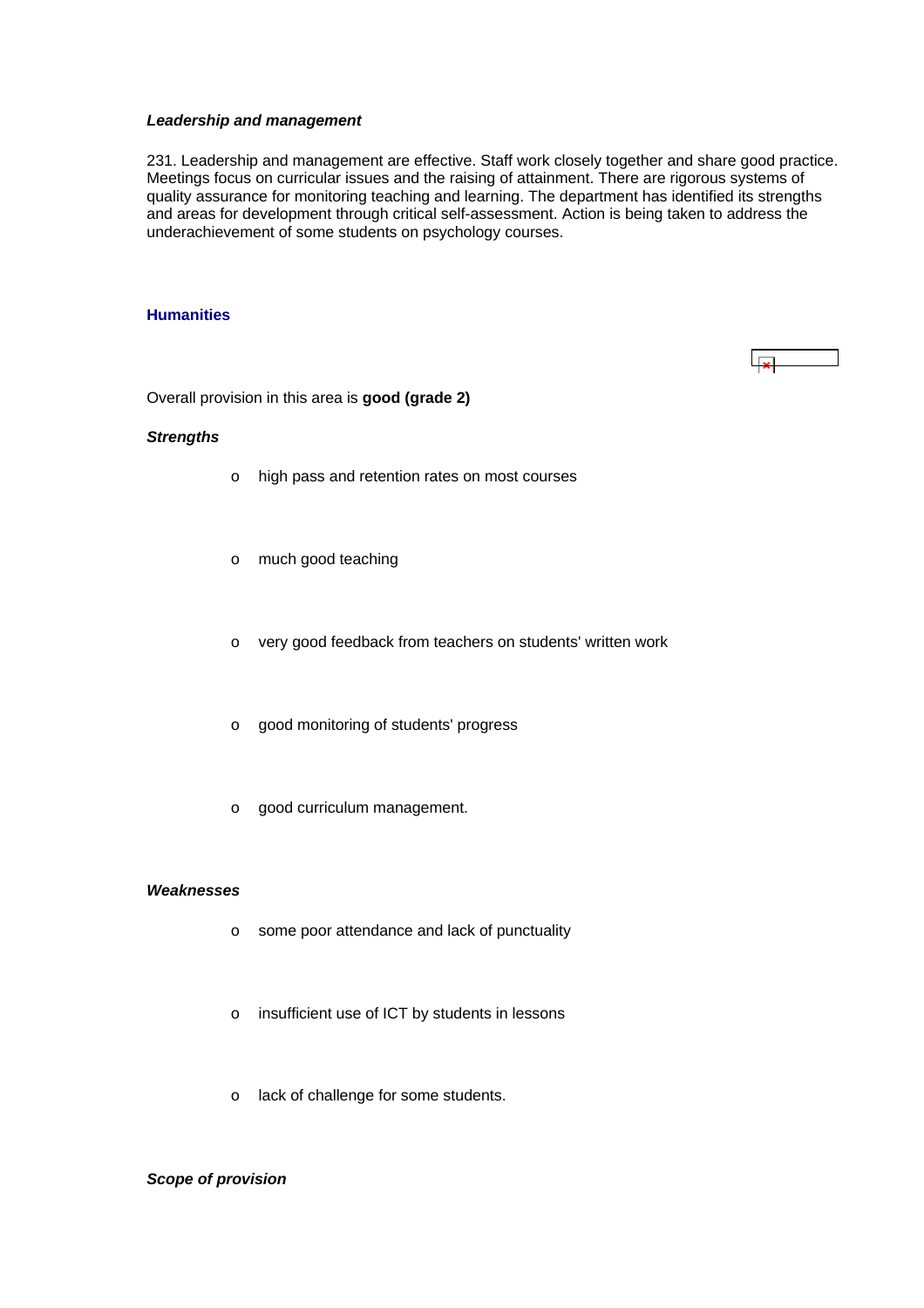***Leadership and management***

231. Leadership and management are effective. Staff work closely together and share good practice. Meetings focus on curricular issues and the raising of attainment. There are rigorous systems of quality assurance for monitoring teaching and learning. The department has identified its strengths and areas for development through critical self-assessment. Action is being taken to address the underachievement of some students on psychology courses.

## Humanities

Overall provision in this area is **good (grade 2)**

***Strengths***

- high pass and retention rates on most courses
- much good teaching
- very good feedback from teachers on students' written work
- good monitoring of students' progress
- good curriculum management.

***Weaknesses***

- some poor attendance and lack of punctuality
- insufficient use of ICT by students in lessons
- lack of challenge for some students.

***Scope of provision***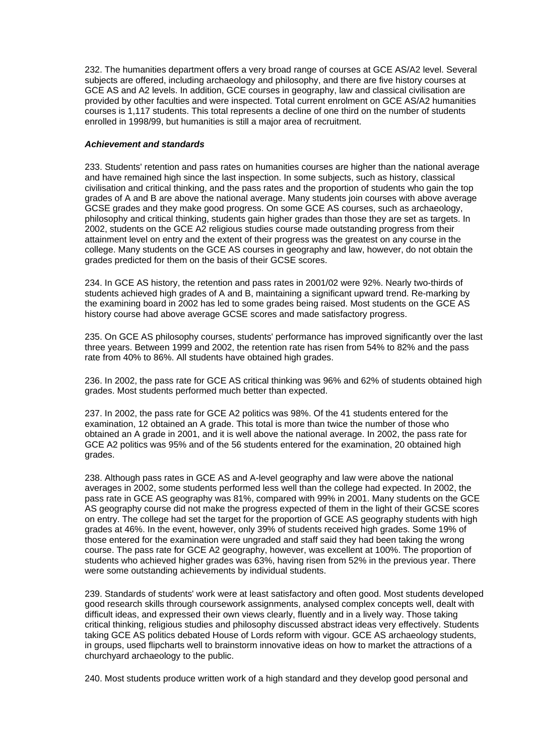232. The humanities department offers a very broad range of courses at GCE AS/A2 level. Several subjects are offered, including archaeology and philosophy, and there are five history courses at GCE AS and A2 levels. In addition, GCE courses in geography, law and classical civilisation are provided by other faculties and were inspected. Total current enrolment on GCE AS/A2 humanities courses is 1,117 students. This total represents a decline of one third on the number of students enrolled in 1998/99, but humanities is still a major area of recruitment.

***Achievement and standards***

233. Students' retention and pass rates on humanities courses are higher than the national average and have remained high since the last inspection. In some subjects, such as history, classical civilisation and critical thinking, and the pass rates and the proportion of students who gain the top grades of A and B are above the national average. Many students join courses with above average GCSE grades and they make good progress. On some GCE AS courses, such as archaeology, philosophy and critical thinking, students gain higher grades than those they are set as targets. In 2002, students on the GCE A2 religious studies course made outstanding progress from their attainment level on entry and the extent of their progress was the greatest on any course in the college. Many students on the GCE AS courses in geography and law, however, do not obtain the grades predicted for them on the basis of their GCSE scores.

234. In GCE AS history, the retention and pass rates in 2001/02 were 92%. Nearly two-thirds of students achieved high grades of A and B, maintaining a significant upward trend. Re-marking by the examining board in 2002 has led to some grades being raised. Most students on the GCE AS history course had above average GCSE scores and made satisfactory progress.

235. On GCE AS philosophy courses, students' performance has improved significantly over the last three years. Between 1999 and 2002, the retention rate has risen from 54% to 82% and the pass rate from 40% to 86%. All students have obtained high grades.

236. In 2002, the pass rate for GCE AS critical thinking was 96% and 62% of students obtained high grades. Most students performed much better than expected.

237. In 2002, the pass rate for GCE A2 politics was 98%. Of the 41 students entered for the examination, 12 obtained an A grade. This total is more than twice the number of those who obtained an A grade in 2001, and it is well above the national average. In 2002, the pass rate for GCE A2 politics was 95% and of the 56 students entered for the examination, 20 obtained high grades.

238. Although pass rates in GCE AS and A-level geography and law were above the national averages in 2002, some students performed less well than the college had expected. In 2002, the pass rate in GCE AS geography was 81%, compared with 99% in 2001. Many students on the GCE AS geography course did not make the progress expected of them in the light of their GCSE scores on entry. The college had set the target for the proportion of GCE AS geography students with high grades at 46%. In the event, however, only 39% of students received high grades. Some 19% of those entered for the examination were ungraded and staff said they had been taking the wrong course. The pass rate for GCE A2 geography, however, was excellent at 100%. The proportion of students who achieved higher grades was 63%, having risen from 52% in the previous year. There were some outstanding achievements by individual students.

239. Standards of students' work were at least satisfactory and often good. Most students developed good research skills through coursework assignments, analysed complex concepts well, dealt with difficult ideas, and expressed their own views clearly, fluently and in a lively way. Those taking critical thinking, religious studies and philosophy discussed abstract ideas very effectively. Students taking GCE AS politics debated House of Lords reform with vigour. GCE AS archaeology students, in groups, used flipcharts well to brainstorm innovative ideas on how to market the attractions of a churchyard archaeology to the public.

240. Most students produce written work of a high standard and they develop good personal and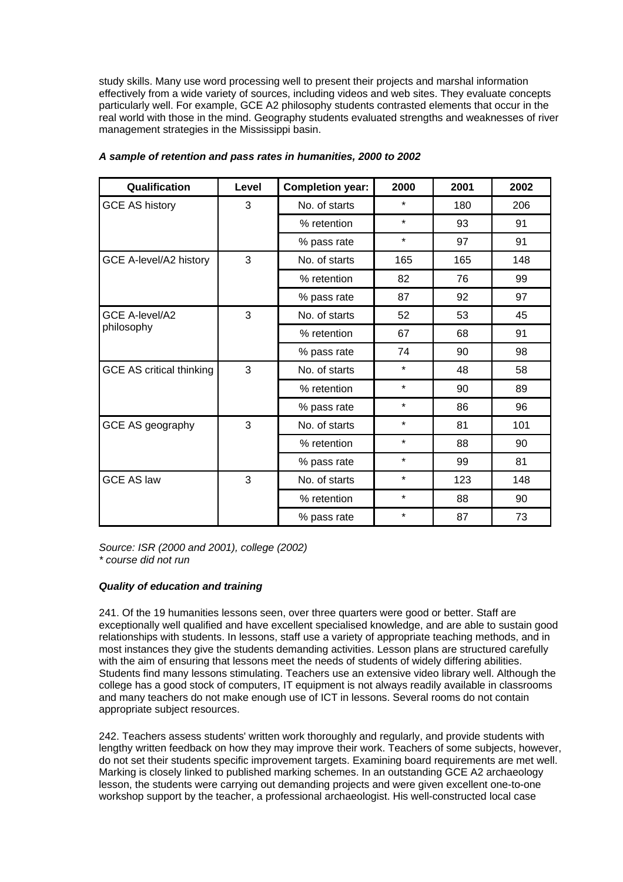study skills. Many use word processing well to present their projects and marshal information effectively from a wide variety of sources, including videos and web sites. They evaluate concepts particularly well. For example, GCE A2 philosophy students contrasted elements that occur in the real world with those in the mind. Geography students evaluated strengths and weaknesses of river management strategies in the Mississippi basin.

***A sample of retention and pass rates in humanities, 2000 to 2002***

| Qualification | Level | Completion year: | 2000 | 2001 | 2002 |
|---|---|---|---|---|---|
| GCE AS history | 3 | No. of starts | * | 180 | 206 |
| | | % retention | * | 93 | 91 |
| | | % pass rate | * | 97 | 91 |
| GCE A-level/A2 history | 3 | No. of starts | 165 | 165 | 148 |
| | | % retention | 82 | 76 | 99 |
| | | % pass rate | 87 | 92 | 97 |
| GCE A-level/A2 philosophy | 3 | No. of starts | 52 | 53 | 45 |
| | | % retention | 67 | 68 | 91 |
| | | % pass rate | 74 | 90 | 98 |
| GCE AS critical thinking | 3 | No. of starts | * | 48 | 58 |
| | | % retention | * | 90 | 89 |
| | | % pass rate | * | 86 | 96 |
| GCE AS geography | 3 | No. of starts | * | 81 | 101 |
| | | % retention | * | 88 | 90 |
| | | % pass rate | * | 99 | 81 |
| GCE AS law | 3 | No. of starts | * | 123 | 148 |
| | | % retention | * | 88 | 90 |
| | | % pass rate | * | 87 | 73 |

*Source: ISR (2000 and 2001), college (2002)*
*\* course did not run*

***Quality of education and training***

241. Of the 19 humanities lessons seen, over three quarters were good or better. Staff are exceptionally well qualified and have excellent specialised knowledge, and are able to sustain good relationships with students. In lessons, staff use a variety of appropriate teaching methods, and in most instances they give the students demanding activities. Lesson plans are structured carefully with the aim of ensuring that lessons meet the needs of students of widely differing abilities. Students find many lessons stimulating. Teachers use an extensive video library well. Although the college has a good stock of computers, IT equipment is not always readily available in classrooms and many teachers do not make enough use of ICT in lessons. Several rooms do not contain appropriate subject resources.

242. Teachers assess students' written work thoroughly and regularly, and provide students with lengthy written feedback on how they may improve their work. Teachers of some subjects, however, do not set their students specific improvement targets. Examining board requirements are met well. Marking is closely linked to published marking schemes. In an outstanding GCE A2 archaeology lesson, the students were carrying out demanding projects and were given excellent one-to-one workshop support by the teacher, a professional archaeologist. His well-constructed local case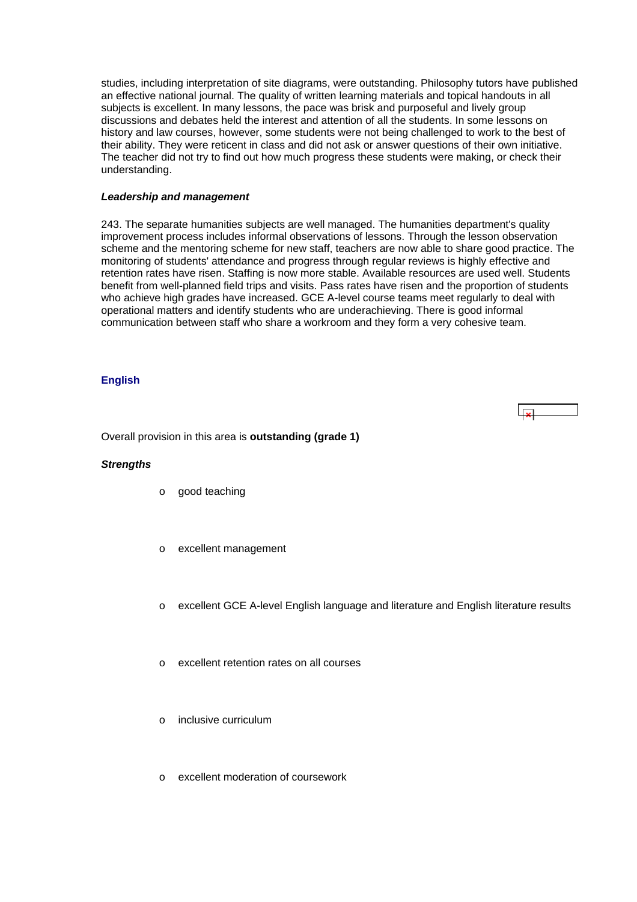studies, including interpretation of site diagrams, were outstanding. Philosophy tutors have published an effective national journal. The quality of written learning materials and topical handouts in all subjects is excellent. In many lessons, the pace was brisk and purposeful and lively group discussions and debates held the interest and attention of all the students. In some lessons on history and law courses, however, some students were not being challenged to work to the best of their ability. They were reticent in class and did not ask or answer questions of their own initiative. The teacher did not try to find out how much progress these students were making, or check their understanding.

***Leadership and management***

243. The separate humanities subjects are well managed. The humanities department's quality improvement process includes informal observations of lessons. Through the lesson observation scheme and the mentoring scheme for new staff, teachers are now able to share good practice. The monitoring of students' attendance and progress through regular reviews is highly effective and retention rates have risen. Staffing is now more stable. Available resources are used well. Students benefit from well-planned field trips and visits. Pass rates have risen and the proportion of students who achieve high grades have increased. GCE A-level course teams meet regularly to deal with operational matters and identify students who are underachieving. There is good informal communication between staff who share a workroom and they form a very cohesive team.

### English

Overall provision in this area is **outstanding (grade 1)**

***Strengths***

- good teaching
- excellent management
- excellent GCE A-level English language and literature and English literature results
- excellent retention rates on all courses
- inclusive curriculum
- excellent moderation of coursework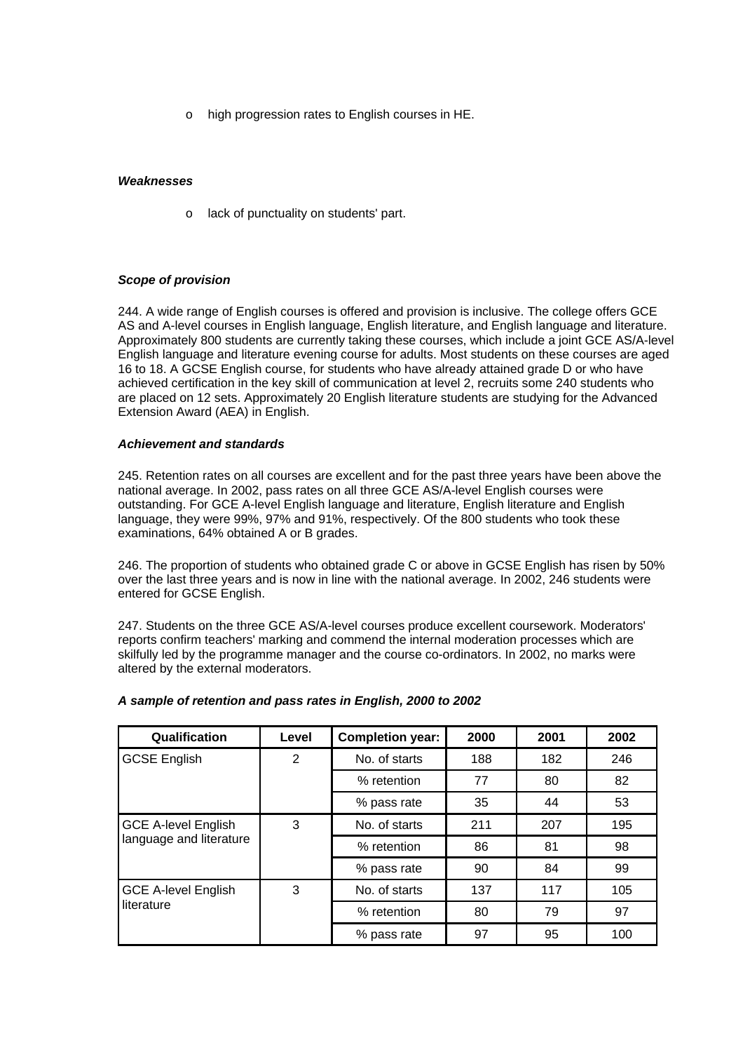- high progression rates to English courses in HE.

***Weaknesses***

- lack of punctuality on students' part.

***Scope of provision***

244. A wide range of English courses is offered and provision is inclusive. The college offers GCE AS and A-level courses in English language, English literature, and English language and literature. Approximately 800 students are currently taking these courses, which include a joint GCE AS/A-level English language and literature evening course for adults. Most students on these courses are aged 16 to 18. A GCSE English course, for students who have already attained grade D or who have achieved certification in the key skill of communication at level 2, recruits some 240 students who are placed on 12 sets. Approximately 20 English literature students are studying for the Advanced Extension Award (AEA) in English.

***Achievement and standards***

245. Retention rates on all courses are excellent and for the past three years have been above the national average. In 2002, pass rates on all three GCE AS/A-level English courses were outstanding. For GCE A-level English language and literature, English literature and English language, they were 99%, 97% and 91%, respectively. Of the 800 students who took these examinations, 64% obtained A or B grades.

246. The proportion of students who obtained grade C or above in GCSE English has risen by 50% over the last three years and is now in line with the national average. In 2002, 246 students were entered for GCSE English.

247. Students on the three GCE AS/A-level courses produce excellent coursework. Moderators' reports confirm teachers' marking and commend the internal moderation processes which are skilfully led by the programme manager and the course co-ordinators. In 2002, no marks were altered by the external moderators.

***A sample of retention and pass rates in English, 2000 to 2002***

| Qualification | Level | Completion year: | 2000 | 2001 | 2002 |
|---|---|---|---|---|---|
| GCSE English | 2 | No. of starts | 188 | 182 | 246 |
| | | % retention | 77 | 80 | 82 |
| | | % pass rate | 35 | 44 | 53 |
| GCE A-level English language and literature | 3 | No. of starts | 211 | 207 | 195 |
| | | % retention | 86 | 81 | 98 |
| | | % pass rate | 90 | 84 | 99 |
| GCE A-level English literature | 3 | No. of starts | 137 | 117 | 105 |
| | | % retention | 80 | 79 | 97 |
| | | % pass rate | 97 | 95 | 100 |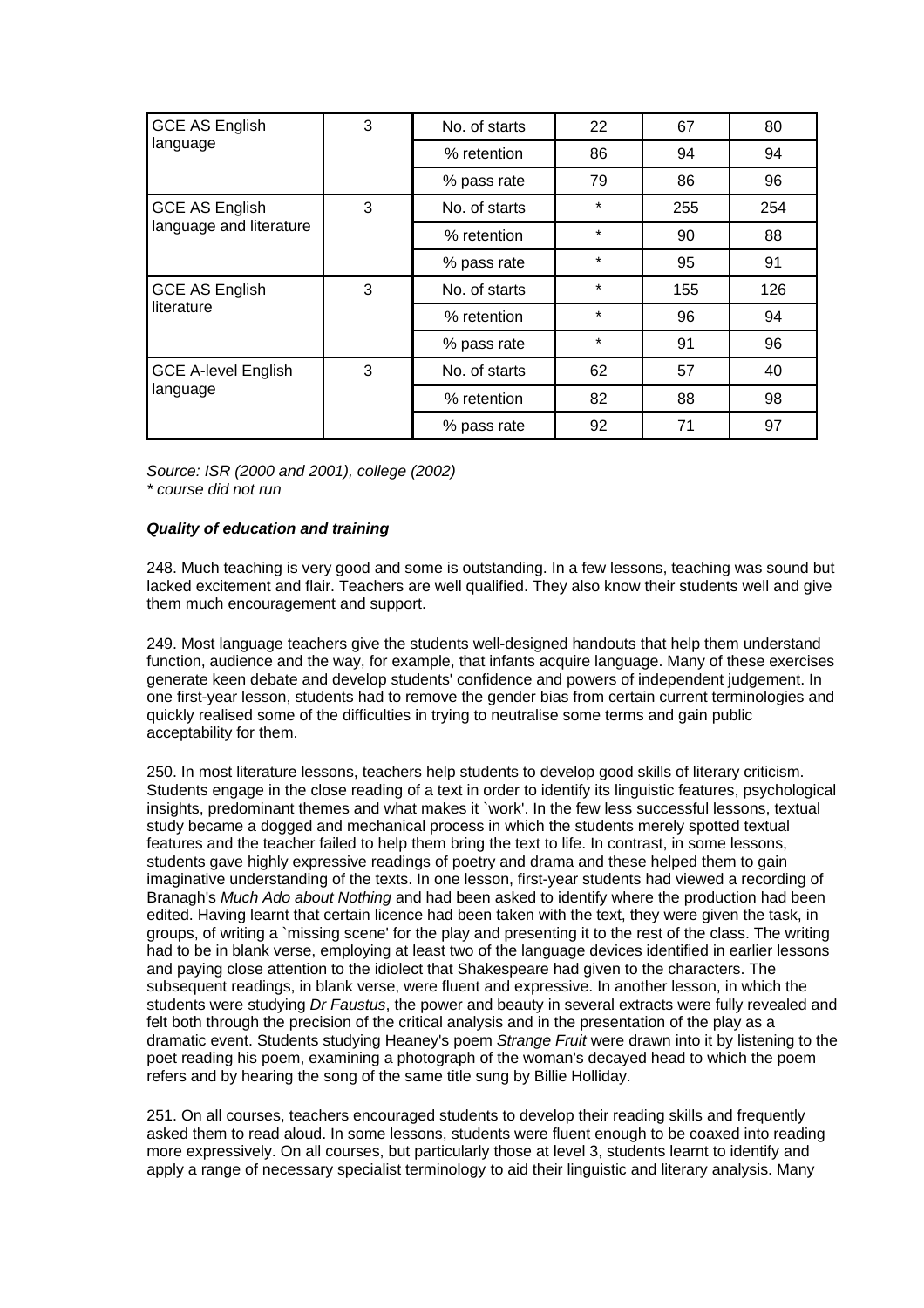| GCE AS English language | 3 | No. of starts | 22 | 67 | 80 |
|---|---|---|---|---|---|
| | | % retention | 86 | 94 | 94 |
| | | % pass rate | 79 | 86 | 96 |
| GCE AS English language and literature | 3 | No. of starts | * | 255 | 254 |
| | | % retention | * | 90 | 88 |
| | | % pass rate | * | 95 | 91 |
| GCE AS English literature | 3 | No. of starts | * | 155 | 126 |
| | | % retention | * | 96 | 94 |
| | | % pass rate | * | 91 | 96 |
| GCE A-level English language | 3 | No. of starts | 62 | 57 | 40 |
| | | % retention | 82 | 88 | 98 |
| | | % pass rate | 92 | 71 | 97 |

*Source: ISR (2000 and 2001), college (2002)*
*\* course did not run*

***Quality of education and training***

248. Much teaching is very good and some is outstanding. In a few lessons, teaching was sound but lacked excitement and flair. Teachers are well qualified. They also know their students well and give them much encouragement and support.

249. Most language teachers give the students well-designed handouts that help them understand function, audience and the way, for example, that infants acquire language. Many of these exercises generate keen debate and develop students' confidence and powers of independent judgement. In one first-year lesson, students had to remove the gender bias from certain current terminologies and quickly realised some of the difficulties in trying to neutralise some terms and gain public acceptability for them.

250. In most literature lessons, teachers help students to develop good skills of literary criticism. Students engage in the close reading of a text in order to identify its linguistic features, psychological insights, predominant themes and what makes it `work'. In the few less successful lessons, textual study became a dogged and mechanical process in which the students merely spotted textual features and the teacher failed to help them bring the text to life. In contrast, in some lessons, students gave highly expressive readings of poetry and drama and these helped them to gain imaginative understanding of the texts. In one lesson, first-year students had viewed a recording of Branagh's *Much Ado about Nothing* and had been asked to identify where the production had been edited. Having learnt that certain licence had been taken with the text, they were given the task, in groups, of writing a `missing scene' for the play and presenting it to the rest of the class. The writing had to be in blank verse, employing at least two of the language devices identified in earlier lessons and paying close attention to the idiolect that Shakespeare had given to the characters. The subsequent readings, in blank verse, were fluent and expressive. In another lesson, in which the students were studying *Dr Faustus*, the power and beauty in several extracts were fully revealed and felt both through the precision of the critical analysis and in the presentation of the play as a dramatic event. Students studying Heaney's poem *Strange Fruit* were drawn into it by listening to the poet reading his poem, examining a photograph of the woman's decayed head to which the poem refers and by hearing the song of the same title sung by Billie Holliday.

251. On all courses, teachers encouraged students to develop their reading skills and frequently asked them to read aloud. In some lessons, students were fluent enough to be coaxed into reading more expressively. On all courses, but particularly those at level 3, students learnt to identify and apply a range of necessary specialist terminology to aid their linguistic and literary analysis. Many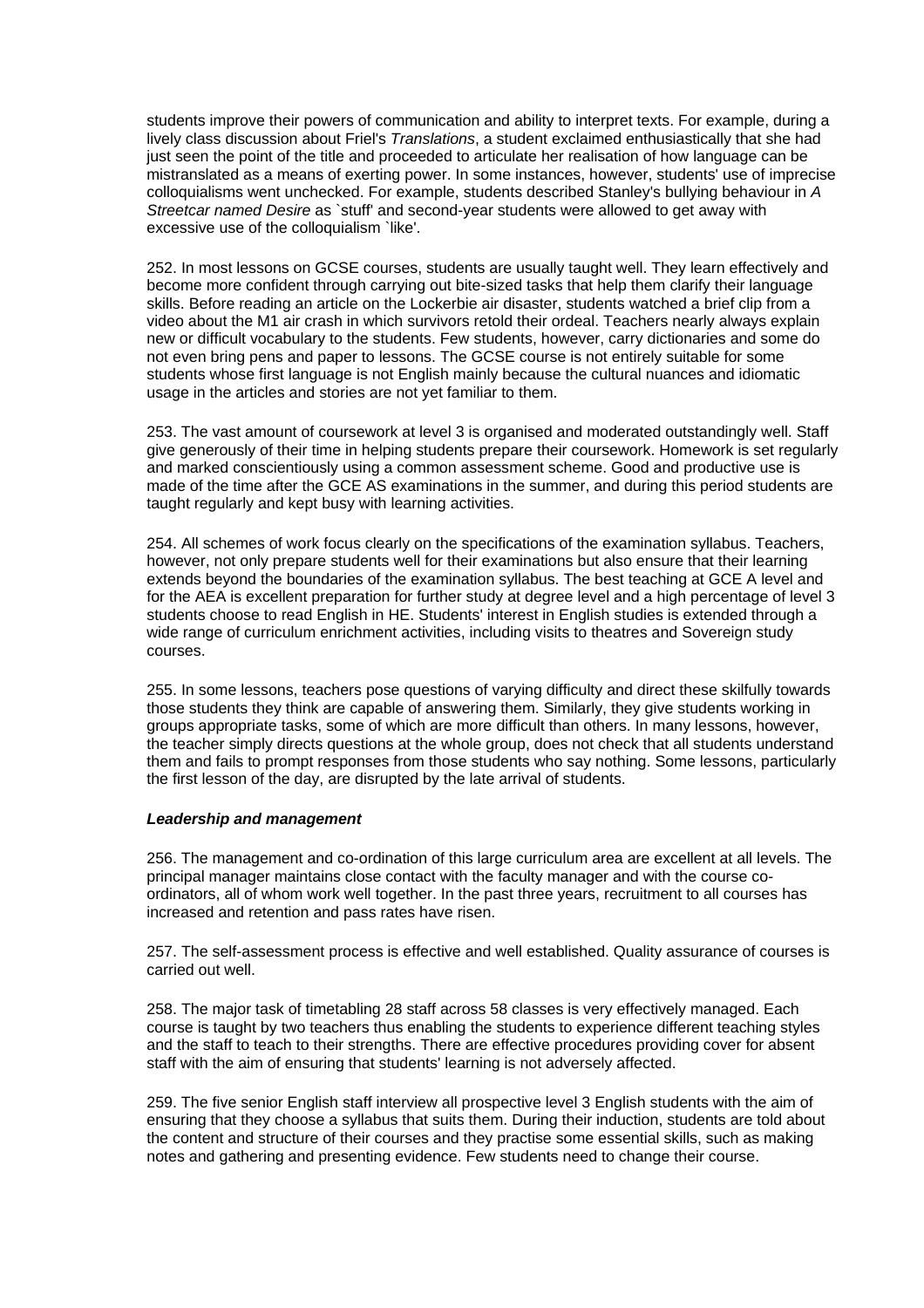students improve their powers of communication and ability to interpret texts. For example, during a lively class discussion about Friel's *Translations*, a student exclaimed enthusiastically that she had just seen the point of the title and proceeded to articulate her realisation of how language can be mistranslated as a means of exerting power. In some instances, however, students' use of imprecise colloquialisms went unchecked. For example, students described Stanley's bullying behaviour in *A Streetcar named Desire* as `stuff' and second-year students were allowed to get away with excessive use of the colloquialism `like'.

252. In most lessons on GCSE courses, students are usually taught well. They learn effectively and become more confident through carrying out bite-sized tasks that help them clarify their language skills. Before reading an article on the Lockerbie air disaster, students watched a brief clip from a video about the M1 air crash in which survivors retold their ordeal. Teachers nearly always explain new or difficult vocabulary to the students. Few students, however, carry dictionaries and some do not even bring pens and paper to lessons. The GCSE course is not entirely suitable for some students whose first language is not English mainly because the cultural nuances and idiomatic usage in the articles and stories are not yet familiar to them.

253. The vast amount of coursework at level 3 is organised and moderated outstandingly well. Staff give generously of their time in helping students prepare their coursework. Homework is set regularly and marked conscientiously using a common assessment scheme. Good and productive use is made of the time after the GCE AS examinations in the summer, and during this period students are taught regularly and kept busy with learning activities.

254. All schemes of work focus clearly on the specifications of the examination syllabus. Teachers, however, not only prepare students well for their examinations but also ensure that their learning extends beyond the boundaries of the examination syllabus. The best teaching at GCE A level and for the AEA is excellent preparation for further study at degree level and a high percentage of level 3 students choose to read English in HE. Students' interest in English studies is extended through a wide range of curriculum enrichment activities, including visits to theatres and Sovereign study courses.

255. In some lessons, teachers pose questions of varying difficulty and direct these skilfully towards those students they think are capable of answering them. Similarly, they give students working in groups appropriate tasks, some of which are more difficult than others. In many lessons, however, the teacher simply directs questions at the whole group, does not check that all students understand them and fails to prompt responses from those students who say nothing. Some lessons, particularly the first lesson of the day, are disrupted by the late arrival of students.

***Leadership and management***

256. The management and co-ordination of this large curriculum area are excellent at all levels. The principal manager maintains close contact with the faculty manager and with the course co-ordinators, all of whom work well together. In the past three years, recruitment to all courses has increased and retention and pass rates have risen.

257. The self-assessment process is effective and well established. Quality assurance of courses is carried out well.

258. The major task of timetabling 28 staff across 58 classes is very effectively managed. Each course is taught by two teachers thus enabling the students to experience different teaching styles and the staff to teach to their strengths. There are effective procedures providing cover for absent staff with the aim of ensuring that students' learning is not adversely affected.

259. The five senior English staff interview all prospective level 3 English students with the aim of ensuring that they choose a syllabus that suits them. During their induction, students are told about the content and structure of their courses and they practise some essential skills, such as making notes and gathering and presenting evidence. Few students need to change their course.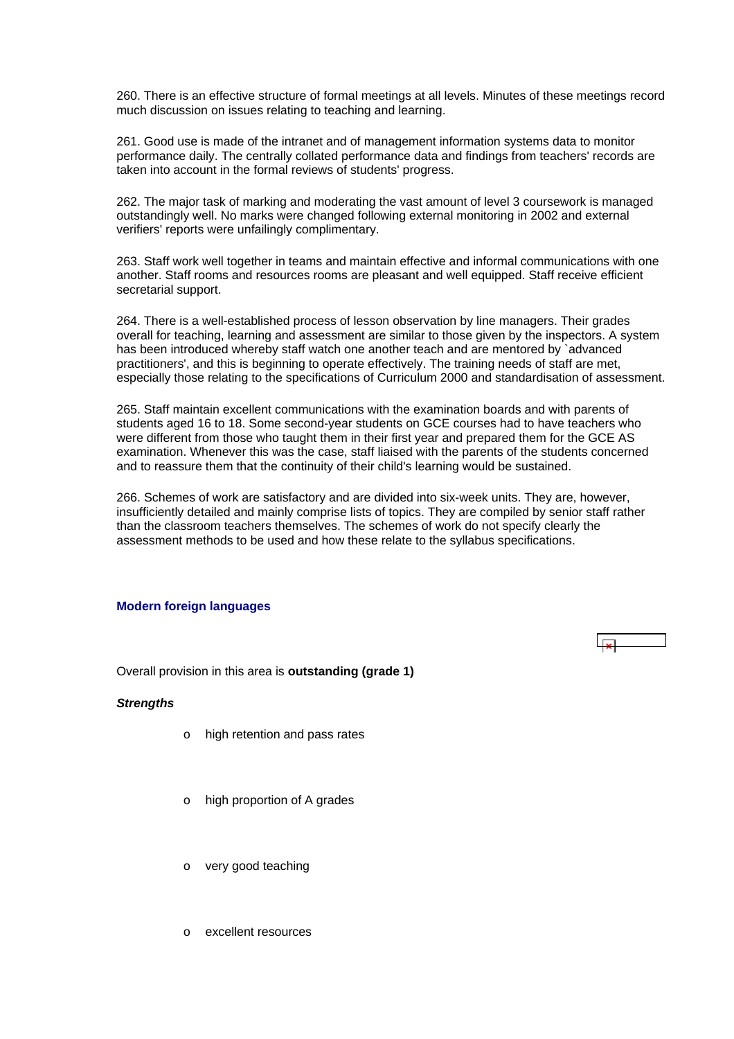260. There is an effective structure of formal meetings at all levels. Minutes of these meetings record much discussion on issues relating to teaching and learning.

261. Good use is made of the intranet and of management information systems data to monitor performance daily. The centrally collated performance data and findings from teachers' records are taken into account in the formal reviews of students' progress.

262. The major task of marking and moderating the vast amount of level 3 coursework is managed outstandingly well. No marks were changed following external monitoring in 2002 and external verifiers' reports were unfailingly complimentary.

263. Staff work well together in teams and maintain effective and informal communications with one another. Staff rooms and resources rooms are pleasant and well equipped. Staff receive efficient secretarial support.

264. There is a well-established process of lesson observation by line managers. Their grades overall for teaching, learning and assessment are similar to those given by the inspectors. A system has been introduced whereby staff watch one another teach and are mentored by `advanced practitioners', and this is beginning to operate effectively. The training needs of staff are met, especially those relating to the specifications of Curriculum 2000 and standardisation of assessment.

265. Staff maintain excellent communications with the examination boards and with parents of students aged 16 to 18. Some second-year students on GCE courses had to have teachers who were different from those who taught them in their first year and prepared them for the GCE AS examination. Whenever this was the case, staff liaised with the parents of the students concerned and to reassure them that the continuity of their child's learning would be sustained.

266. Schemes of work are satisfactory and are divided into six-week units. They are, however, insufficiently detailed and mainly comprise lists of topics. They are compiled by senior staff rather than the classroom teachers themselves. The schemes of work do not specify clearly the assessment methods to be used and how these relate to the syllabus specifications.

### Modern foreign languages

Overall provision in this area is **outstanding (grade 1)**

***Strengths***

- high retention and pass rates
- high proportion of A grades
- very good teaching
- excellent resources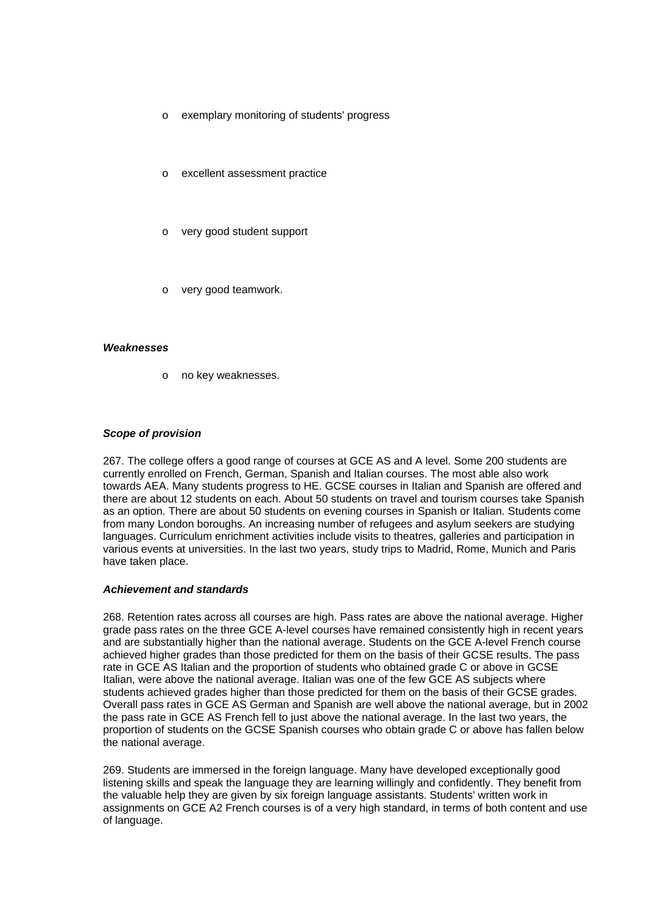- exemplary monitoring of students' progress
- excellent assessment practice
- very good student support
- very good teamwork.

***Weaknesses***

- no key weaknesses.

***Scope of provision***

267. The college offers a good range of courses at GCE AS and A level. Some 200 students are currently enrolled on French, German, Spanish and Italian courses. The most able also work towards AEA. Many students progress to HE. GCSE courses in Italian and Spanish are offered and there are about 12 students on each. About 50 students on travel and tourism courses take Spanish as an option. There are about 50 students on evening courses in Spanish or Italian. Students come from many London boroughs. An increasing number of refugees and asylum seekers are studying languages. Curriculum enrichment activities include visits to theatres, galleries and participation in various events at universities. In the last two years, study trips to Madrid, Rome, Munich and Paris have taken place.

***Achievement and standards***

268. Retention rates across all courses are high. Pass rates are above the national average. Higher grade pass rates on the three GCE A-level courses have remained consistently high in recent years and are substantially higher than the national average. Students on the GCE A-level French course achieved higher grades than those predicted for them on the basis of their GCSE results. The pass rate in GCE AS Italian and the proportion of students who obtained grade C or above in GCSE Italian, were above the national average. Italian was one of the few GCE AS subjects where students achieved grades higher than those predicted for them on the basis of their GCSE grades. Overall pass rates in GCE AS German and Spanish are well above the national average, but in 2002 the pass rate in GCE AS French fell to just above the national average. In the last two years, the proportion of students on the GCSE Spanish courses who obtain grade C or above has fallen below the national average.

269. Students are immersed in the foreign language. Many have developed exceptionally good listening skills and speak the language they are learning willingly and confidently. They benefit from the valuable help they are given by six foreign language assistants. Students' written work in assignments on GCE A2 French courses is of a very high standard, in terms of both content and use of language.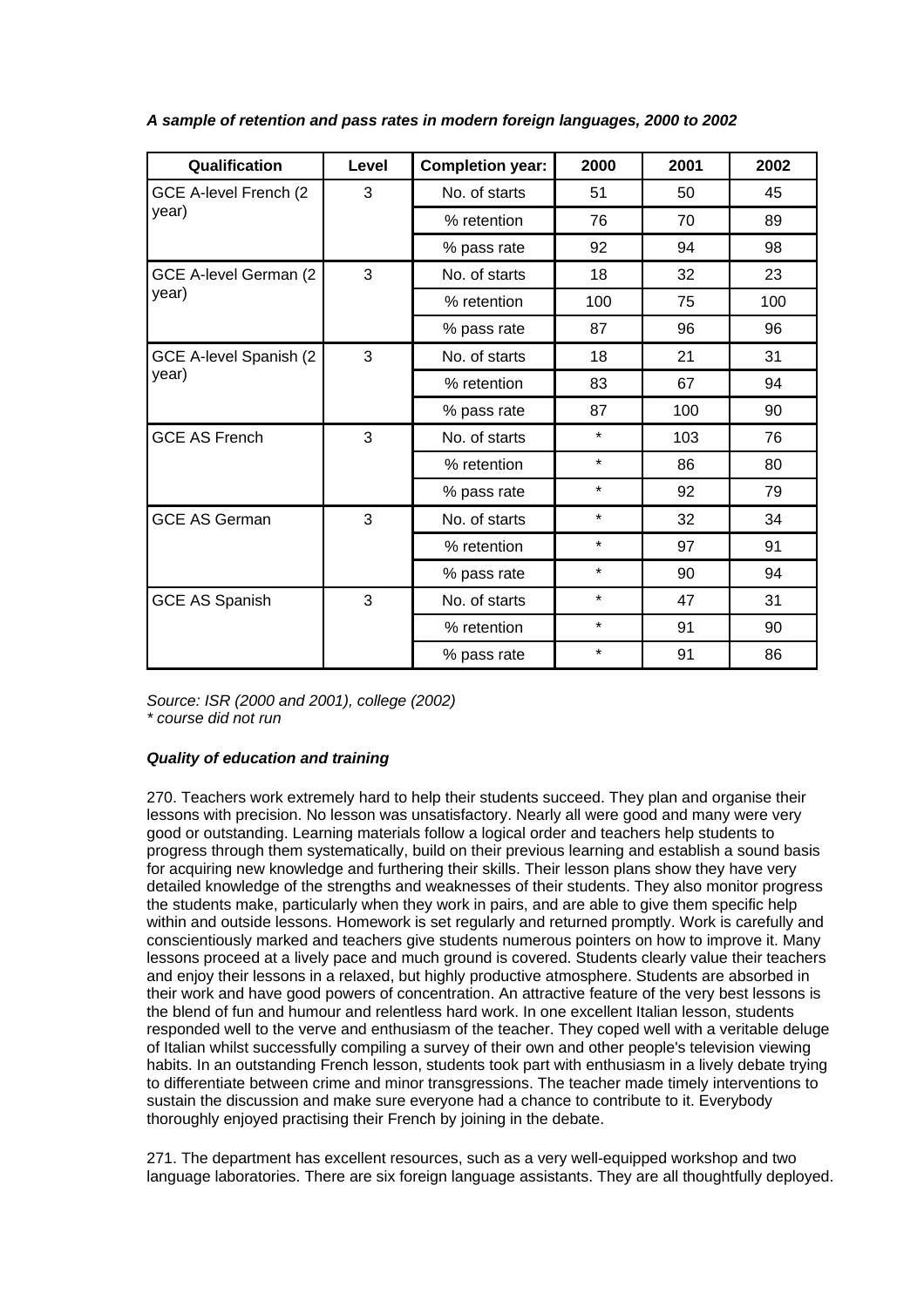***A sample of retention and pass rates in modern foreign languages, 2000 to 2002***

| Qualification | Level | Completion year: | 2000 | 2001 | 2002 |
|---|---|---|---|---|---|
| GCE A-level French (2 year) | 3 | No. of starts | 51 | 50 | 45 |
| | | % retention | 76 | 70 | 89 |
| | | % pass rate | 92 | 94 | 98 |
| GCE A-level German (2 year) | 3 | No. of starts | 18 | 32 | 23 |
| | | % retention | 100 | 75 | 100 |
| | | % pass rate | 87 | 96 | 96 |
| GCE A-level Spanish (2 year) | 3 | No. of starts | 18 | 21 | 31 |
| | | % retention | 83 | 67 | 94 |
| | | % pass rate | 87 | 100 | 90 |
| GCE AS French | 3 | No. of starts | * | 103 | 76 |
| | | % retention | * | 86 | 80 |
| | | % pass rate | * | 92 | 79 |
| GCE AS German | 3 | No. of starts | * | 32 | 34 |
| | | % retention | * | 97 | 91 |
| | | % pass rate | * | 90 | 94 |
| GCE AS Spanish | 3 | No. of starts | * | 47 | 31 |
| | | % retention | * | 91 | 90 |
| | | % pass rate | * | 91 | 86 |

*Source: ISR (2000 and 2001), college (2002)*
*\* course did not run*

***Quality of education and training***

270. Teachers work extremely hard to help their students succeed. They plan and organise their lessons with precision. No lesson was unsatisfactory. Nearly all were good and many were very good or outstanding. Learning materials follow a logical order and teachers help students to progress through them systematically, build on their previous learning and establish a sound basis for acquiring new knowledge and furthering their skills. Their lesson plans show they have very detailed knowledge of the strengths and weaknesses of their students. They also monitor progress the students make, particularly when they work in pairs, and are able to give them specific help within and outside lessons. Homework is set regularly and returned promptly. Work is carefully and conscientiously marked and teachers give students numerous pointers on how to improve it. Many lessons proceed at a lively pace and much ground is covered. Students clearly value their teachers and enjoy their lessons in a relaxed, but highly productive atmosphere. Students are absorbed in their work and have good powers of concentration. An attractive feature of the very best lessons is the blend of fun and humour and relentless hard work. In one excellent Italian lesson, students responded well to the verve and enthusiasm of the teacher. They coped well with a veritable deluge of Italian whilst successfully compiling a survey of their own and other people's television viewing habits. In an outstanding French lesson, students took part with enthusiasm in a lively debate trying to differentiate between crime and minor transgressions. The teacher made timely interventions to sustain the discussion and make sure everyone had a chance to contribute to it. Everybody thoroughly enjoyed practising their French by joining in the debate.

271. The department has excellent resources, such as a very well-equipped workshop and two language laboratories. There are six foreign language assistants. They are all thoughtfully deployed.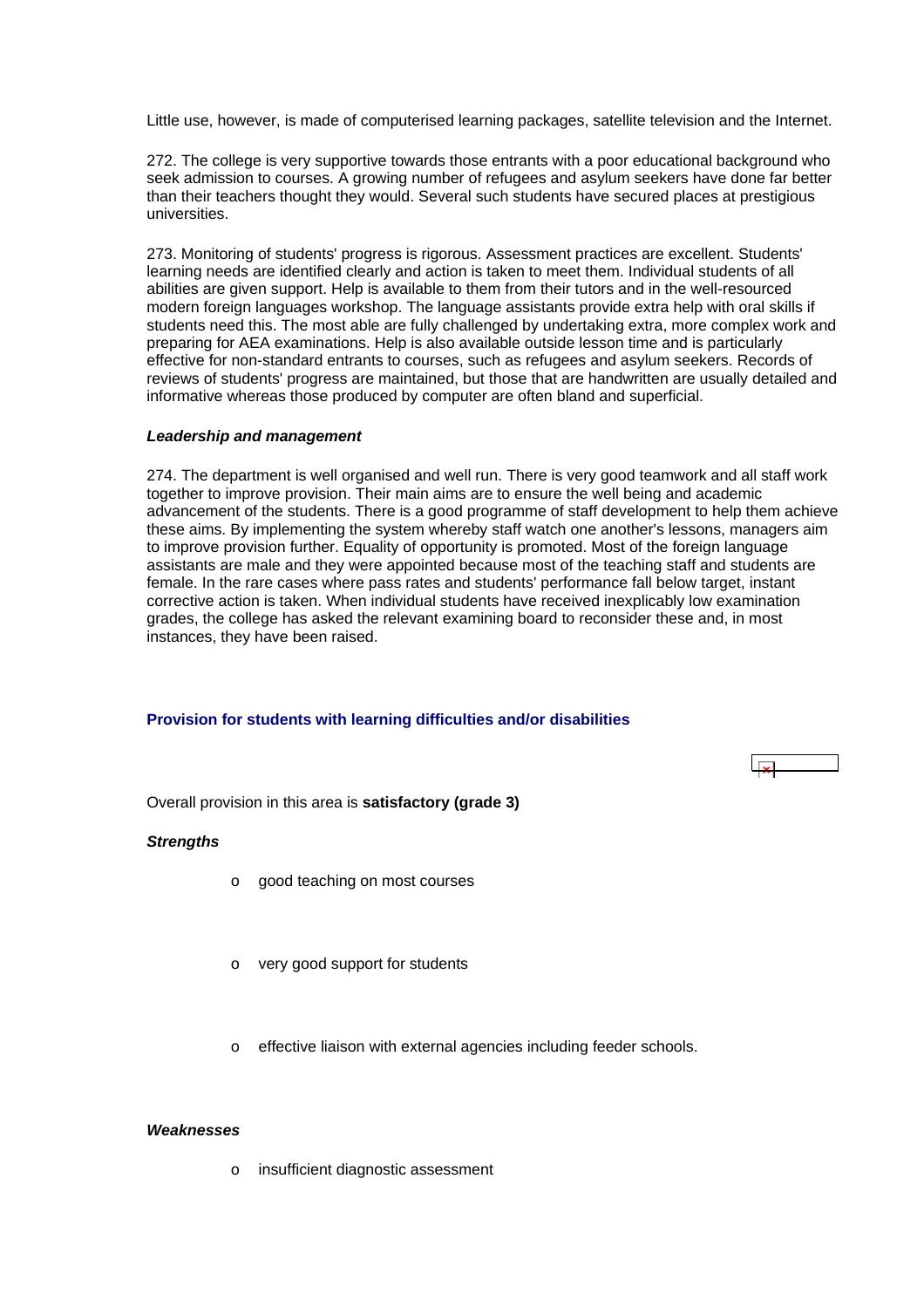Little use, however, is made of computerised learning packages, satellite television and the Internet.

272. The college is very supportive towards those entrants with a poor educational background who seek admission to courses. A growing number of refugees and asylum seekers have done far better than their teachers thought they would. Several such students have secured places at prestigious universities.

273. Monitoring of students' progress is rigorous. Assessment practices are excellent. Students' learning needs are identified clearly and action is taken to meet them. Individual students of all abilities are given support. Help is available to them from their tutors and in the well-resourced modern foreign languages workshop. The language assistants provide extra help with oral skills if students need this. The most able are fully challenged by undertaking extra, more complex work and preparing for AEA examinations. Help is also available outside lesson time and is particularly effective for non-standard entrants to courses, such as refugees and asylum seekers. Records of reviews of students' progress are maintained, but those that are handwritten are usually detailed and informative whereas those produced by computer are often bland and superficial.

***Leadership and management***

274. The department is well organised and well run. There is very good teamwork and all staff work together to improve provision. Their main aims are to ensure the well being and academic advancement of the students. There is a good programme of staff development to help them achieve these aims. By implementing the system whereby staff watch one another's lessons, managers aim to improve provision further. Equality of opportunity is promoted. Most of the foreign language assistants are male and they were appointed because most of the teaching staff and students are female. In the rare cases where pass rates and students' performance fall below target, instant corrective action is taken. When individual students have received inexplicably low examination grades, the college has asked the relevant examining board to reconsider these and, in most instances, they have been raised.

### Provision for students with learning difficulties and/or disabilities

Overall provision in this area is **satisfactory (grade 3)**

***Strengths***

- good teaching on most courses
- very good support for students
- effective liaison with external agencies including feeder schools.

***Weaknesses***

- insufficient diagnostic assessment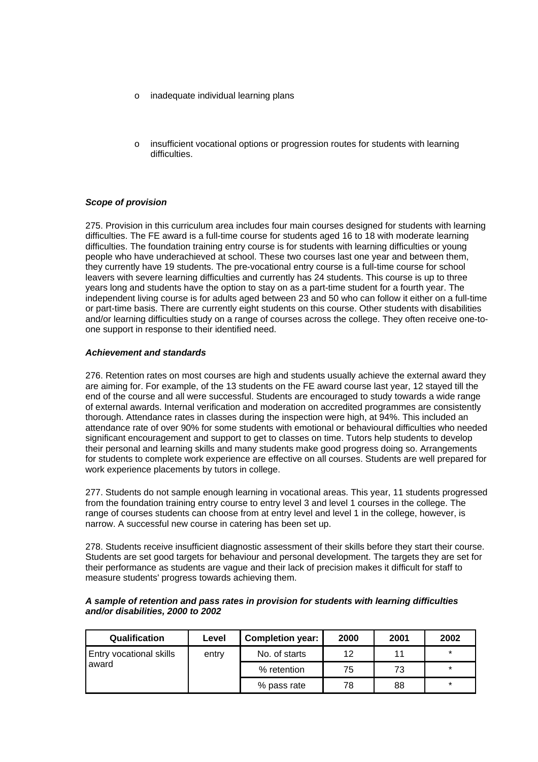- inadequate individual learning plans
- insufficient vocational options or progression routes for students with learning difficulties.

***Scope of provision***

275. Provision in this curriculum area includes four main courses designed for students with learning difficulties. The FE award is a full-time course for students aged 16 to 18 with moderate learning difficulties. The foundation training entry course is for students with learning difficulties or young people who have underachieved at school. These two courses last one year and between them, they currently have 19 students. The pre-vocational entry course is a full-time course for school leavers with severe learning difficulties and currently has 24 students. This course is up to three years long and students have the option to stay on as a part-time student for a fourth year. The independent living course is for adults aged between 23 and 50 who can follow it either on a full-time or part-time basis. There are currently eight students on this course. Other students with disabilities and/or learning difficulties study on a range of courses across the college. They often receive one-to-one support in response to their identified need.

***Achievement and standards***

276. Retention rates on most courses are high and students usually achieve the external award they are aiming for. For example, of the 13 students on the FE award course last year, 12 stayed till the end of the course and all were successful. Students are encouraged to study towards a wide range of external awards. Internal verification and moderation on accredited programmes are consistently thorough. Attendance rates in classes during the inspection were high, at 94%. This included an attendance rate of over 90% for some students with emotional or behavioural difficulties who needed significant encouragement and support to get to classes on time. Tutors help students to develop their personal and learning skills and many students make good progress doing so. Arrangements for students to complete work experience are effective on all courses. Students are well prepared for work experience placements by tutors in college.

277. Students do not sample enough learning in vocational areas. This year, 11 students progressed from the foundation training entry course to entry level 3 and level 1 courses in the college. The range of courses students can choose from at entry level and level 1 in the college, however, is narrow. A successful new course in catering has been set up.

278. Students receive insufficient diagnostic assessment of their skills before they start their course. Students are set good targets for behaviour and personal development. The targets they are set for their performance as students are vague and their lack of precision makes it difficult for staff to measure students' progress towards achieving them.

***A sample of retention and pass rates in provision for students with learning difficulties and/or disabilities, 2000 to 2002***

| Qualification | Level | Completion year: | 2000 | 2001 | 2002 |
|---|---|---|---|---|---|
| Entry vocational skills award | entry | No. of starts | 12 | 11 | * |
| | | % retention | 75 | 73 | * |
| | | % pass rate | 78 | 88 | * |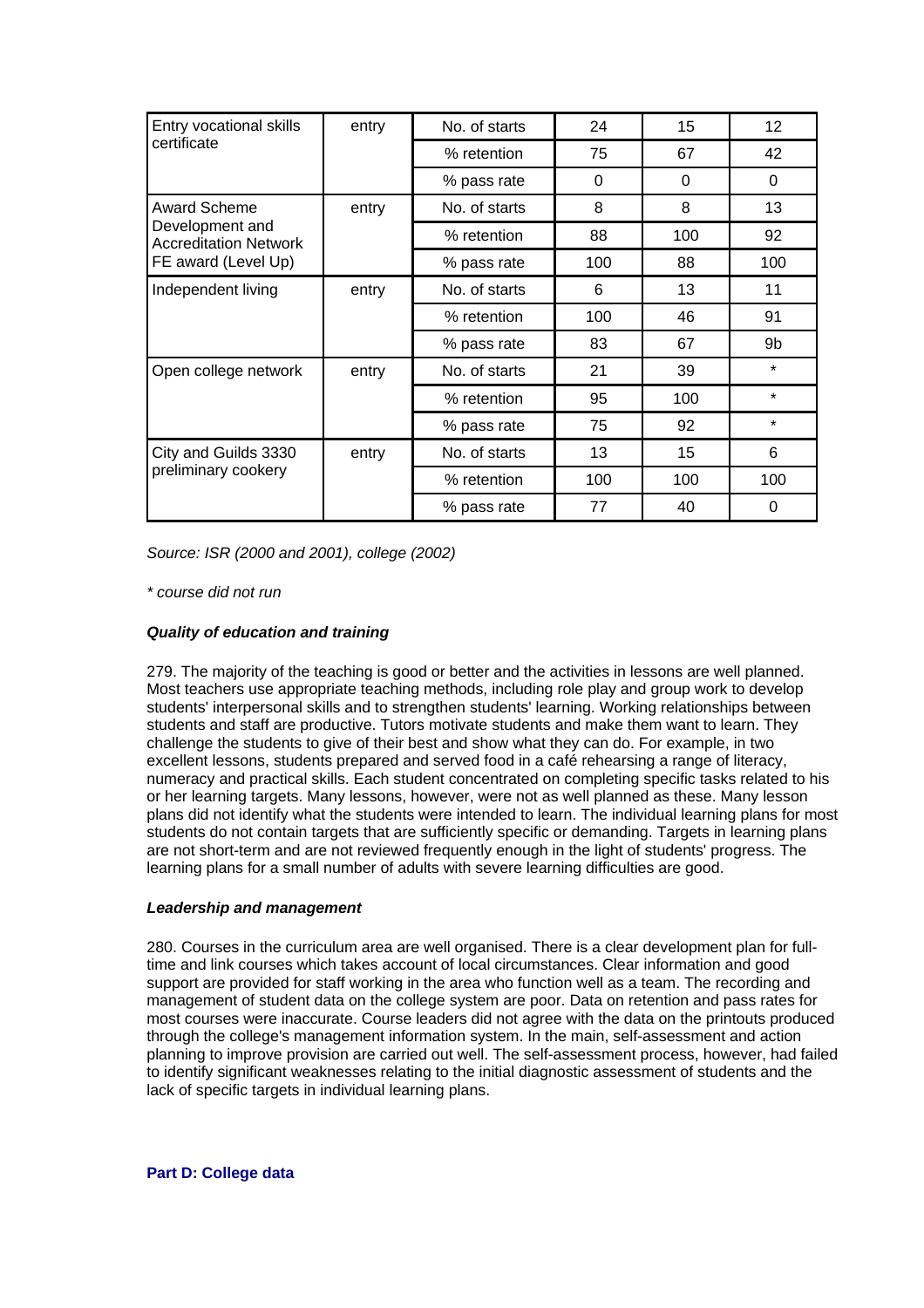| Entry vocational skills certificate | entry | No. of starts | 24 | 15 | 12 |
|---|---|---|---|---|---|
| | | % retention | 75 | 67 | 42 |
| | | % pass rate | 0 | 0 | 0 |
| Award Scheme Development and Accreditation Network FE award (Level Up) | entry | No. of starts | 8 | 8 | 13 |
| | | % retention | 88 | 100 | 92 |
| | | % pass rate | 100 | 88 | 100 |
| Independent living | entry | No. of starts | 6 | 13 | 11 |
| | | % retention | 100 | 46 | 91 |
| | | % pass rate | 83 | 67 | 9b |
| Open college network | entry | No. of starts | 21 | 39 | * |
| | | % retention | 95 | 100 | * |
| | | % pass rate | 75 | 92 | * |
| City and Guilds 3330 preliminary cookery | entry | No. of starts | 13 | 15 | 6 |
| | | % retention | 100 | 100 | 100 |
| | | % pass rate | 77 | 40 | 0 |

*Source: ISR (2000 and 2001), college (2002)*

*\* course did not run*

***Quality of education and training***

279. The majority of the teaching is good or better and the activities in lessons are well planned. Most teachers use appropriate teaching methods, including role play and group work to develop students' interpersonal skills and to strengthen students' learning. Working relationships between students and staff are productive. Tutors motivate students and make them want to learn. They challenge the students to give of their best and show what they can do. For example, in two excellent lessons, students prepared and served food in a café rehearsing a range of literacy, numeracy and practical skills. Each student concentrated on completing specific tasks related to his or her learning targets. Many lessons, however, were not as well planned as these. Many lesson plans did not identify what the students were intended to learn. The individual learning plans for most students do not contain targets that are sufficiently specific or demanding. Targets in learning plans are not short-term and are not reviewed frequently enough in the light of students' progress. The learning plans for a small number of adults with severe learning difficulties are good.

***Leadership and management***

280. Courses in the curriculum area are well organised. There is a clear development plan for full-time and link courses which takes account of local circumstances. Clear information and good support are provided for staff working in the area who function well as a team. The recording and management of student data on the college system are poor. Data on retention and pass rates for most courses were inaccurate. Course leaders did not agree with the data on the printouts produced through the college's management information system. In the main, self-assessment and action planning to improve provision are carried out well. The self-assessment process, however, had failed to identify significant weaknesses relating to the initial diagnostic assessment of students and the lack of specific targets in individual learning plans.

**Part D: College data**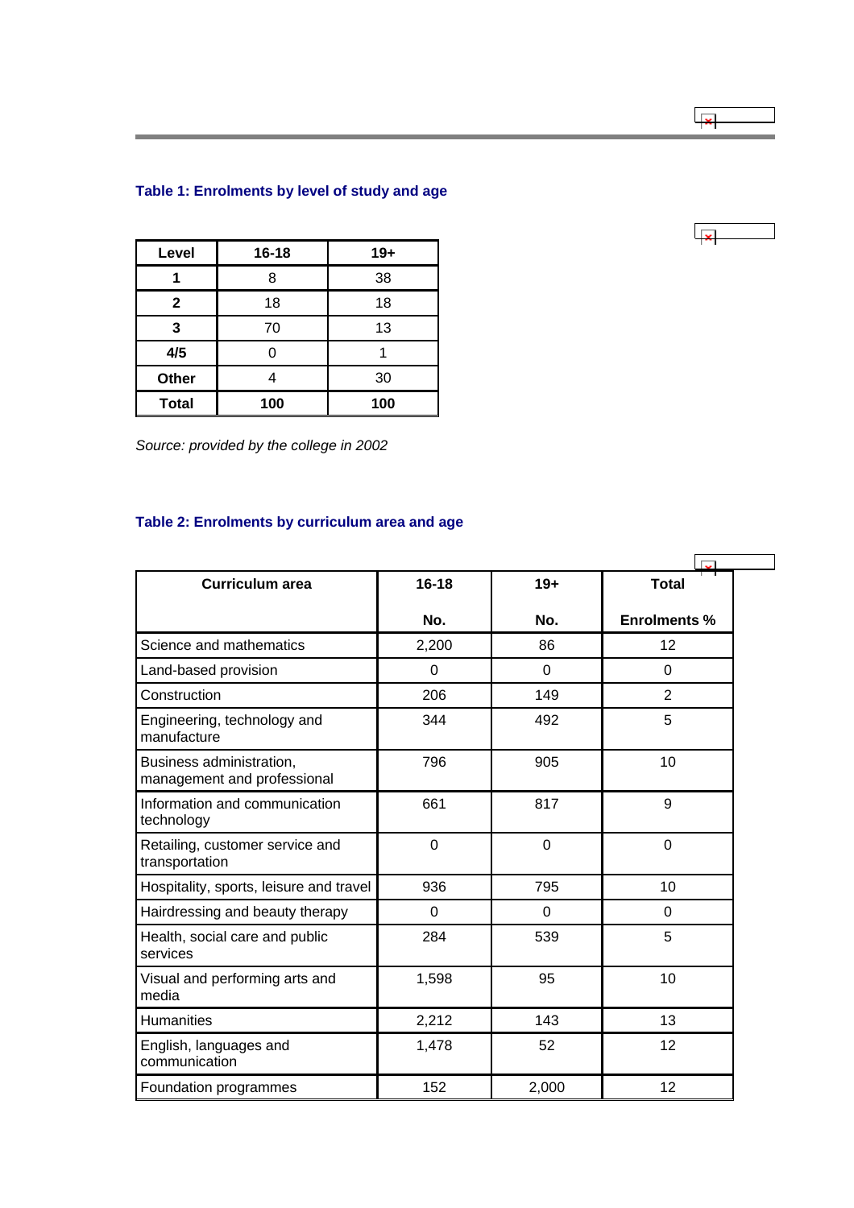**Table 1: Enrolments by level of study and age**

| Level | 16-18 | 19+ |
|---|---|---|
| **1** | 8 | 38 |
| **2** | 18 | 18 |
| **3** | 70 | 13 |
| **4/5** | 0 | 1 |
| **Other** | 4 | 30 |
| **Total** | **100** | **100** |

*Source: provided by the college in 2002*

**Table 2: Enrolments by curriculum area and age**

| Curriculum area | 16-18 | 19+ | Total |
|---|---|---|---|
| | No. | No. | Enrolments % |
| Science and mathematics | 2,200 | 86 | 12 |
| Land-based provision | 0 | 0 | 0 |
| Construction | 206 | 149 | 2 |
| Engineering, technology and manufacture | 344 | 492 | 5 |
| Business administration, management and professional | 796 | 905 | 10 |
| Information and communication technology | 661 | 817 | 9 |
| Retailing, customer service and transportation | 0 | 0 | 0 |
| Hospitality, sports, leisure and travel | 936 | 795 | 10 |
| Hairdressing and beauty therapy | 0 | 0 | 0 |
| Health, social care and public services | 284 | 539 | 5 |
| Visual and performing arts and media | 1,598 | 95 | 10 |
| Humanities | 2,212 | 143 | 13 |
| English, languages and communication | 1,478 | 52 | 12 |
| Foundation programmes | 152 | 2,000 | 12 |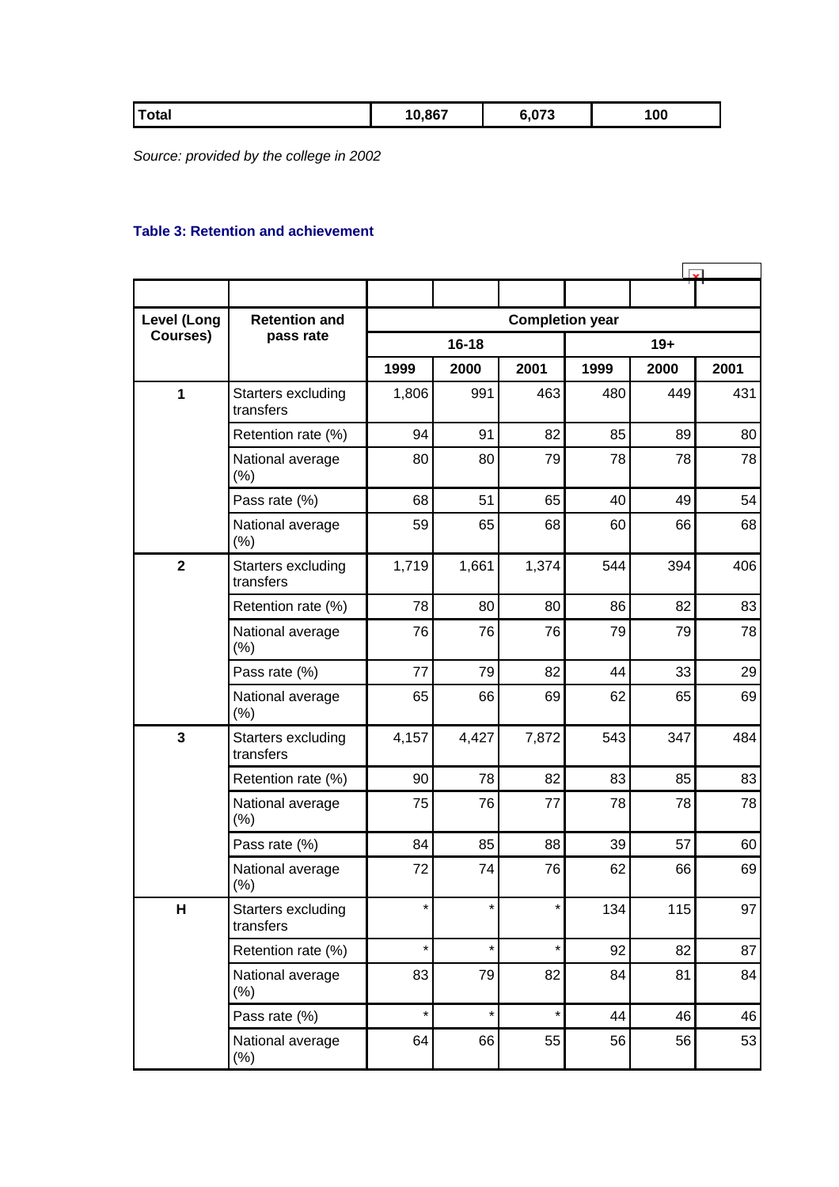| Total | 10,867 | 6,073 | 100 |
|---|---|---|---|

*Source: provided by the college in 2002*

### Table 3: Retention and achievement

| Level (Long Courses) | Retention and pass rate | Completion year | | | | | |
|---|---|---|---|---|---|---|---|
| | | 16-18 | | | 19+ | | |
| | | 1999 | 2000 | 2001 | 1999 | 2000 | 2001 |
| 1 | Starters excluding transfers | 1,806 | 991 | 463 | 480 | 449 | 431 |
| | Retention rate (%) | 94 | 91 | 82 | 85 | 89 | 80 |
| | National average (%) | 80 | 80 | 79 | 78 | 78 | 78 |
| | Pass rate (%) | 68 | 51 | 65 | 40 | 49 | 54 |
| | National average (%) | 59 | 65 | 68 | 60 | 66 | 68 |
| 2 | Starters excluding transfers | 1,719 | 1,661 | 1,374 | 544 | 394 | 406 |
| | Retention rate (%) | 78 | 80 | 80 | 86 | 82 | 83 |
| | National average (%) | 76 | 76 | 76 | 79 | 79 | 78 |
| | Pass rate (%) | 77 | 79 | 82 | 44 | 33 | 29 |
| | National average (%) | 65 | 66 | 69 | 62 | 65 | 69 |
| 3 | Starters excluding transfers | 4,157 | 4,427 | 7,872 | 543 | 347 | 484 |
| | Retention rate (%) | 90 | 78 | 82 | 83 | 85 | 83 |
| | National average (%) | 75 | 76 | 77 | 78 | 78 | 78 |
| | Pass rate (%) | 84 | 85 | 88 | 39 | 57 | 60 |
| | National average (%) | 72 | 74 | 76 | 62 | 66 | 69 |
| H | Starters excluding transfers | * | * | * | 134 | 115 | 97 |
| | Retention rate (%) | * | * | * | 92 | 82 | 87 |
| | National average (%) | 83 | 79 | 82 | 84 | 81 | 84 |
| | Pass rate (%) | * | * | * | 44 | 46 | 46 |
| | National average (%) | 64 | 66 | 55 | 56 | 56 | 53 |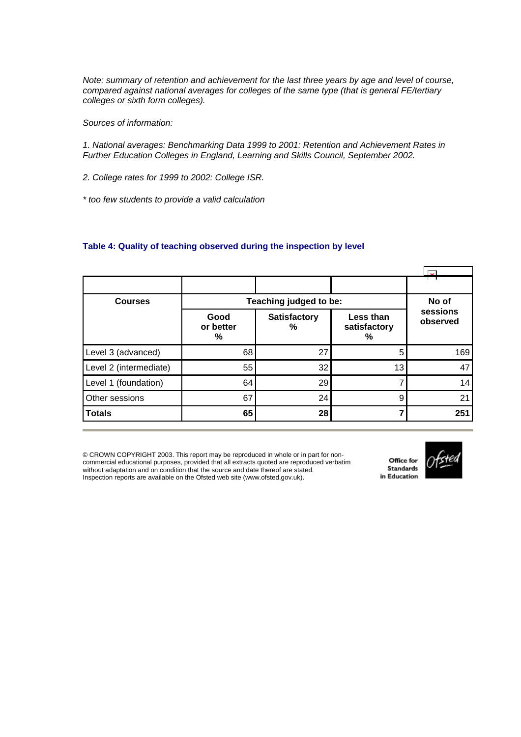*Note: summary of retention and achievement for the last three years by age and level of course, compared against national averages for colleges of the same type (that is general FE/tertiary colleges or sixth form colleges).*

*Sources of information:*

*1. National averages: Benchmarking Data 1999 to 2001: Retention and Achievement Rates in Further Education Colleges in England, Learning and Skills Council, September 2002.*

*2. College rates for 1999 to 2002: College ISR.*

*\* too few students to provide a valid calculation*

### Table 4: Quality of teaching observed during the inspection by level

| Courses | Teaching judged to be: | | | No of sessions observed |
|---|---|---|---|---|
| | Good or better % | Satisfactory % | Less than satisfactory % | |
| Level 3 (advanced) | 68 | 27 | 5 | 169 |
| Level 2 (intermediate) | 55 | 32 | 13 | 47 |
| Level 1 (foundation) | 64 | 29 | 7 | 14 |
| Other sessions | 67 | 24 | 9 | 21 |
| **Totals** | **65** | **28** | **7** | **251** |

© CROWN COPYRIGHT 2003. This report may be reproduced in whole or in part for non-commercial educational purposes, provided that all extracts quoted are reproduced verbatim without adaptation and on condition that the source and date thereof are stated. Inspection reports are available on the Ofsted web site (www.ofsted.gov.uk).

Office for Standards in Education